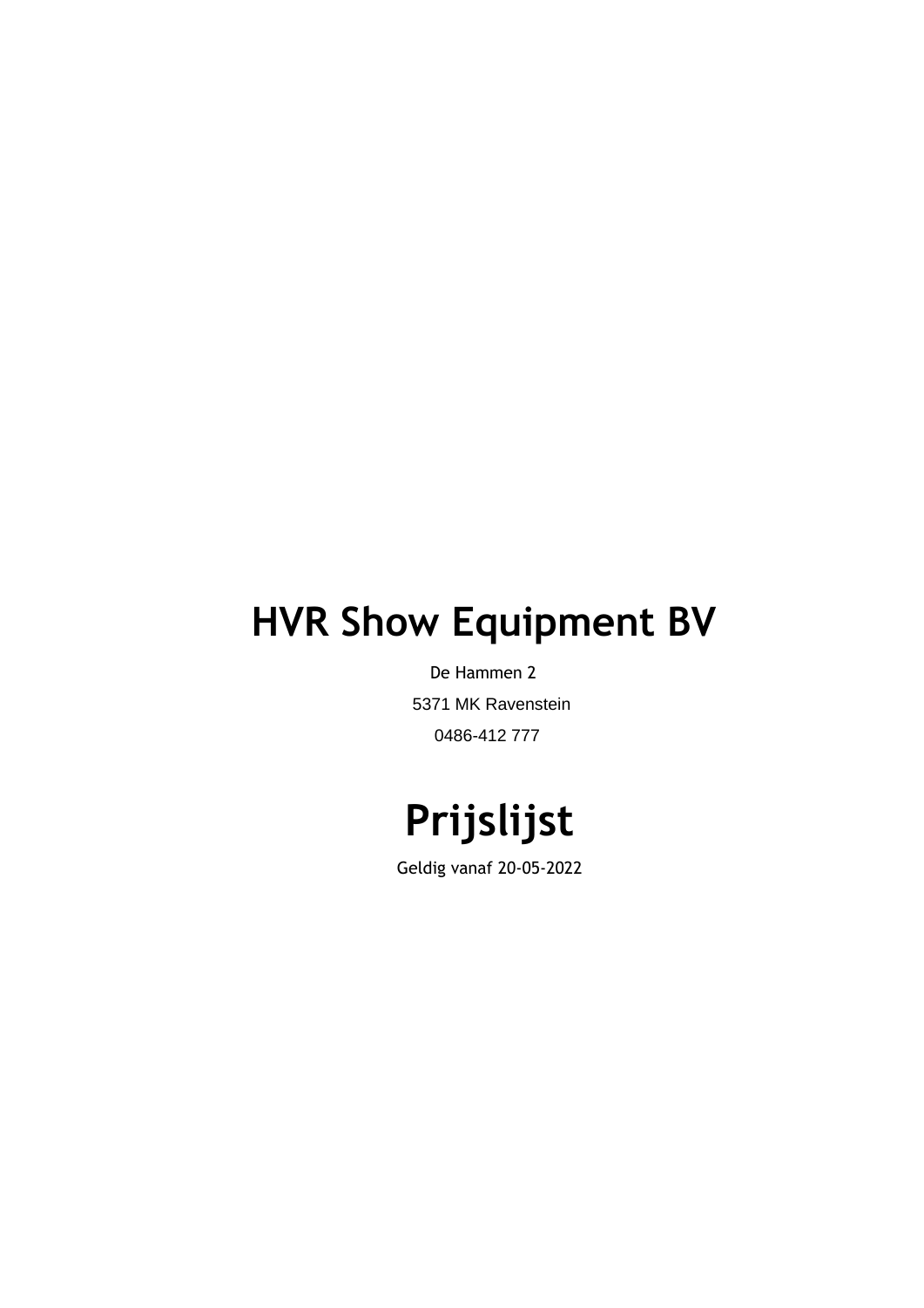# HVR Show Equipment BV

De Hammen 2

5371 MK Ravenstein

0486-412 777

# Prijslijst

Geldig vanaf 20-05-2022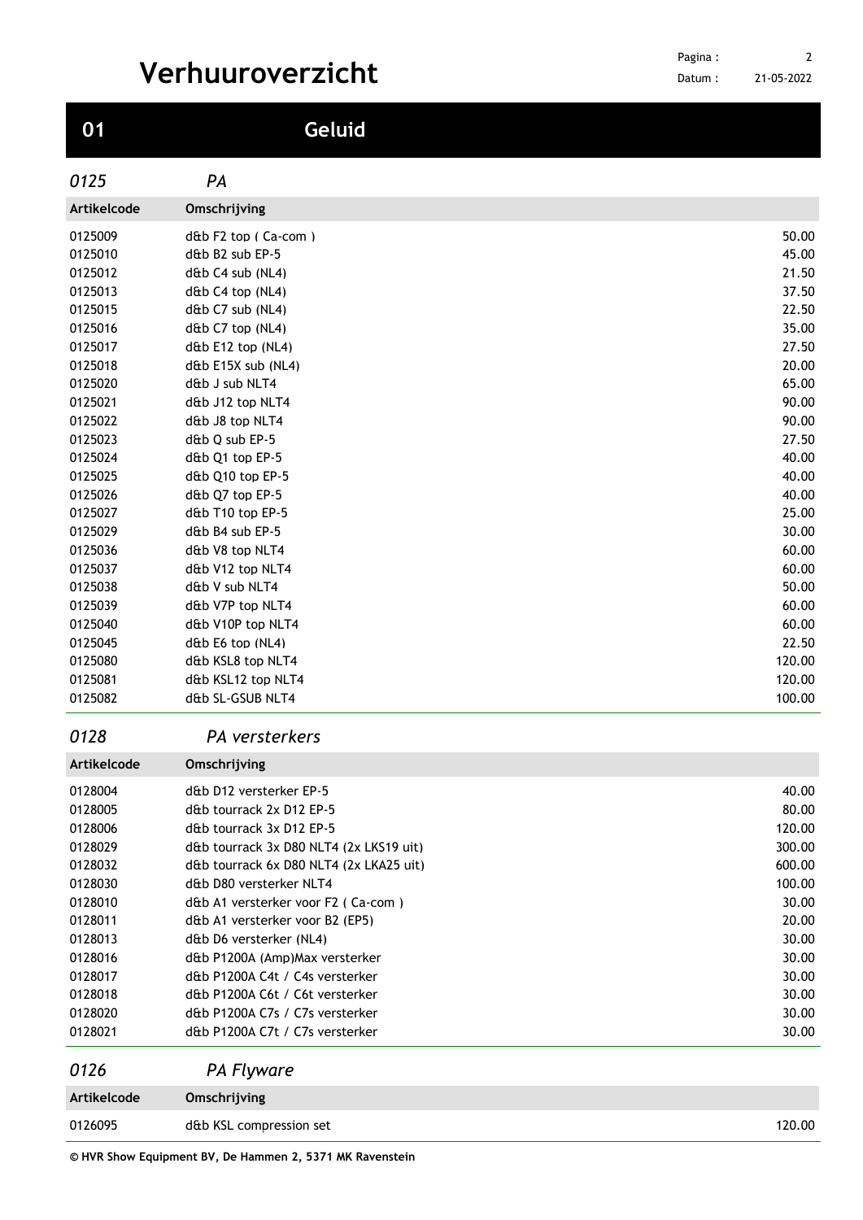# Verhuuroverzicht

## 01 Geluid

### *0125 PA*

| Artikelcode | Omschrijving | |
|---|---|---|
| 0125009 | d&b F2 top ( Ca-com ) | 50.00 |
| 0125010 | d&b B2 sub EP-5 | 45.00 |
| 0125012 | d&b C4 sub (NL4) | 21.50 |
| 0125013 | d&b C4 top (NL4) | 37.50 |
| 0125015 | d&b C7 sub (NL4) | 22.50 |
| 0125016 | d&b C7 top (NL4) | 35.00 |
| 0125017 | d&b E12 top (NL4) | 27.50 |
| 0125018 | d&b E15X sub (NL4) | 20.00 |
| 0125020 | d&b J sub NLT4 | 65.00 |
| 0125021 | d&b J12 top NLT4 | 90.00 |
| 0125022 | d&b J8 top NLT4 | 90.00 |
| 0125023 | d&b Q sub EP-5 | 27.50 |
| 0125024 | d&b Q1 top EP-5 | 40.00 |
| 0125025 | d&b Q10 top EP-5 | 40.00 |
| 0125026 | d&b Q7 top EP-5 | 40.00 |
| 0125027 | d&b T10 top EP-5 | 25.00 |
| 0125029 | d&b B4 sub EP-5 | 30.00 |
| 0125036 | d&b V8 top NLT4 | 60.00 |
| 0125037 | d&b V12 top NLT4 | 60.00 |
| 0125038 | d&b V sub NLT4 | 50.00 |
| 0125039 | d&b V7P top NLT4 | 60.00 |
| 0125040 | d&b V10P top NLT4 | 60.00 |
| 0125045 | d&b E6 top (NL4) | 22.50 |
| 0125080 | d&b KSL8 top NLT4 | 120.00 |
| 0125081 | d&b KSL12 top NLT4 | 120.00 |
| 0125082 | d&b SL-GSUB NLT4 | 100.00 |

### *0128 PA versterkers*

| Artikelcode | Omschrijving | |
|---|---|---|
| 0128004 | d&b D12 versterker EP-5 | 40.00 |
| 0128005 | d&b tourrack 2x D12 EP-5 | 80.00 |
| 0128006 | d&b tourrack 3x D12 EP-5 | 120.00 |
| 0128029 | d&b tourrack 3x D80 NLT4 (2x LKS19 uit) | 300.00 |
| 0128032 | d&b tourrack 6x D80 NLT4 (2x LKA25 uit) | 600.00 |
| 0128030 | d&b D80 versterker NLT4 | 100.00 |
| 0128010 | d&b A1 versterker voor F2 ( Ca-com ) | 30.00 |
| 0128011 | d&b A1 versterker voor B2 (EP5) | 20.00 |
| 0128013 | d&b D6 versterker (NL4) | 30.00 |
| 0128016 | d&b P1200A (Amp)Max versterker | 30.00 |
| 0128017 | d&b P1200A C4t / C4s versterker | 30.00 |
| 0128018 | d&b P1200A C6t / C6t versterker | 30.00 |
| 0128020 | d&b P1200A C7s / C7s versterker | 30.00 |
| 0128021 | d&b P1200A C7t / C7s versterker | 30.00 |

### *0126 PA Flyware*

| Artikelcode | Omschrijving | |
|---|---|---|
| 0126095 | d&b KSL compression set | 120.00 |

**© HVR Show Equipment BV, De Hammen 2, 5371 MK Ravenstein**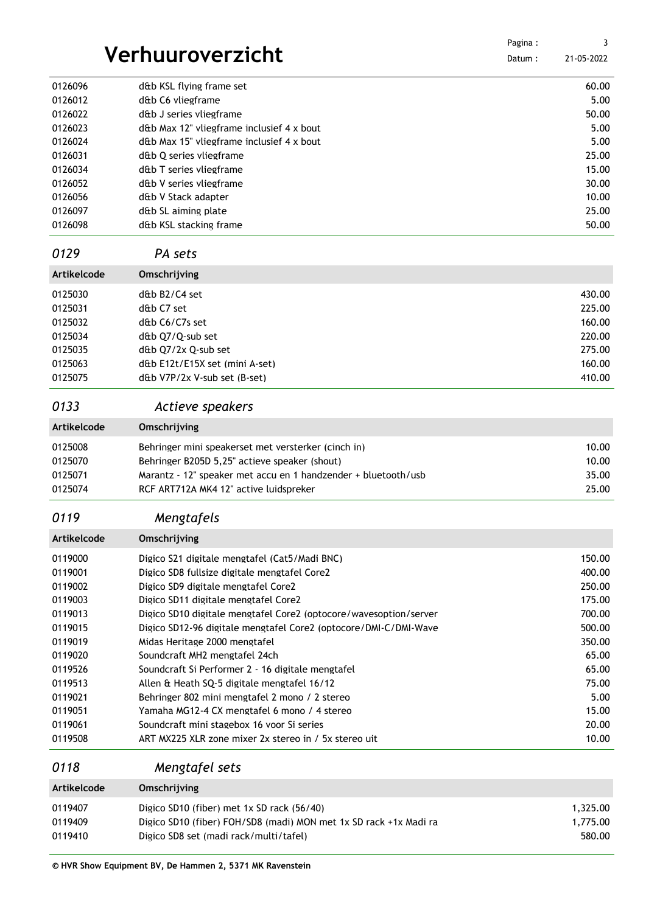| | | |
|---|---|---|
| 0126096 | d&b KSL flying frame set | 60.00 |
| 0126012 | d&b C6 vliegframe | 5.00 |
| 0126022 | d&b J series vliegframe | 50.00 |
| 0126023 | d&b Max 12" vliegframe inclusief 4 x bout | 5.00 |
| 0126024 | d&b Max 15" vliegframe inclusief 4 x bout | 5.00 |
| 0126031 | d&b Q series vliegframe | 25.00 |
| 0126034 | d&b T series vliegframe | 15.00 |
| 0126052 | d&b V series vliegframe | 30.00 |
| 0126056 | d&b V Stack adapter | 10.00 |
| 0126097 | d&b SL aiming plate | 25.00 |
| 0126098 | d&b KSL stacking frame | 50.00 |

## *0129 PA sets*

| Artikelcode | Omschrijving | |
|---|---|---|
| 0125030 | d&b B2/C4 set | 430.00 |
| 0125031 | d&b C7 set | 225.00 |
| 0125032 | d&b C6/C7s set | 160.00 |
| 0125034 | d&b Q7/Q-sub set | 220.00 |
| 0125035 | d&b Q7/2x Q-sub set | 275.00 |
| 0125063 | d&b E12t/E15X set (mini A-set) | 160.00 |
| 0125075 | d&b V7P/2x V-sub set (B-set) | 410.00 |

## *0133 Actieve speakers*

| Artikelcode | Omschrijving | |
|---|---|---|
| 0125008 | Behringer mini speakerset met versterker (cinch in) | 10.00 |
| 0125070 | Behringer B205D 5,25" actieve speaker (shout) | 10.00 |
| 0125071 | Marantz - 12" speaker met accu en 1 handzender + bluetooth/usb | 35.00 |
| 0125074 | RCF ART712A MK4 12" active luidspreker | 25.00 |

## *0119 Mengtafels*

| Artikelcode | Omschrijving | |
|---|---|---|
| 0119000 | Digico S21 digitale mengtafel (Cat5/Madi BNC) | 150.00 |
| 0119001 | Digico SD8 fullsize digitale mengtafel Core2 | 400.00 |
| 0119002 | Digico SD9 digitale mengtafel Core2 | 250.00 |
| 0119003 | Digico SD11 digitale mengtafel Core2 | 175.00 |
| 0119013 | Digico SD10 digitale mengtafel Core2 (optocore/wavesoption/server | 700.00 |
| 0119015 | Digico SD12-96 digitale mengtafel Core2 (optocore/DMI-C/DMI-Wave | 500.00 |
| 0119019 | Midas Heritage 2000 mengtafel | 350.00 |
| 0119020 | Soundcraft MH2 mengtafel 24ch | 65.00 |
| 0119526 | Soundcraft Si Performer 2 - 16 digitale mengtafel | 65.00 |
| 0119513 | Allen & Heath SQ-5 digitale mengtafel 16/12 | 75.00 |
| 0119021 | Behringer 802 mini mengtafel 2 mono / 2 stereo | 5.00 |
| 0119051 | Yamaha MG12-4 CX mengtafel 6 mono / 4 stereo | 15.00 |
| 0119061 | Soundcraft mini stagebox 16 voor Si series | 20.00 |
| 0119508 | ART MX225 XLR zone mixer 2x stereo in / 5x stereo uit | 10.00 |

## *0118 Mengtafel sets*

| Artikelcode | Omschrijving | |
|---|---|---|
| 0119407 | Digico SD10 (fiber) met 1x SD rack (56/40) | 1,325.00 |
| 0119409 | Digico SD10 (fiber) FOH/SD8 (madi) MON met 1x SD rack +1x Madi ra | 1,775.00 |
| 0119410 | Digico SD8 set (madi rack/multi/tafel) | 580.00 |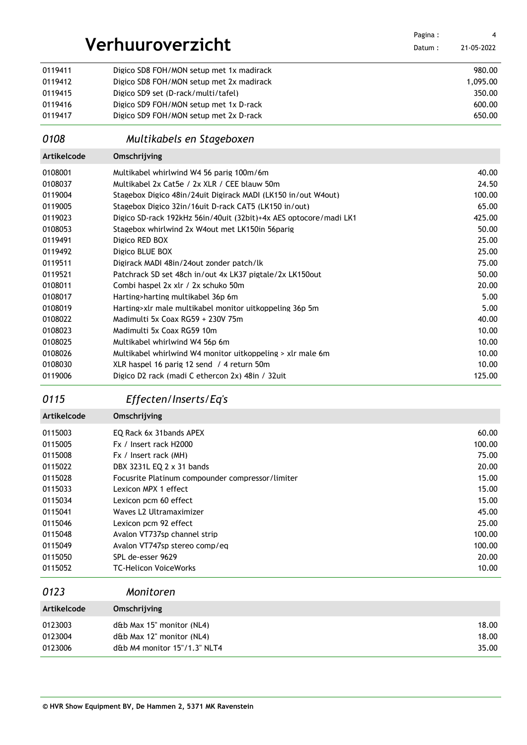| | | |
|---|---|---|
| 0119411 | Digico SD8 FOH/MON setup met 1x madirack | 980.00 |
| 0119412 | Digico SD8 FOH/MON setup met 2x madirack | 1,095.00 |
| 0119415 | Digico SD9 set (D-rack/multi/tafel) | 350.00 |
| 0119416 | Digico SD9 FOH/MON setup met 1x D-rack | 600.00 |
| 0119417 | Digico SD9 FOH/MON setup met 2x D-rack | 650.00 |

## *0108 Multikabels en Stageboxen*

| Artikelcode | Omschrijving | |
|---|---|---|
| 0108001 | Multikabel whirlwind W4 56 parig 100m/6m | 40.00 |
| 0108037 | Multikabel 2x Cat5e / 2x XLR / CEE blauw 50m | 24.50 |
| 0119004 | Stagebox Digico 48in/24uit Digirack MADI (LK150 in/out W4out) | 100.00 |
| 0119005 | Stagebox Digico 32in/16uit D-rack CAT5 (LK150 in/out) | 65.00 |
| 0119023 | Digico SD-rack 192kHz 56in/40uit (32bit)+4x AES optocore/madi LK1 | 425.00 |
| 0108053 | Stagebox whirlwind 2x W4out met LK150in 56parig | 50.00 |
| 0119491 | Digico RED BOX | 25.00 |
| 0119492 | Digico BLUE BOX | 25.00 |
| 0119511 | Digirack MADI 48in/24out zonder patch/lk | 75.00 |
| 0119521 | Patchrack SD set 48ch in/out 4x LK37 pigtale/2x LK150out | 50.00 |
| 0108011 | Combi haspel 2x xlr / 2x schuko 50m | 20.00 |
| 0108017 | Harting>harting multikabel 36p 6m | 5.00 |
| 0108019 | Harting>xlr male multikabel monitor uitkoppeling 36p 5m | 5.00 |
| 0108022 | Madimulti 5x Coax RG59 + 230V 75m | 40.00 |
| 0108023 | Madimulti 5x Coax RG59 10m | 10.00 |
| 0108025 | Multikabel whirlwind W4 56p 6m | 10.00 |
| 0108026 | Multikabel whirlwind W4 monitor uitkoppeling > xlr male 6m | 10.00 |
| 0108030 | XLR haspel 16 parig 12 send / 4 return 50m | 10.00 |
| 0119006 | Digico D2 rack (madi C ethercon 2x) 48in / 32uit | 125.00 |

## *0115 Effecten/Inserts/Eq's*

| Artikelcode | Omschrijving | |
|---|---|---|
| 0115003 | EQ Rack 6x 31bands APEX | 60.00 |
| 0115005 | Fx / Insert rack H2000 | 100.00 |
| 0115008 | Fx / Insert rack (MH) | 75.00 |
| 0115022 | DBX 3231L EQ 2 x 31 bands | 20.00 |
| 0115028 | Focusrite Platinum compounder compressor/limiter | 15.00 |
| 0115033 | Lexicon MPX 1 effect | 15.00 |
| 0115034 | Lexicon pcm 60 effect | 15.00 |
| 0115041 | Waves L2 Ultramaximizer | 45.00 |
| 0115046 | Lexicon pcm 92 effect | 25.00 |
| 0115048 | Avalon VT737sp channel strip | 100.00 |
| 0115049 | Avalon VT747sp stereo comp/eq | 100.00 |
| 0115050 | SPL de-esser 9629 | 20.00 |
| 0115052 | TC-Helicon VoiceWorks | 10.00 |

## *0123 Monitoren*

| Artikelcode | Omschrijving | |
|---|---|---|
| 0123003 | d&b Max 15" monitor (NL4) | 18.00 |
| 0123004 | d&b Max 12" monitor (NL4) | 18.00 |
| 0123006 | d&b M4 monitor 15"/1.3" NLT4 | 35.00 |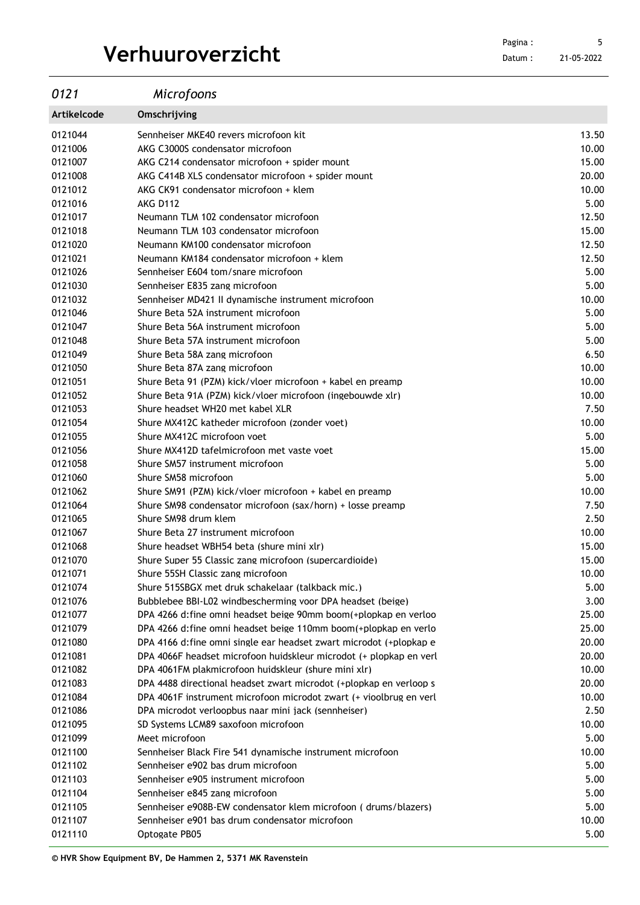# Verhuuroverzicht

## 0121 *Microfoons*

| Artikelcode | Omschrijving | |
|---|---|---|
| 0121044 | Sennheiser MKE40 revers microfoon kit | 13.50 |
| 0121006 | AKG C3000S condensator microfoon | 10.00 |
| 0121007 | AKG C214 condensator microfoon + spider mount | 15.00 |
| 0121008 | AKG C414B XLS condensator microfoon + spider mount | 20.00 |
| 0121012 | AKG CK91 condensator microfoon + klem | 10.00 |
| 0121016 | AKG D112 | 5.00 |
| 0121017 | Neumann TLM 102 condensator microfoon | 12.50 |
| 0121018 | Neumann TLM 103 condensator microfoon | 15.00 |
| 0121020 | Neumann KM100 condensator microfoon | 12.50 |
| 0121021 | Neumann KM184 condensator microfoon + klem | 12.50 |
| 0121026 | Sennheiser E604 tom/snare microfoon | 5.00 |
| 0121030 | Sennheiser E835 zang microfoon | 5.00 |
| 0121032 | Sennheiser MD421 II dynamische instrument microfoon | 10.00 |
| 0121046 | Shure Beta 52A instrument microfoon | 5.00 |
| 0121047 | Shure Beta 56A instrument microfoon | 5.00 |
| 0121048 | Shure Beta 57A instrument microfoon | 5.00 |
| 0121049 | Shure Beta 58A zang microfoon | 6.50 |
| 0121050 | Shure Beta 87A zang microfoon | 10.00 |
| 0121051 | Shure Beta 91 (PZM) kick/vloer microfoon + kabel en preamp | 10.00 |
| 0121052 | Shure Beta 91A (PZM) kick/vloer microfoon (ingebouwde xlr) | 10.00 |
| 0121053 | Shure headset WH20 met kabel XLR | 7.50 |
| 0121054 | Shure MX412C katheder microfoon (zonder voet) | 10.00 |
| 0121055 | Shure MX412C microfoon voet | 5.00 |
| 0121056 | Shure MX412D tafelmicrofoon met vaste voet | 15.00 |
| 0121058 | Shure SM57 instrument microfoon | 5.00 |
| 0121060 | Shure SM58 microfoon | 5.00 |
| 0121062 | Shure SM91 (PZM) kick/vloer microfoon + kabel en preamp | 10.00 |
| 0121064 | Shure SM98 condensator microfoon (sax/horn) + losse preamp | 7.50 |
| 0121065 | Shure SM98 drum klem | 2.50 |
| 0121067 | Shure Beta 27 instrument microfoon | 10.00 |
| 0121068 | Shure headset WBH54 beta (shure mini xlr) | 15.00 |
| 0121070 | Shure Super 55 Classic zang microfoon (supercardioide) | 15.00 |
| 0121071 | Shure 55SH Classic zang microfoon | 10.00 |
| 0121074 | Shure 515SBGX met druk schakelaar (talkback mic.) | 5.00 |
| 0121076 | Bubblebee BBI-L02 windbescherming voor DPA headset (beige) | 3.00 |
| 0121077 | DPA 4266 d:fine omni headset beige 90mm boom(+plopkap en verloo | 25.00 |
| 0121079 | DPA 4266 d:fine omni headset beige 110mm boom(+plopkap en verlo | 25.00 |
| 0121080 | DPA 4166 d:fine omni single ear headset zwart microdot (+plopkap e | 20.00 |
| 0121081 | DPA 4066F headset microfoon huidskleur microdot (+ plopkap en verl | 20.00 |
| 0121082 | DPA 4061FM plakmicrofoon huidskleur (shure mini xlr) | 10.00 |
| 0121083 | DPA 4488 directional headset zwart microdot (+plopkap en verloop s | 20.00 |
| 0121084 | DPA 4061F instrument microfoon microdot zwart (+ vioolbrug en verl | 10.00 |
| 0121086 | DPA microdot verloopbus naar mini jack (sennheiser) | 2.50 |
| 0121095 | SD Systems LCM89 saxofoon microfoon | 10.00 |
| 0121099 | Meet microfoon | 5.00 |
| 0121100 | Sennheiser Black Fire 541 dynamische instrument microfoon | 10.00 |
| 0121102 | Sennheiser e902 bas drum microfoon | 5.00 |
| 0121103 | Sennheiser e905 instrument microfoon | 5.00 |
| 0121104 | Sennheiser e845 zang microfoon | 5.00 |
| 0121105 | Sennheiser e908B-EW condensator klem microfoon ( drums/blazers) | 5.00 |
| 0121107 | Sennheiser e901 bas drum condensator microfoon | 10.00 |
| 0121110 | Optogate PB05 | 5.00 |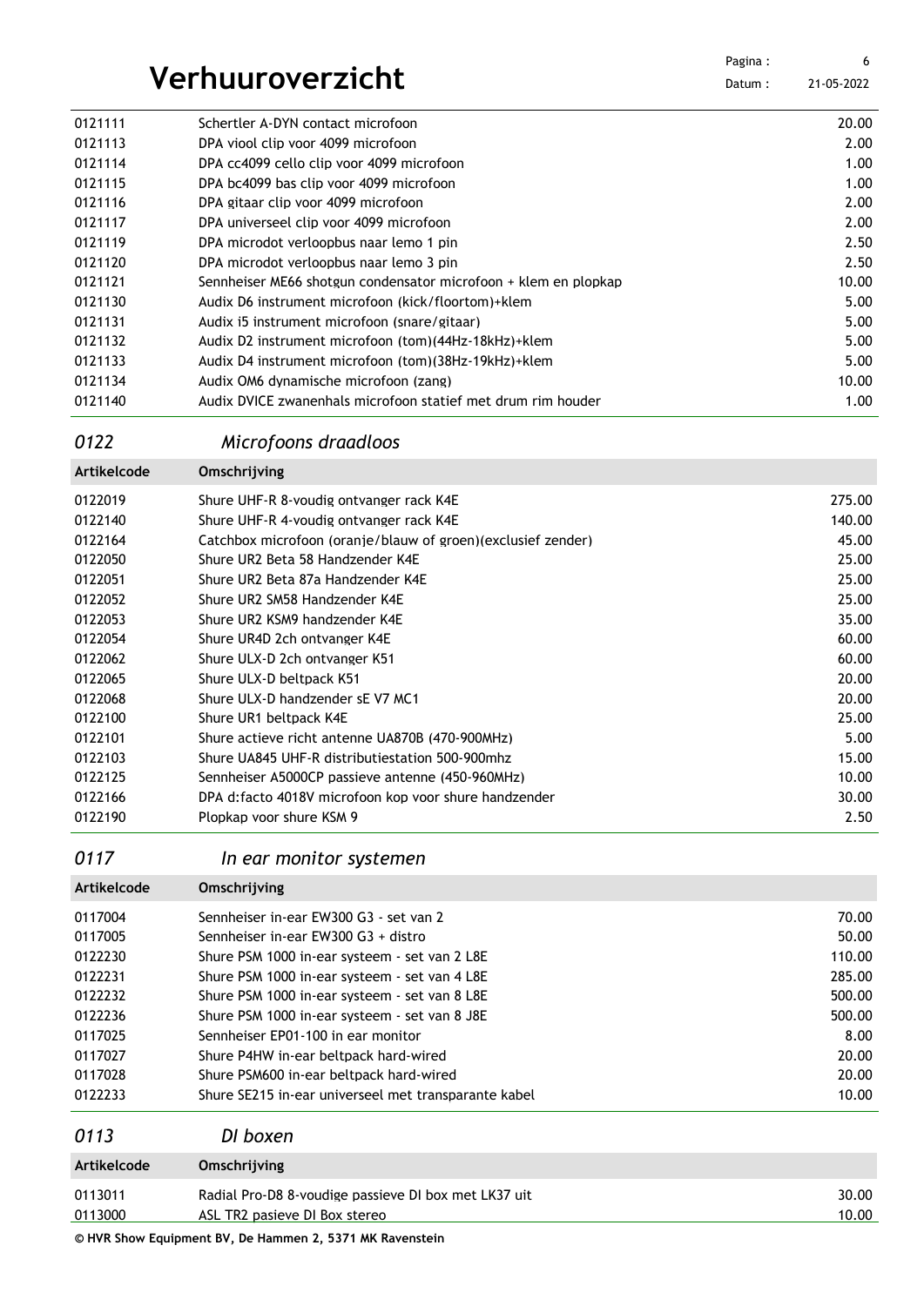| | | |
|---|---|---|
| 0121111 | Schertler A-DYN contact microfoon | 20.00 |
| 0121113 | DPA viool clip voor 4099 microfoon | 2.00 |
| 0121114 | DPA cc4099 cello clip voor 4099 microfoon | 1.00 |
| 0121115 | DPA bc4099 bas clip voor 4099 microfoon | 1.00 |
| 0121116 | DPA gitaar clip voor 4099 microfoon | 2.00 |
| 0121117 | DPA universeel clip voor 4099 microfoon | 2.00 |
| 0121119 | DPA microdot verloopbus naar lemo 1 pin | 2.50 |
| 0121120 | DPA microdot verloopbus naar lemo 3 pin | 2.50 |
| 0121121 | Sennheiser ME66 shotgun condensator microfoon + klem en plopkap | 10.00 |
| 0121130 | Audix D6 instrument microfoon (kick/floortom)+klem | 5.00 |
| 0121131 | Audix i5 instrument microfoon (snare/gitaar) | 5.00 |
| 0121132 | Audix D2 instrument microfoon (tom)(44Hz-18kHz)+klem | 5.00 |
| 0121133 | Audix D4 instrument microfoon (tom)(38Hz-19kHz)+klem | 5.00 |
| 0121134 | Audix OM6 dynamische microfoon (zang) | 10.00 |
| 0121140 | Audix DVICE zwanenhals microfoon statief met drum rim houder | 1.00 |

## *0122 Microfoons draadloos*

| Artikelcode | Omschrijving | |
|---|---|---|
| 0122019 | Shure UHF-R 8-voudig ontvanger rack K4E | 275.00 |
| 0122140 | Shure UHF-R 4-voudig ontvanger rack K4E | 140.00 |
| 0122164 | Catchbox microfoon (oranje/blauw of groen)(exclusief zender) | 45.00 |
| 0122050 | Shure UR2 Beta 58 Handzender K4E | 25.00 |
| 0122051 | Shure UR2 Beta 87a Handzender K4E | 25.00 |
| 0122052 | Shure UR2 SM58 Handzender K4E | 25.00 |
| 0122053 | Shure UR2 KSM9 handzender K4E | 35.00 |
| 0122054 | Shure UR4D 2ch ontvanger K4E | 60.00 |
| 0122062 | Shure ULX-D 2ch ontvanger K51 | 60.00 |
| 0122065 | Shure ULX-D beltpack K51 | 20.00 |
| 0122068 | Shure ULX-D handzender sE V7 MC1 | 20.00 |
| 0122100 | Shure UR1 beltpack K4E | 25.00 |
| 0122101 | Shure actieve richt antenne UA870B (470-900MHz) | 5.00 |
| 0122103 | Shure UA845 UHF-R distributiestation 500-900mhz | 15.00 |
| 0122125 | Sennheiser A5000CP passieve antenne (450-960MHz) | 10.00 |
| 0122166 | DPA d:facto 4018V microfoon kop voor shure handzender | 30.00 |
| 0122190 | Plopkap voor shure KSM 9 | 2.50 |

## *0117 In ear monitor systemen*

| Artikelcode | Omschrijving | |
|---|---|---|
| 0117004 | Sennheiser in-ear EW300 G3 - set van 2 | 70.00 |
| 0117005 | Sennheiser in-ear EW300 G3 + distro | 50.00 |
| 0122230 | Shure PSM 1000 in-ear systeem - set van 2 L8E | 110.00 |
| 0122231 | Shure PSM 1000 in-ear systeem - set van 4 L8E | 285.00 |
| 0122232 | Shure PSM 1000 in-ear systeem - set van 8 L8E | 500.00 |
| 0122236 | Shure PSM 1000 in-ear systeem - set van 8 J8E | 500.00 |
| 0117025 | Sennheiser EP01-100 in ear monitor | 8.00 |
| 0117027 | Shure P4HW in-ear beltpack hard-wired | 20.00 |
| 0117028 | Shure PSM600 in-ear beltpack hard-wired | 20.00 |
| 0122233 | Shure SE215 in-ear universeel met transparante kabel | 10.00 |

## *0113 DI boxen*

| Artikelcode | Omschrijving | |
|---|---|---|
| 0113011 | Radial Pro-D8 8-voudige passieve DI box met LK37 uit | 30.00 |
| 0113000 | ASL TR2 pasieve DI Box stereo | 10.00 |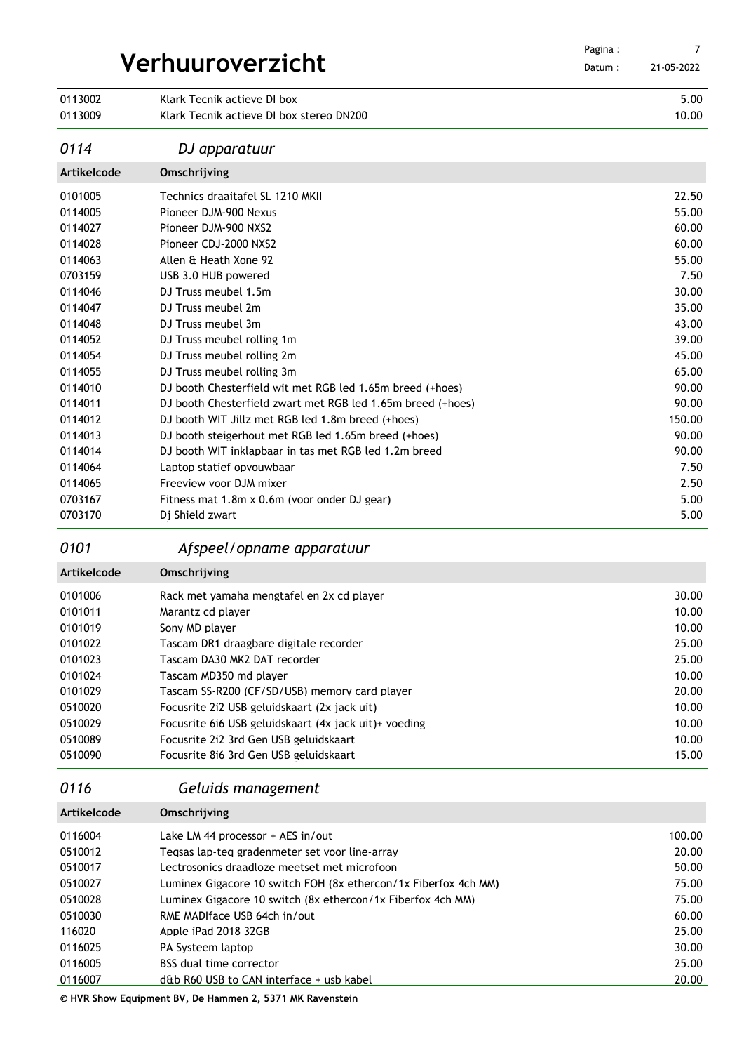# Verhuuroverzicht

| | | |
|---|---|---|
| 0113002 | Klark Tecnik actieve DI box | 5.00 |
| 0113009 | Klark Tecnik actieve DI box stereo DN200 | 10.00 |

## *0114 DJ apparatuur*

| Artikelcode | Omschrijving | |
|---|---|---|
| 0101005 | Technics draaitafel SL 1210 MKII | 22.50 |
| 0114005 | Pioneer DJM-900 Nexus | 55.00 |
| 0114027 | Pioneer DJM-900 NXS2 | 60.00 |
| 0114028 | Pioneer CDJ-2000 NXS2 | 60.00 |
| 0114063 | Allen & Heath Xone 92 | 55.00 |
| 0703159 | USB 3.0 HUB powered | 7.50 |
| 0114046 | DJ Truss meubel 1.5m | 30.00 |
| 0114047 | DJ Truss meubel 2m | 35.00 |
| 0114048 | DJ Truss meubel 3m | 43.00 |
| 0114052 | DJ Truss meubel rolling 1m | 39.00 |
| 0114054 | DJ Truss meubel rolling 2m | 45.00 |
| 0114055 | DJ Truss meubel rolling 3m | 65.00 |
| 0114010 | DJ booth Chesterfield wit met RGB led 1.65m breed (+hoes) | 90.00 |
| 0114011 | DJ booth Chesterfield zwart met RGB led 1.65m breed (+hoes) | 90.00 |
| 0114012 | DJ booth WIT Jillz met RGB led 1.8m breed (+hoes) | 150.00 |
| 0114013 | DJ booth steigerhout met RGB led 1.65m breed (+hoes) | 90.00 |
| 0114014 | DJ booth WIT inklapbaar in tas met RGB led 1.2m breed | 90.00 |
| 0114064 | Laptop statief opvouwbaar | 7.50 |
| 0114065 | Freeview voor DJM mixer | 2.50 |
| 0703167 | Fitness mat 1.8m x 0.6m (voor onder DJ gear) | 5.00 |
| 0703170 | Dj Shield zwart | 5.00 |

## *0101 Afspeel/opname apparatuur*

| Artikelcode | Omschrijving | |
|---|---|---|
| 0101006 | Rack met yamaha mengtafel en 2x cd player | 30.00 |
| 0101011 | Marantz cd player | 10.00 |
| 0101019 | Sony MD player | 10.00 |
| 0101022 | Tascam DR1 draagbare digitale recorder | 25.00 |
| 0101023 | Tascam DA30 MK2 DAT recorder | 25.00 |
| 0101024 | Tascam MD350 md player | 10.00 |
| 0101029 | Tascam SS-R200 (CF/SD/USB) memory card player | 20.00 |
| 0510020 | Focusrite 2i2 USB geluidskaart (2x jack uit) | 10.00 |
| 0510029 | Focusrite 6i6 USB geluidskaart (4x jack uit)+ voeding | 10.00 |
| 0510089 | Focusrite 2i2 3rd Gen USB geluidskaart | 10.00 |
| 0510090 | Focusrite 8i6 3rd Gen USB geluidskaart | 15.00 |

## *0116 Geluids management*

| Artikelcode | Omschrijving | |
|---|---|---|
| 0116004 | Lake LM 44 processor + AES in/out | 100.00 |
| 0510012 | Teqsas lap-teq gradenmeter set voor line-array | 20.00 |
| 0510017 | Lectrosonics draadloze meetset met microfoon | 50.00 |
| 0510027 | Luminex Gigacore 10 switch FOH (8x ethercon/1x Fiberfox 4ch MM) | 75.00 |
| 0510028 | Luminex Gigacore 10 switch (8x ethercon/1x Fiberfox 4ch MM) | 75.00 |
| 0510030 | RME MADIface USB 64ch in/out | 60.00 |
| 116020 | Apple iPad 2018 32GB | 25.00 |
| 0116025 | PA Systeem laptop | 30.00 |
| 0116005 | BSS dual time corrector | 25.00 |
| 0116007 | d&b R60 USB to CAN interface + usb kabel | 20.00 |

**© HVR Show Equipment BV, De Hammen 2, 5371 MK Ravenstein**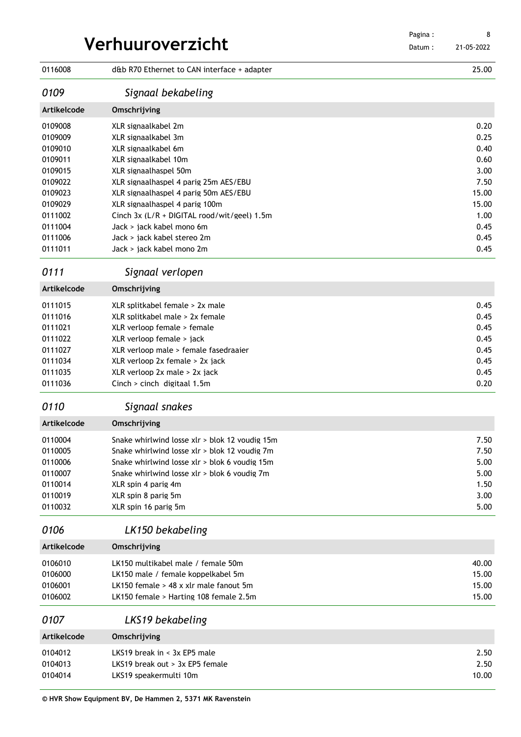| | | |
|---|---|---|
| 0116008 | d&b R70 Ethernet to CAN interface + adapter | 25.00 |

## *0109 Signaal bekabeling*

| Artikelcode | Omschrijving | |
|---|---|---|
| 0109008 | XLR signaalkabel 2m | 0.20 |
| 0109009 | XLR signaalkabel 3m | 0.25 |
| 0109010 | XLR signaalkabel 6m | 0.40 |
| 0109011 | XLR signaalkabel 10m | 0.60 |
| 0109015 | XLR signaalhaspel 50m | 3.00 |
| 0109022 | XLR signaalhaspel 4 parig 25m AES/EBU | 7.50 |
| 0109023 | XLR signaalhaspel 4 parig 50m AES/EBU | 15.00 |
| 0109029 | XLR signaalhaspel 4 parig 100m | 15.00 |
| 0111002 | Cinch 3x (L/R + DIGITAL rood/wit/geel) 1.5m | 1.00 |
| 0111004 | Jack > jack kabel mono 6m | 0.45 |
| 0111006 | Jack > jack kabel stereo 2m | 0.45 |
| 0111011 | Jack > jack kabel mono 2m | 0.45 |

## *0111 Signaal verlopen*

| Artikelcode | Omschrijving | |
|---|---|---|
| 0111015 | XLR splitkabel female > 2x male | 0.45 |
| 0111016 | XLR splitkabel male > 2x female | 0.45 |
| 0111021 | XLR verloop female > female | 0.45 |
| 0111022 | XLR verloop female > jack | 0.45 |
| 0111027 | XLR verloop male > female fasedraaier | 0.45 |
| 0111034 | XLR verloop 2x female > 2x jack | 0.45 |
| 0111035 | XLR verloop 2x male > 2x jack | 0.45 |
| 0111036 | Cinch > cinch digitaal 1.5m | 0.20 |

## *0110 Signaal snakes*

| Artikelcode | Omschrijving | |
|---|---|---|
| 0110004 | Snake whirlwind losse xlr > blok 12 voudig 15m | 7.50 |
| 0110005 | Snake whirlwind losse xlr > blok 12 voudig 7m | 7.50 |
| 0110006 | Snake whirlwind losse xlr > blok 6 voudig 15m | 5.00 |
| 0110007 | Snake whirlwind losse xlr > blok 6 voudig 7m | 5.00 |
| 0110014 | XLR spin 4 parig 4m | 1.50 |
| 0110019 | XLR spin 8 parig 5m | 3.00 |
| 0110032 | XLR spin 16 parig 5m | 5.00 |

## *0106 LK150 bekabeling*

| Artikelcode | Omschrijving | |
|---|---|---|
| 0106010 | LK150 multikabel male / female 50m | 40.00 |
| 0106000 | LK150 male / female koppelkabel 5m | 15.00 |
| 0106001 | LK150 female > 48 x xlr male fanout 5m | 15.00 |
| 0106002 | LK150 female > Harting 108 female 2.5m | 15.00 |

## *0107 LKS19 bekabeling*

| Artikelcode | Omschrijving | |
|---|---|---|
| 0104012 | LKS19 break in < 3x EP5 male | 2.50 |
| 0104013 | LKS19 break out > 3x EP5 female | 2.50 |
| 0104014 | LKS19 speakermulti 10m | 10.00 |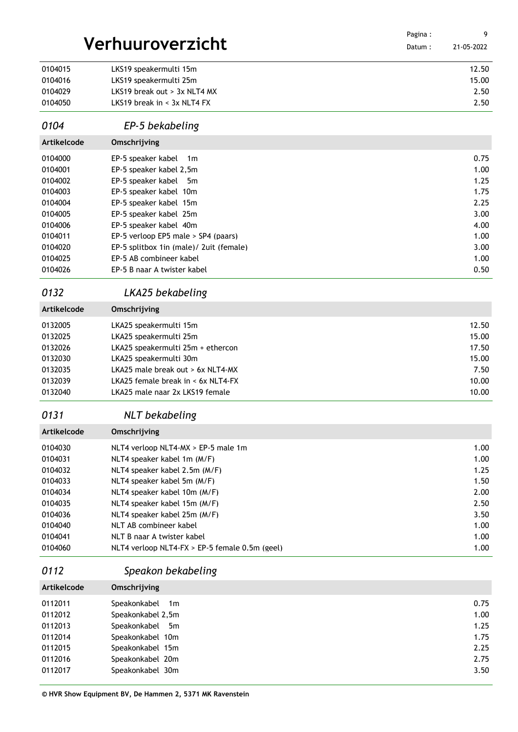| | | |
|---|---|---|
| 0104015 | LKS19 speakermulti 15m | 12.50 |
| 0104016 | LKS19 speakermulti 25m | 15.00 |
| 0104029 | LKS19 break out > 3x NLT4 MX | 2.50 |
| 0104050 | LKS19 break in < 3x NLT4 FX | 2.50 |

## *0104 EP-5 bekabeling*

| Artikelcode | Omschrijving | |
|---|---|---|
| 0104000 | EP-5 speaker kabel 1m | 0.75 |
| 0104001 | EP-5 speaker kabel 2,5m | 1.00 |
| 0104002 | EP-5 speaker kabel 5m | 1.25 |
| 0104003 | EP-5 speaker kabel 10m | 1.75 |
| 0104004 | EP-5 speaker kabel 15m | 2.25 |
| 0104005 | EP-5 speaker kabel 25m | 3.00 |
| 0104006 | EP-5 speaker kabel 40m | 4.00 |
| 0104011 | EP-5 verloop EP5 male > SP4 (paars) | 1.00 |
| 0104020 | EP-5 splitbox 1in (male)/ 2uit (female) | 3.00 |
| 0104025 | EP-5 AB combineer kabel | 1.00 |
| 0104026 | EP-5 B naar A twister kabel | 0.50 |

## *0132 LKA25 bekabeling*

| Artikelcode | Omschrijving | |
|---|---|---|
| 0132005 | LKA25 speakermulti 15m | 12.50 |
| 0132025 | LKA25 speakermulti 25m | 15.00 |
| 0132026 | LKA25 speakermulti 25m + ethercon | 17.50 |
| 0132030 | LKA25 speakermulti 30m | 15.00 |
| 0132035 | LKA25 male break out > 6x NLT4-MX | 7.50 |
| 0132039 | LKA25 female break in < 6x NLT4-FX | 10.00 |
| 0132040 | LKA25 male naar 2x LKS19 female | 10.00 |

## *0131 NLT bekabeling*

| Artikelcode | Omschrijving | |
|---|---|---|
| 0104030 | NLT4 verloop NLT4-MX > EP-5 male 1m | 1.00 |
| 0104031 | NLT4 speaker kabel 1m (M/F) | 1.00 |
| 0104032 | NLT4 speaker kabel 2.5m (M/F) | 1.25 |
| 0104033 | NLT4 speaker kabel 5m (M/F) | 1.50 |
| 0104034 | NLT4 speaker kabel 10m (M/F) | 2.00 |
| 0104035 | NLT4 speaker kabel 15m (M/F) | 2.50 |
| 0104036 | NLT4 speaker kabel 25m (M/F) | 3.50 |
| 0104040 | NLT AB combineer kabel | 1.00 |
| 0104041 | NLT B naar A twister kabel | 1.00 |
| 0104060 | NLT4 verloop NLT4-FX > EP-5 female 0.5m (geel) | 1.00 |

## *0112 Speakon bekabeling*

| Artikelcode | Omschrijving | |
|---|---|---|
| 0112011 | Speakonkabel 1m | 0.75 |
| 0112012 | Speakonkabel 2,5m | 1.00 |
| 0112013 | Speakonkabel 5m | 1.25 |
| 0112014 | Speakonkabel 10m | 1.75 |
| 0112015 | Speakonkabel 15m | 2.25 |
| 0112016 | Speakonkabel 20m | 2.75 |
| 0112017 | Speakonkabel 30m | 3.50 |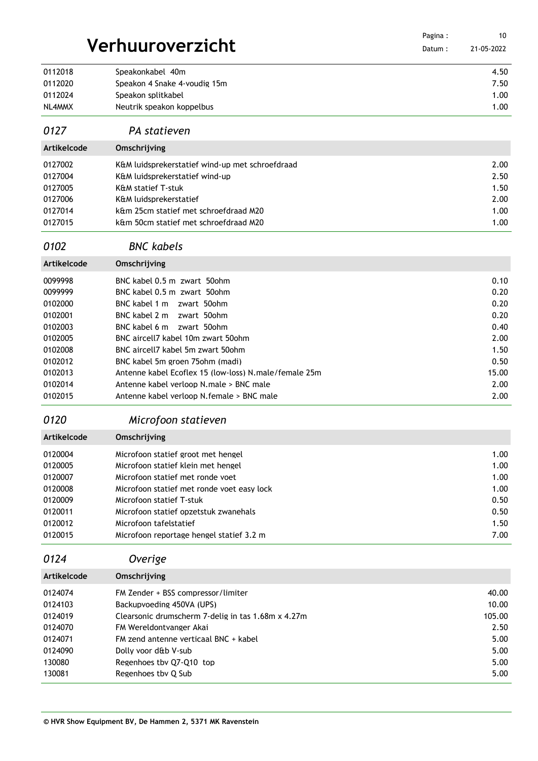# Verhuuroverzicht

| | | |
|---|---|---|
| 0112018 | Speakonkabel 40m | 4.50 |
| 0112020 | Speakon 4 Snake 4-voudig 15m | 7.50 |
| 0112024 | Speakon splitkabel | 1.00 |
| NL4MMX | Neutrik speakon koppelbus | 1.00 |

## *0127 PA statieven*

| Artikelcode | Omschrijving | |
|---|---|---|
| 0127002 | K&M luidsprekerstatief wind-up met schroefdraad | 2.00 |
| 0127004 | K&M luidsprekerstatief wind-up | 2.50 |
| 0127005 | K&M statief T-stuk | 1.50 |
| 0127006 | K&M luidsprekerstatief | 2.00 |
| 0127014 | k&m 25cm statief met schroefdraad M20 | 1.00 |
| 0127015 | k&m 50cm statief met schroefdraad M20 | 1.00 |

## *0102 BNC kabels*

| Artikelcode | Omschrijving | |
|---|---|---|
| 0099998 | BNC kabel 0.5 m zwart 50ohm | 0.10 |
| 0099999 | BNC kabel 0.5 m zwart 50ohm | 0.20 |
| 0102000 | BNC kabel 1 m zwart 50ohm | 0.20 |
| 0102001 | BNC kabel 2 m zwart 50ohm | 0.20 |
| 0102003 | BNC kabel 6 m zwart 50ohm | 0.40 |
| 0102005 | BNC aircell7 kabel 10m zwart 50ohm | 2.00 |
| 0102008 | BNC aircell7 kabel 5m zwart 50ohm | 1.50 |
| 0102012 | BNC kabel 5m groen 75ohm (madi) | 0.50 |
| 0102013 | Antenne kabel Ecoflex 15 (low-loss) N.male/female 25m | 15.00 |
| 0102014 | Antenne kabel verloop N.male > BNC male | 2.00 |
| 0102015 | Antenne kabel verloop N.female > BNC male | 2.00 |

## *0120 Microfoon statieven*

| Artikelcode | Omschrijving | |
|---|---|---|
| 0120004 | Microfoon statief groot met hengel | 1.00 |
| 0120005 | Microfoon statief klein met hengel | 1.00 |
| 0120007 | Microfoon statief met ronde voet | 1.00 |
| 0120008 | Microfoon statief met ronde voet easy lock | 1.00 |
| 0120009 | Microfoon statief T-stuk | 0.50 |
| 0120011 | Microfoon statief opzetstuk zwanehals | 0.50 |
| 0120012 | Microfoon tafelstatief | 1.50 |
| 0120015 | Microfoon reportage hengel statief 3.2 m | 7.00 |

## *0124 Overige*

| Artikelcode | Omschrijving | |
|---|---|---|
| 0124074 | FM Zender + BSS compressor/limiter | 40.00 |
| 0124103 | Backupvoeding 450VA (UPS) | 10.00 |
| 0124019 | Clearsonic drumscherm 7-delig in tas 1.68m x 4.27m | 105.00 |
| 0124070 | FM Wereldontvanger Akai | 2.50 |
| 0124071 | FM zend antenne verticaal BNC + kabel | 5.00 |
| 0124090 | Dolly voor d&b V-sub | 5.00 |
| 130080 | Regenhoes tbv Q7-Q10 top | 5.00 |
| 130081 | Regenhoes tbv Q Sub | 5.00 |

**© HVR Show Equipment BV, De Hammen 2, 5371 MK Ravenstein**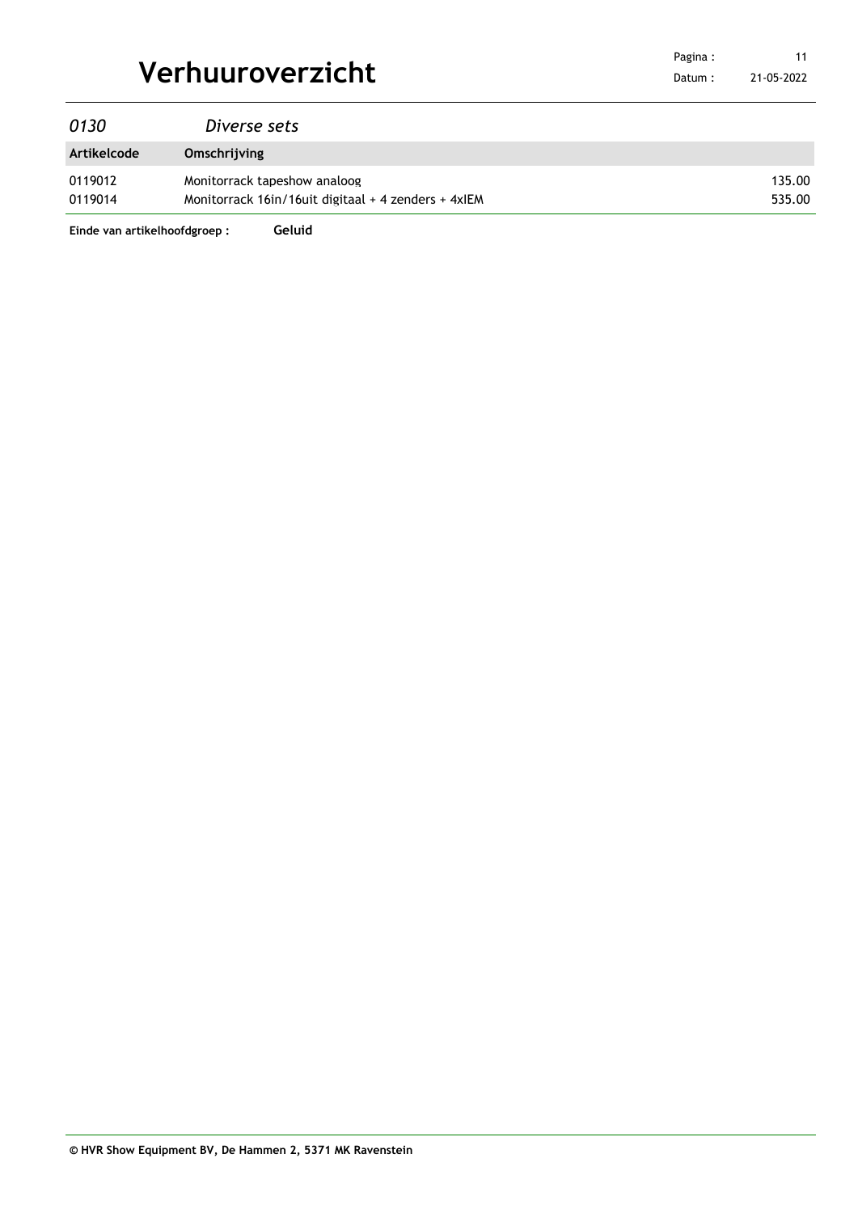## *0130 Diverse sets*

| Artikelcode | Omschrijving | |
|---|---|---|
| 0119012 | Monitorrack tapeshow analoog | 135.00 |
| 0119014 | Monitorrack 16in/16uit digitaal + 4 zenders + 4xIEM | 535.00 |

**Einde van artikelhoofdgroep : Geluid**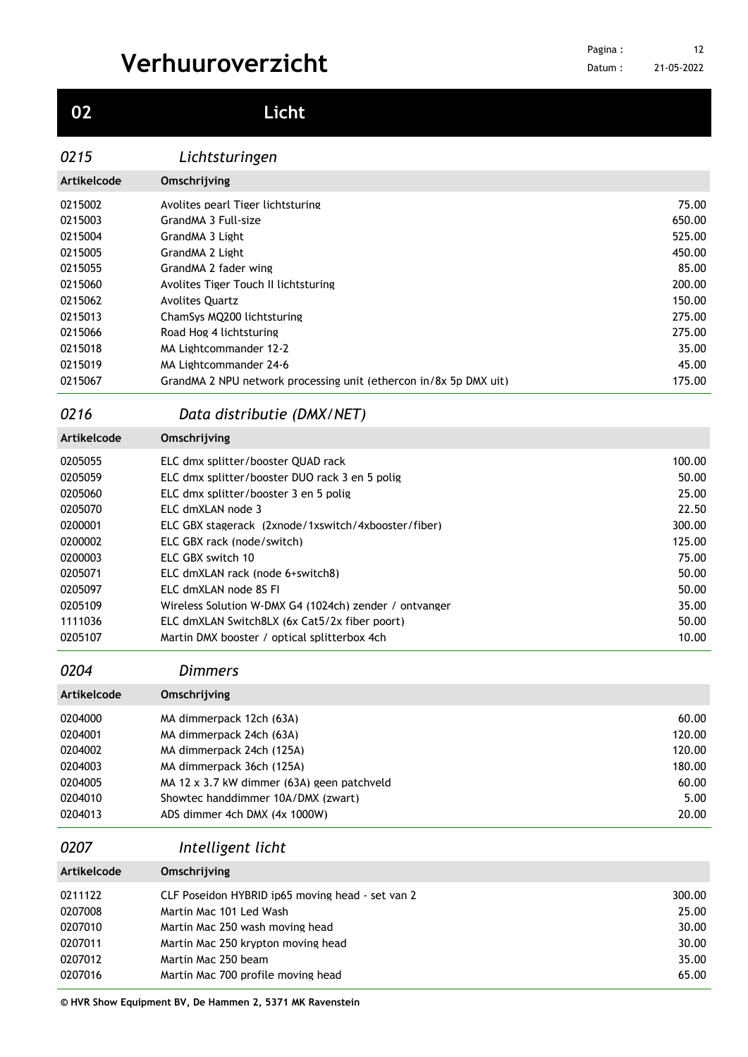# Verhuuroverzicht

## 02 Licht

### *0215 Lichtsturingen*

| Artikelcode | Omschrijving | |
|---|---|---|
| 0215002 | Avolites pearl Tiger lichtsturing | 75.00 |
| 0215003 | GrandMA 3 Full-size | 650.00 |
| 0215004 | GrandMA 3 Light | 525.00 |
| 0215005 | GrandMA 2 Light | 450.00 |
| 0215055 | GrandMA 2 fader wing | 85.00 |
| 0215060 | Avolites Tiger Touch II lichtsturing | 200.00 |
| 0215062 | Avolites Quartz | 150.00 |
| 0215013 | ChamSys MQ200 lichtsturing | 275.00 |
| 0215066 | Road Hog 4 lichtsturing | 275.00 |
| 0215018 | MA Lightcommander 12-2 | 35.00 |
| 0215019 | MA Lightcommander 24-6 | 45.00 |
| 0215067 | GrandMA 2 NPU network processing unit (ethercon in/8x 5p DMX uit) | 175.00 |

### *0216 Data distributie (DMX/NET)*

| Artikelcode | Omschrijving | |
|---|---|---|
| 0205055 | ELC dmx splitter/booster QUAD rack | 100.00 |
| 0205059 | ELC dmx splitter/booster DUO rack 3 en 5 polig | 50.00 |
| 0205060 | ELC dmx splitter/booster 3 en 5 polig | 25.00 |
| 0205070 | ELC dmXLAN node 3 | 22.50 |
| 0200001 | ELC GBX stagerack (2xnode/1xswitch/4xbooster/fiber) | 300.00 |
| 0200002 | ELC GBX rack (node/switch) | 125.00 |
| 0200003 | ELC GBX switch 10 | 75.00 |
| 0205071 | ELC dmXLAN rack (node 6+switch8) | 50.00 |
| 0205097 | ELC dmXLAN node 8S FI | 50.00 |
| 0205109 | Wireless Solution W-DMX G4 (1024ch) zender / ontvanger | 35.00 |
| 1111036 | ELC dmXLAN Switch8LX (6x Cat5/2x fiber poort) | 50.00 |
| 0205107 | Martin DMX booster / optical splitterbox 4ch | 10.00 |

### *0204 Dimmers*

| Artikelcode | Omschrijving | |
|---|---|---|
| 0204000 | MA dimmerpack 12ch (63A) | 60.00 |
| 0204001 | MA dimmerpack 24ch (63A) | 120.00 |
| 0204002 | MA dimmerpack 24ch (125A) | 120.00 |
| 0204003 | MA dimmerpack 36ch (125A) | 180.00 |
| 0204005 | MA 12 x 3.7 kW dimmer (63A) geen patchveld | 60.00 |
| 0204010 | Showtec handdimmer 10A/DMX (zwart) | 5.00 |
| 0204013 | ADS dimmer 4ch DMX (4x 1000W) | 20.00 |

### *0207 Intelligent licht*

| Artikelcode | Omschrijving | |
|---|---|---|
| 0211122 | CLF Poseidon HYBRID ip65 moving head - set van 2 | 300.00 |
| 0207008 | Martin Mac 101 Led Wash | 25.00 |
| 0207010 | Martin Mac 250 wash moving head | 30.00 |
| 0207011 | Martin Mac 250 krypton moving head | 30.00 |
| 0207012 | Martin Mac 250 beam | 35.00 |
| 0207016 | Martin Mac 700 profile moving head | 65.00 |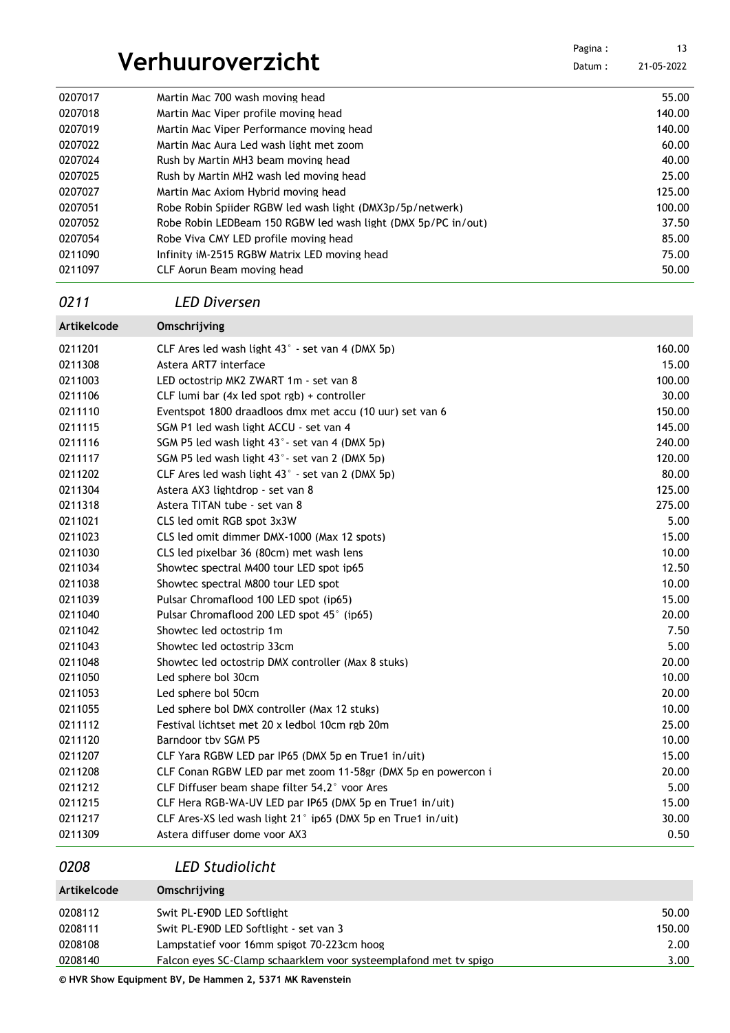# Verhuuroverzicht

| | | |
|---|---|---|
| 0207017 | Martin Mac 700 wash moving head | 55.00 |
| 0207018 | Martin Mac Viper profile moving head | 140.00 |
| 0207019 | Martin Mac Viper Performance moving head | 140.00 |
| 0207022 | Martin Mac Aura Led wash light met zoom | 60.00 |
| 0207024 | Rush by Martin MH3 beam moving head | 40.00 |
| 0207025 | Rush by Martin MH2 wash led moving head | 25.00 |
| 0207027 | Martin Mac Axiom Hybrid moving head | 125.00 |
| 0207051 | Robe Robin Spiider RGBW led wash light (DMX3p/5p/netwerk) | 100.00 |
| 0207052 | Robe Robin LEDBeam 150 RGBW led wash light (DMX 5p/PC in/out) | 37.50 |
| 0207054 | Robe Viva CMY LED profile moving head | 85.00 |
| 0211090 | Infinity iM-2515 RGBW Matrix LED moving head | 75.00 |
| 0211097 | CLF Aorun Beam moving head | 50.00 |

## *0211 LED Diversen*

| Artikelcode | Omschrijving | |
|---|---|---|
| 0211201 | CLF Ares led wash light 43° - set van 4 (DMX 5p) | 160.00 |
| 0211308 | Astera ART7 interface | 15.00 |
| 0211003 | LED octostrip MK2 ZWART 1m - set van 8 | 100.00 |
| 0211106 | CLF lumi bar (4x led spot rgb) + controller | 30.00 |
| 0211110 | Eventspot 1800 draadloos dmx met accu (10 uur) set van 6 | 150.00 |
| 0211115 | SGM P1 led wash light ACCU - set van 4 | 145.00 |
| 0211116 | SGM P5 led wash light 43°- set van 4 (DMX 5p) | 240.00 |
| 0211117 | SGM P5 led wash light 43°- set van 2 (DMX 5p) | 120.00 |
| 0211202 | CLF Ares led wash light 43° - set van 2 (DMX 5p) | 80.00 |
| 0211304 | Astera AX3 lightdrop - set van 8 | 125.00 |
| 0211318 | Astera TITAN tube - set van 8 | 275.00 |
| 0211021 | CLS led omit RGB spot 3x3W | 5.00 |
| 0211023 | CLS led omit dimmer DMX-1000 (Max 12 spots) | 15.00 |
| 0211030 | CLS led pixelbar 36 (80cm) met wash lens | 10.00 |
| 0211034 | Showtec spectral M400 tour LED spot ip65 | 12.50 |
| 0211038 | Showtec spectral M800 tour LED spot | 10.00 |
| 0211039 | Pulsar Chromaflood 100 LED spot (ip65) | 15.00 |
| 0211040 | Pulsar Chromaflood 200 LED spot 45° (ip65) | 20.00 |
| 0211042 | Showtec led octostrip 1m | 7.50 |
| 0211043 | Showtec led octostrip 33cm | 5.00 |
| 0211048 | Showtec led octostrip DMX controller (Max 8 stuks) | 20.00 |
| 0211050 | Led sphere bol 30cm | 10.00 |
| 0211053 | Led sphere bol 50cm | 20.00 |
| 0211055 | Led sphere bol DMX controller (Max 12 stuks) | 10.00 |
| 0211112 | Festival lichtset met 20 x ledbol 10cm rgb 20m | 25.00 |
| 0211120 | Barndoor tbv SGM P5 | 10.00 |
| 0211207 | CLF Yara RGBW LED par IP65 (DMX 5p en True1 in/uit) | 15.00 |
| 0211208 | CLF Conan RGBW LED par met zoom 11-58gr (DMX 5p en powercon i | 20.00 |
| 0211212 | CLF Diffuser beam shape filter 54,2° voor Ares | 5.00 |
| 0211215 | CLF Hera RGB-WA-UV LED par IP65 (DMX 5p en True1 in/uit) | 15.00 |
| 0211217 | CLF Ares-XS led wash light 21° ip65 (DMX 5p en True1 in/uit) | 30.00 |
| 0211309 | Astera diffuser dome voor AX3 | 0.50 |

## *0208 LED Studiolicht*

| Artikelcode | Omschrijving | |
|---|---|---|
| 0208112 | Swit PL-E90D LED Softlight | 50.00 |
| 0208111 | Swit PL-E90D LED Softlight - set van 3 | 150.00 |
| 0208108 | Lampstatief voor 16mm spigot 70-223cm hoog | 2.00 |
| 0208140 | Falcon eyes SC-Clamp schaarklem voor systeemplafond met tv spigo | 3.00 |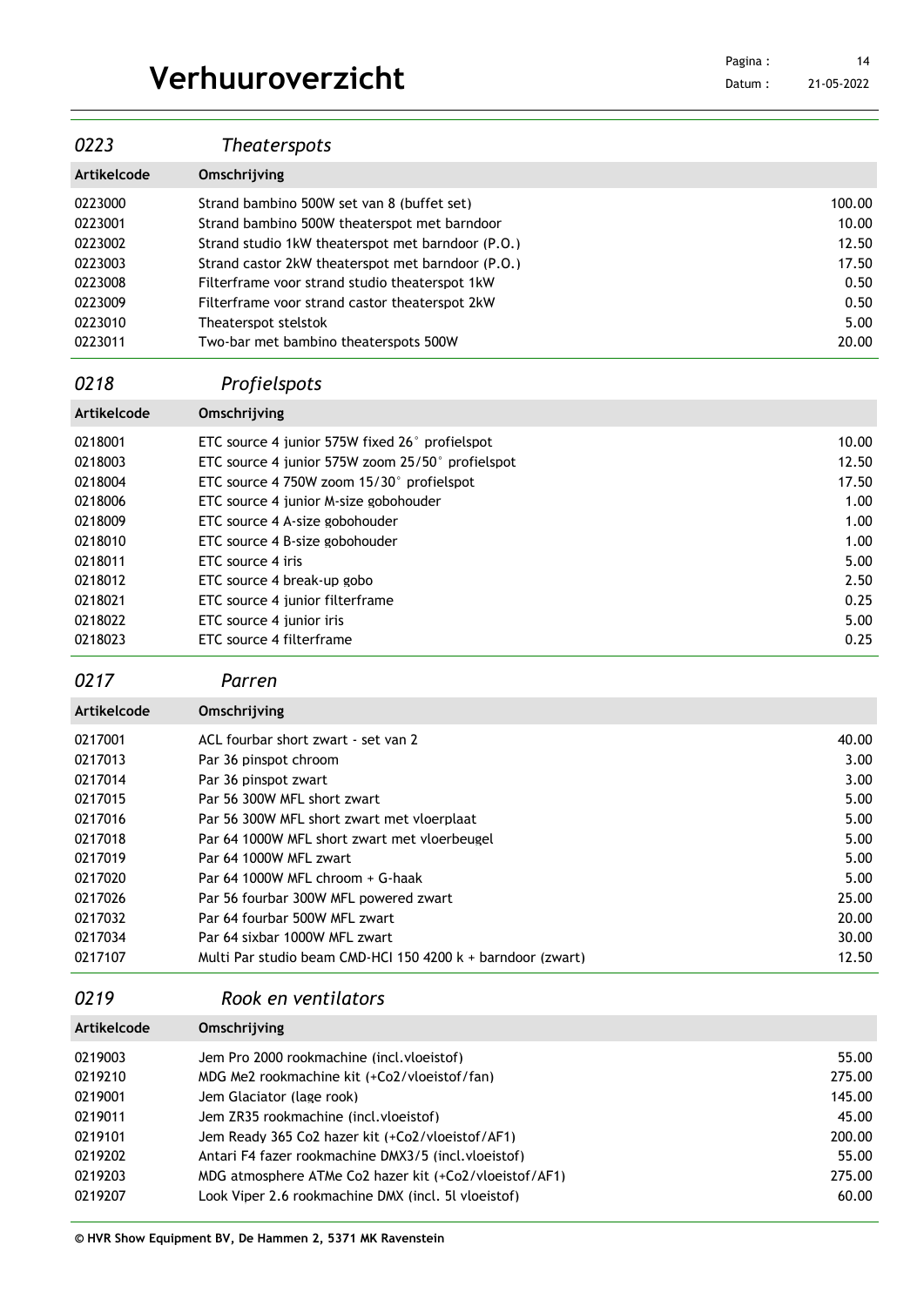# Verhuuroverzicht

## 0223 *Theaterspots*

| Artikelcode | Omschrijving | |
|---|---|---|
| 0223000 | Strand bambino 500W set van 8 (buffet set) | 100.00 |
| 0223001 | Strand bambino 500W theaterspot met barndoor | 10.00 |
| 0223002 | Strand studio 1kW theaterspot met barndoor (P.O.) | 12.50 |
| 0223003 | Strand castor 2kW theaterspot met barndoor (P.O.) | 17.50 |
| 0223008 | Filterframe voor strand studio theaterspot 1kW | 0.50 |
| 0223009 | Filterframe voor strand castor theaterspot 2kW | 0.50 |
| 0223010 | Theaterspot stelstok | 5.00 |
| 0223011 | Two-bar met bambino theaterspots 500W | 20.00 |

## 0218 *Profielspots*

| Artikelcode | Omschrijving | |
|---|---|---|
| 0218001 | ETC source 4 junior 575W fixed 26° profielspot | 10.00 |
| 0218003 | ETC source 4 junior 575W zoom 25/50° profielspot | 12.50 |
| 0218004 | ETC source 4 750W zoom 15/30° profielspot | 17.50 |
| 0218006 | ETC source 4 junior M-size gobohouder | 1.00 |
| 0218009 | ETC source 4 A-size gobohouder | 1.00 |
| 0218010 | ETC source 4 B-size gobohouder | 1.00 |
| 0218011 | ETC source 4 iris | 5.00 |
| 0218012 | ETC source 4 break-up gobo | 2.50 |
| 0218021 | ETC source 4 junior filterframe | 0.25 |
| 0218022 | ETC source 4 junior iris | 5.00 |
| 0218023 | ETC source 4 filterframe | 0.25 |

## 0217 *Parren*

| Artikelcode | Omschrijving | |
|---|---|---|
| 0217001 | ACL fourbar short zwart - set van 2 | 40.00 |
| 0217013 | Par 36 pinspot chroom | 3.00 |
| 0217014 | Par 36 pinspot zwart | 3.00 |
| 0217015 | Par 56 300W MFL short zwart | 5.00 |
| 0217016 | Par 56 300W MFL short zwart met vloerplaat | 5.00 |
| 0217018 | Par 64 1000W MFL short zwart met vloerbeugel | 5.00 |
| 0217019 | Par 64 1000W MFL zwart | 5.00 |
| 0217020 | Par 64 1000W MFL chroom + G-haak | 5.00 |
| 0217026 | Par 56 fourbar 300W MFL powered zwart | 25.00 |
| 0217032 | Par 64 fourbar 500W MFL zwart | 20.00 |
| 0217034 | Par 64 sixbar 1000W MFL zwart | 30.00 |
| 0217107 | Multi Par studio beam CMD-HCI 150 4200 k + barndoor (zwart) | 12.50 |

## 0219 *Rook en ventilators*

| Artikelcode | Omschrijving | |
|---|---|---|
| 0219003 | Jem Pro 2000 rookmachine (incl.vloeistof) | 55.00 |
| 0219210 | MDG Me2 rookmachine kit (+Co2/vloeistof/fan) | 275.00 |
| 0219001 | Jem Glaciator (lage rook) | 145.00 |
| 0219011 | Jem ZR35 rookmachine (incl.vloeistof) | 45.00 |
| 0219101 | Jem Ready 365 Co2 hazer kit (+Co2/vloeistof/AF1) | 200.00 |
| 0219202 | Antari F4 fazer rookmachine DMX3/5 (incl.vloeistof) | 55.00 |
| 0219203 | MDG atmosphere ATMe Co2 hazer kit (+Co2/vloeistof/AF1) | 275.00 |
| 0219207 | Look Viper 2.6 rookmachine DMX (incl. 5l vloeistof) | 60.00 |

**© HVR Show Equipment BV, De Hammen 2, 5371 MK Ravenstein**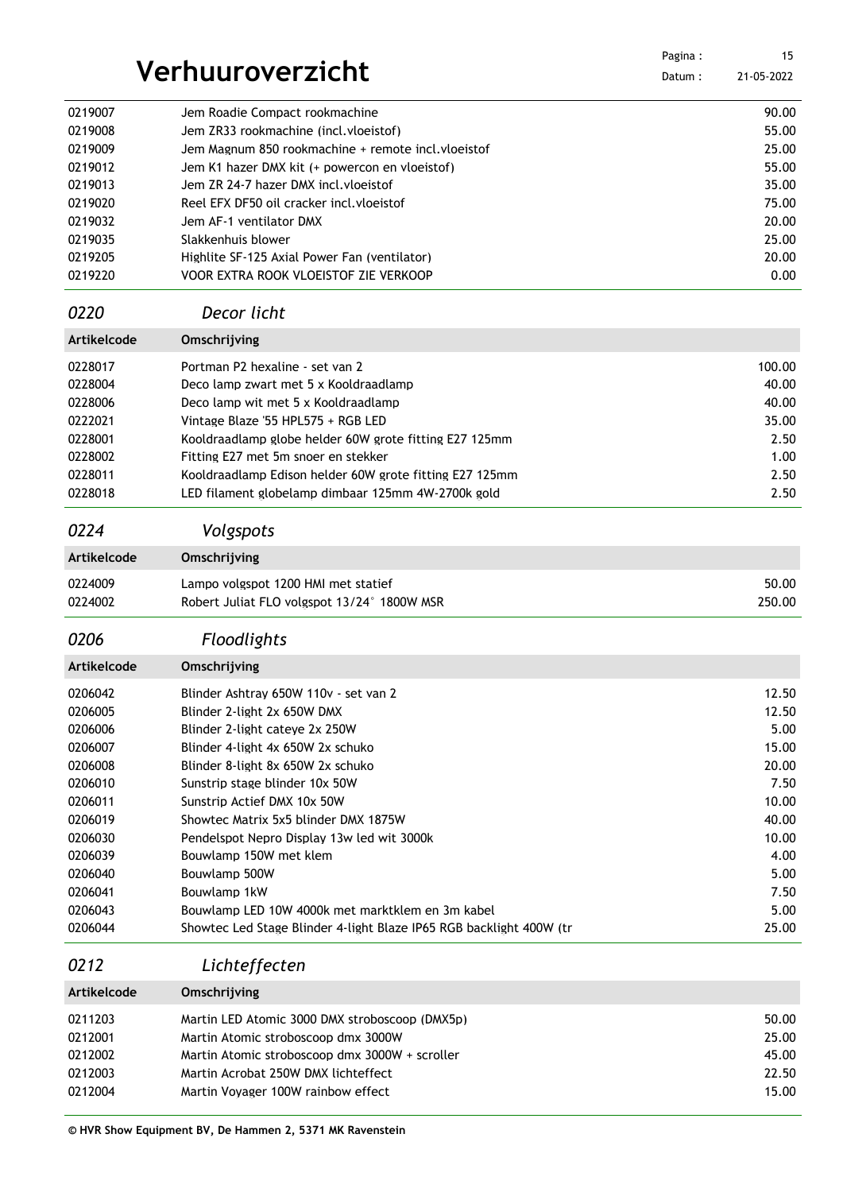# Verhuuroverzicht

| Artikelcode | Omschrijving | |
|---|---|---|
| 0219007 | Jem Roadie Compact rookmachine | 90.00 |
| 0219008 | Jem ZR33 rookmachine (incl.vloeistof) | 55.00 |
| 0219009 | Jem Magnum 850 rookmachine + remote incl.vloeistof | 25.00 |
| 0219012 | Jem K1 hazer DMX kit (+ powercon en vloeistof) | 55.00 |
| 0219013 | Jem ZR 24-7 hazer DMX incl.vloeistof | 35.00 |
| 0219020 | Reel EFX DF50 oil cracker incl.vloeistof | 75.00 |
| 0219032 | Jem AF-1 ventilator DMX | 20.00 |
| 0219035 | Slakkenhuis blower | 25.00 |
| 0219205 | Highlite SF-125 Axial Power Fan (ventilator) | 20.00 |
| 0219220 | VOOR EXTRA ROOK VLOEISTOF ZIE VERKOOP | 0.00 |

## *0220 Decor licht*

| Artikelcode | Omschrijving | |
|---|---|---|
| 0228017 | Portman P2 hexaline - set van 2 | 100.00 |
| 0228004 | Deco lamp zwart met 5 x Kooldraadlamp | 40.00 |
| 0228006 | Deco lamp wit met 5 x Kooldraadlamp | 40.00 |
| 0222021 | Vintage Blaze '55 HPL575 + RGB LED | 35.00 |
| 0228001 | Kooldraadlamp globe helder 60W grote fitting E27 125mm | 2.50 |
| 0228002 | Fitting E27 met 5m snoer en stekker | 1.00 |
| 0228011 | Kooldraadlamp Edison helder 60W grote fitting E27 125mm | 2.50 |
| 0228018 | LED filament globelamp dimbaar 125mm 4W-2700k gold | 2.50 |

## *0224 Volgspots*

| Artikelcode | Omschrijving | |
|---|---|---|
| 0224009 | Lampo volgspot 1200 HMI met statief | 50.00 |
| 0224002 | Robert Juliat FLO volgspot 13/24° 1800W MSR | 250.00 |

## *0206 Floodlights*

| Artikelcode | Omschrijving | |
|---|---|---|
| 0206042 | Blinder Ashtray 650W 110v - set van 2 | 12.50 |
| 0206005 | Blinder 2-light 2x 650W DMX | 12.50 |
| 0206006 | Blinder 2-light cateye 2x 250W | 5.00 |
| 0206007 | Blinder 4-light 4x 650W 2x schuko | 15.00 |
| 0206008 | Blinder 8-light 8x 650W 2x schuko | 20.00 |
| 0206010 | Sunstrip stage blinder 10x 50W | 7.50 |
| 0206011 | Sunstrip Actief DMX 10x 50W | 10.00 |
| 0206019 | Showtec Matrix 5x5 blinder DMX 1875W | 40.00 |
| 0206030 | Pendelspot Nepro Display 13w led wit 3000k | 10.00 |
| 0206039 | Bouwlamp 150W met klem | 4.00 |
| 0206040 | Bouwlamp 500W | 5.00 |
| 0206041 | Bouwlamp 1kW | 7.50 |
| 0206043 | Bouwlamp LED 10W 4000k met marktklem en 3m kabel | 5.00 |
| 0206044 | Showtec Led Stage Blinder 4-light Blaze IP65 RGB backlight 400W (tr | 25.00 |

## *0212 Lichteffecten*

| Artikelcode | Omschrijving | |
|---|---|---|
| 0211203 | Martin LED Atomic 3000 DMX stroboscoop (DMX5p) | 50.00 |
| 0212001 | Martin Atomic stroboscoop dmx 3000W | 25.00 |
| 0212002 | Martin Atomic stroboscoop dmx 3000W + scroller | 45.00 |
| 0212003 | Martin Acrobat 250W DMX lichteffect | 22.50 |
| 0212004 | Martin Voyager 100W rainbow effect | 15.00 |

**© HVR Show Equipment BV, De Hammen 2, 5371 MK Ravenstein**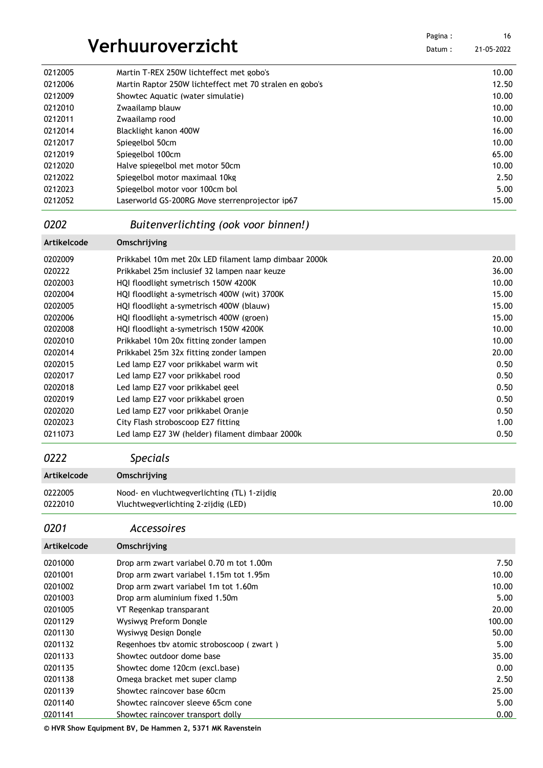# Verhuuroverzicht

| | | |
|---|---|---|
| 0212005 | Martin T-REX 250W lichteffect met gobo's | 10.00 |
| 0212006 | Martin Raptor 250W lichteffect met 70 stralen en gobo's | 12.50 |
| 0212009 | Showtec Aquatic (water simulatie) | 10.00 |
| 0212010 | Zwaailamp blauw | 10.00 |
| 0212011 | Zwaailamp rood | 10.00 |
| 0212014 | Blacklight kanon 400W | 16.00 |
| 0212017 | Spiegelbol 50cm | 10.00 |
| 0212019 | Spiegelbol 100cm | 65.00 |
| 0212020 | Halve spiegelbol met motor 50cm | 10.00 |
| 0212022 | Spiegelbol motor maximaal 10kg | 2.50 |
| 0212023 | Spiegelbol motor voor 100cm bol | 5.00 |
| 0212052 | Laserworld GS-200RG Move sterrenprojector ip67 | 15.00 |

## *0202 Buitenverlichting (ook voor binnen!)*

| Artikelcode | Omschrijving | |
|---|---|---|
| 0202009 | Prikkabel 10m met 20x LED filament lamp dimbaar 2000k | 20.00 |
| 020222 | Prikkabel 25m inclusief 32 lampen naar keuze | 36.00 |
| 0202003 | HQI floodlight symetrisch 150W 4200K | 10.00 |
| 0202004 | HQI floodlight a-symetrisch 400W (wit) 3700K | 15.00 |
| 0202005 | HQI floodlight a-symetrisch 400W (blauw) | 15.00 |
| 0202006 | HQI floodlight a-symetrisch 400W (groen) | 15.00 |
| 0202008 | HQI floodlight a-symetrisch 150W 4200K | 10.00 |
| 0202010 | Prikkabel 10m 20x fitting zonder lampen | 10.00 |
| 0202014 | Prikkabel 25m 32x fitting zonder lampen | 20.00 |
| 0202015 | Led lamp E27 voor prikkabel warm wit | 0.50 |
| 0202017 | Led lamp E27 voor prikkabel rood | 0.50 |
| 0202018 | Led lamp E27 voor prikkabel geel | 0.50 |
| 0202019 | Led lamp E27 voor prikkabel groen | 0.50 |
| 0202020 | Led lamp E27 voor prikkabel Oranje | 0.50 |
| 0202023 | City Flash stroboscoop E27 fitting | 1.00 |
| 0211073 | Led lamp E27 3W (helder) filament dimbaar 2000k | 0.50 |

## *0222 Specials*

| Artikelcode | Omschrijving | |
|---|---|---|
| 0222005 | Nood- en vluchtwegverlichting (TL) 1-zijdig | 20.00 |
| 0222010 | Vluchtwegverlichting 2-zijdig (LED) | 10.00 |

## *0201 Accessoires*

| Artikelcode | Omschrijving | |
|---|---|---|
| 0201000 | Drop arm zwart variabel 0.70 m tot 1.00m | 7.50 |
| 0201001 | Drop arm zwart variabel 1.15m tot 1.95m | 10.00 |
| 0201002 | Drop arm zwart variabel 1m tot 1.60m | 10.00 |
| 0201003 | Drop arm aluminium fixed 1.50m | 5.00 |
| 0201005 | VT Regenkap transparant | 20.00 |
| 0201129 | Wysiwyg Preform Dongle | 100.00 |
| 0201130 | Wysiwyg Design Dongle | 50.00 |
| 0201132 | Regenhoes tbv atomic stroboscoop ( zwart ) | 5.00 |
| 0201133 | Showtec outdoor dome base | 35.00 |
| 0201135 | Showtec dome 120cm (excl.base) | 0.00 |
| 0201138 | Omega bracket met super clamp | 2.50 |
| 0201139 | Showtec raincover base 60cm | 25.00 |
| 0201140 | Showtec raincover sleeve 65cm cone | 5.00 |
| 0201141 | Showtec raincover transport dolly | 0.00 |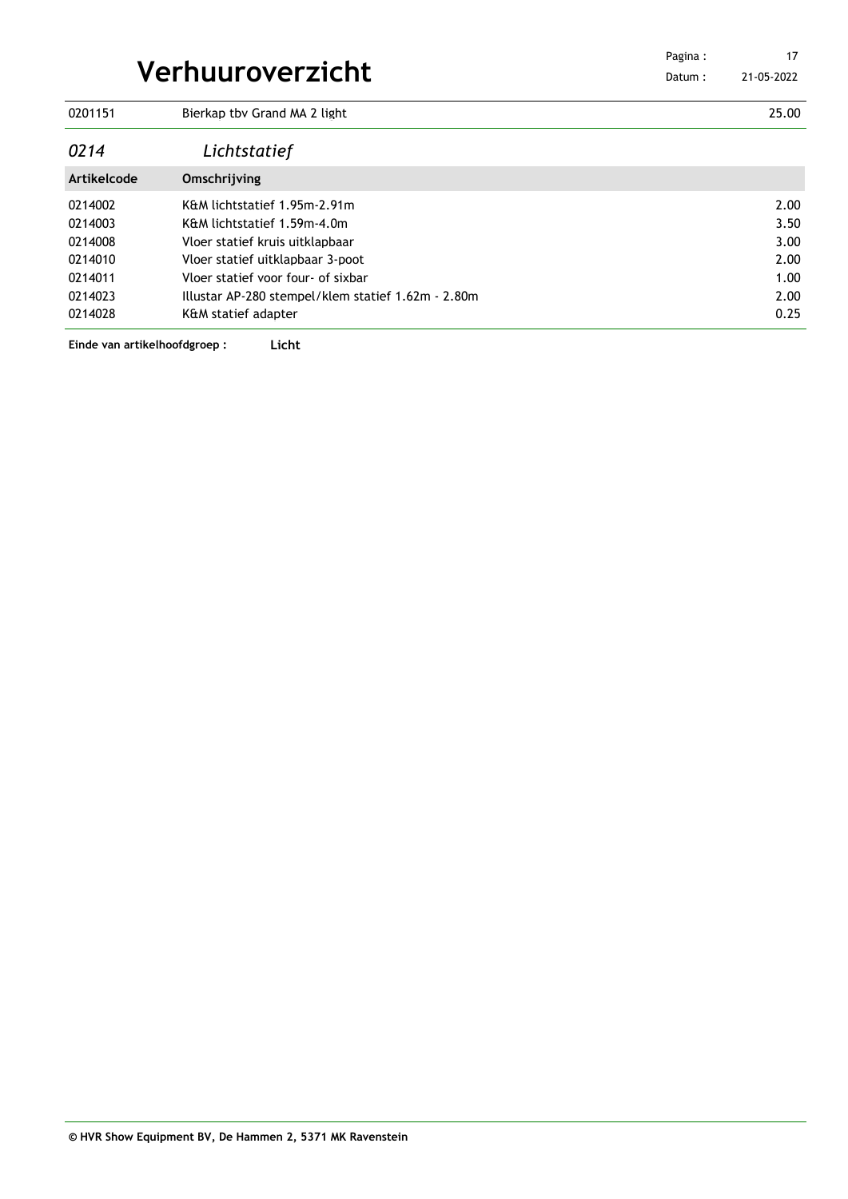| | | |
|---|---|---|
| 0201151 | Bierkap tbv Grand MA 2 light | 25.00 |

## *0214 Lichtstatief*

| Artikelcode | Omschrijving | |
|---|---|---|
| 0214002 | K&M lichtstatief 1.95m-2.91m | 2.00 |
| 0214003 | K&M lichtstatief 1.59m-4.0m | 3.50 |
| 0214008 | Vloer statief kruis uitklapbaar | 3.00 |
| 0214010 | Vloer statief uitklapbaar 3-poot | 2.00 |
| 0214011 | Vloer statief voor four- of sixbar | 1.00 |
| 0214023 | Illustar AP-280 stempel/klem statief 1.62m - 2.80m | 2.00 |
| 0214028 | K&M statief adapter | 0.25 |

**Einde van artikelhoofdgroep : Licht**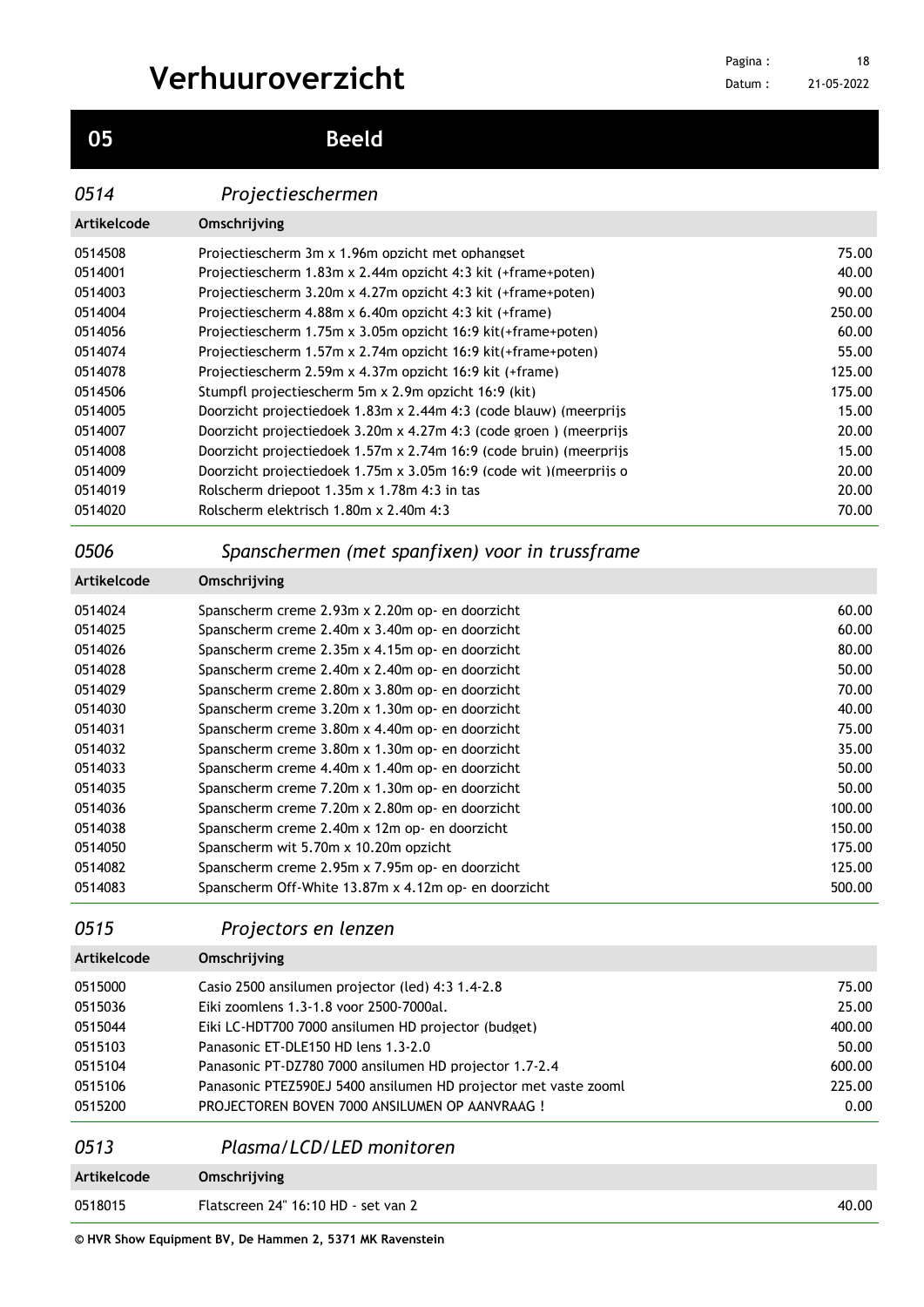# Verhuuroverzicht

## 05 Beeld

### *0514 Projectieschermen*

| Artikelcode | Omschrijving | |
|---|---|---|
| 0514508 | Projectiescherm 3m x 1.96m opzicht met ophangset | 75.00 |
| 0514001 | Projectiescherm 1.83m x 2.44m opzicht 4:3 kit (+frame+poten) | 40.00 |
| 0514003 | Projectiescherm 3.20m x 4.27m opzicht 4:3 kit (+frame+poten) | 90.00 |
| 0514004 | Projectiescherm 4.88m x 6.40m opzicht 4:3 kit (+frame) | 250.00 |
| 0514056 | Projectiescherm 1.75m x 3.05m opzicht 16:9 kit(+frame+poten) | 60.00 |
| 0514074 | Projectiescherm 1.57m x 2.74m opzicht 16:9 kit(+frame+poten) | 55.00 |
| 0514078 | Projectiescherm 2.59m x 4.37m opzicht 16:9 kit (+frame) | 125.00 |
| 0514506 | Stumpfl projectiescherm 5m x 2.9m opzicht 16:9 (kit) | 175.00 |
| 0514005 | Doorzicht projectiedoek 1.83m x 2.44m 4:3 (code blauw) (meerprijs | 15.00 |
| 0514007 | Doorzicht projectiedoek 3.20m x 4.27m 4:3 (code groen ) (meerprijs | 20.00 |
| 0514008 | Doorzicht projectiedoek 1.57m x 2.74m 16:9 (code bruin) (meerprijs | 15.00 |
| 0514009 | Doorzicht projectiedoek 1.75m x 3.05m 16:9 (code wit )(meerprijs o | 20.00 |
| 0514019 | Rolscherm driepoot 1.35m x 1.78m 4:3 in tas | 20.00 |
| 0514020 | Rolscherm elektrisch 1.80m x 2.40m 4:3 | 70.00 |

### *0506 Spanschermen (met spanfixen) voor in trussframe*

| Artikelcode | Omschrijving | |
|---|---|---|
| 0514024 | Spanscherm creme 2.93m x 2.20m op- en doorzicht | 60.00 |
| 0514025 | Spanscherm creme 2.40m x 3.40m op- en doorzicht | 60.00 |
| 0514026 | Spanscherm creme 2.35m x 4.15m op- en doorzicht | 80.00 |
| 0514028 | Spanscherm creme 2.40m x 2.40m op- en doorzicht | 50.00 |
| 0514029 | Spanscherm creme 2.80m x 3.80m op- en doorzicht | 70.00 |
| 0514030 | Spanscherm creme 3.20m x 1.30m op- en doorzicht | 40.00 |
| 0514031 | Spanscherm creme 3.80m x 4.40m op- en doorzicht | 75.00 |
| 0514032 | Spanscherm creme 3.80m x 1.30m op- en doorzicht | 35.00 |
| 0514033 | Spanscherm creme 4.40m x 1.40m op- en doorzicht | 50.00 |
| 0514035 | Spanscherm creme 7.20m x 1.30m op- en doorzicht | 50.00 |
| 0514036 | Spanscherm creme 7.20m x 2.80m op- en doorzicht | 100.00 |
| 0514038 | Spanscherm creme 2.40m x 12m op- en doorzicht | 150.00 |
| 0514050 | Spanscherm wit 5.70m x 10.20m opzicht | 175.00 |
| 0514082 | Spanscherm creme 2.95m x 7.95m op- en doorzicht | 125.00 |
| 0514083 | Spanscherm Off-White 13.87m x 4.12m op- en doorzicht | 500.00 |

### *0515 Projectors en lenzen*

| Artikelcode | Omschrijving | |
|---|---|---|
| 0515000 | Casio 2500 ansilumen projector (led) 4:3 1.4-2.8 | 75.00 |
| 0515036 | Eiki zoomlens 1.3-1.8 voor 2500-7000al. | 25.00 |
| 0515044 | Eiki LC-HDT700 7000 ansilumen HD projector (budget) | 400.00 |
| 0515103 | Panasonic ET-DLE150 HD lens 1.3-2.0 | 50.00 |
| 0515104 | Panasonic PT-DZ780 7000 ansilumen HD projector 1.7-2.4 | 600.00 |
| 0515106 | Panasonic PTEZ590EJ 5400 ansilumen HD projector met vaste zooml | 225.00 |
| 0515200 | PROJECTOREN BOVEN 7000 ANSILUMEN OP AANVRAAG ! | 0.00 |

### *0513 Plasma/LCD/LED monitoren*

| Artikelcode | Omschrijving | |
|---|---|---|
| 0518015 | Flatscreen 24" 16:10 HD - set van 2 | 40.00 |

**© HVR Show Equipment BV, De Hammen 2, 5371 MK Ravenstein**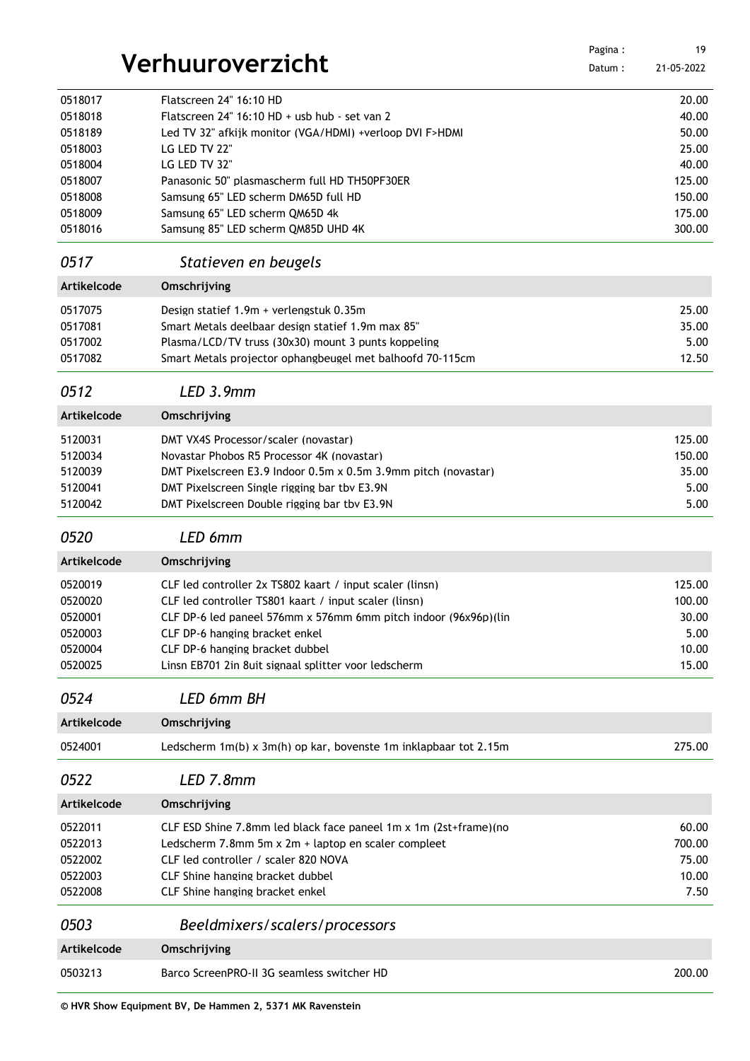# Verhuuroverzicht

| | | |
|---|---|---|
| 0518017 | Flatscreen 24" 16:10 HD | 20.00 |
| 0518018 | Flatscreen 24" 16:10 HD + usb hub - set van 2 | 40.00 |
| 0518189 | Led TV 32" afkijk monitor (VGA/HDMI) +verloop DVI F>HDMI | 50.00 |
| 0518003 | LG LED TV 22" | 25.00 |
| 0518004 | LG LED TV 32" | 40.00 |
| 0518007 | Panasonic 50" plasmascherm full HD TH50PF30ER | 125.00 |
| 0518008 | Samsung 65" LED scherm DM65D full HD | 150.00 |
| 0518009 | Samsung 65" LED scherm QM65D 4k | 175.00 |
| 0518016 | Samsung 85" LED scherm QM85D UHD 4K | 300.00 |

## *0517 Statieven en beugels*

| Artikelcode | Omschrijving | |
|---|---|---|
| 0517075 | Design statief 1.9m + verlengstuk 0.35m | 25.00 |
| 0517081 | Smart Metals deelbaar design statief 1.9m max 85" | 35.00 |
| 0517002 | Plasma/LCD/TV truss (30x30) mount 3 punts koppeling | 5.00 |
| 0517082 | Smart Metals projector ophangbeugel met balhoofd 70-115cm | 12.50 |

## *0512 LED 3.9mm*

| Artikelcode | Omschrijving | |
|---|---|---|
| 5120031 | DMT VX4S Processor/scaler (novastar) | 125.00 |
| 5120034 | Novastar Phobos R5 Processor 4K (novastar) | 150.00 |
| 5120039 | DMT Pixelscreen E3.9 Indoor 0.5m x 0.5m 3.9mm pitch (novastar) | 35.00 |
| 5120041 | DMT Pixelscreen Single rigging bar tbv E3.9N | 5.00 |
| 5120042 | DMT Pixelscreen Double rigging bar tbv E3.9N | 5.00 |

## *0520 LED 6mm*

| Artikelcode | Omschrijving | |
|---|---|---|
| 0520019 | CLF led controller 2x TS802 kaart / input scaler (linsn) | 125.00 |
| 0520020 | CLF led controller TS801 kaart / input scaler (linsn) | 100.00 |
| 0520001 | CLF DP-6 led paneel 576mm x 576mm 6mm pitch indoor (96x96p)(lin | 30.00 |
| 0520003 | CLF DP-6 hanging bracket enkel | 5.00 |
| 0520004 | CLF DP-6 hanging bracket dubbel | 10.00 |
| 0520025 | Linsn EB701 2in 8uit signaal splitter voor ledscherm | 15.00 |

## *0524 LED 6mm BH*

| Artikelcode | Omschrijving | |
|---|---|---|
| 0524001 | Ledscherm 1m(b) x 3m(h) op kar, bovenste 1m inklapbaar tot 2.15m | 275.00 |

## *0522 LED 7.8mm*

| Artikelcode | Omschrijving | |
|---|---|---|
| 0522011 | CLF ESD Shine 7.8mm led black face paneel 1m x 1m (2st+frame)(no | 60.00 |
| 0522013 | Ledscherm 7.8mm 5m x 2m + laptop en scaler compleet | 700.00 |
| 0522002 | CLF led controller / scaler 820 NOVA | 75.00 |
| 0522003 | CLF Shine hanging bracket dubbel | 10.00 |
| 0522008 | CLF Shine hanging bracket enkel | 7.50 |

## *0503 Beeldmixers/scalers/processors*

| Artikelcode | Omschrijving | |
|---|---|---|
| 0503213 | Barco ScreenPRO-II 3G seamless switcher HD | 200.00 |

**© HVR Show Equipment BV, De Hammen 2, 5371 MK Ravenstein**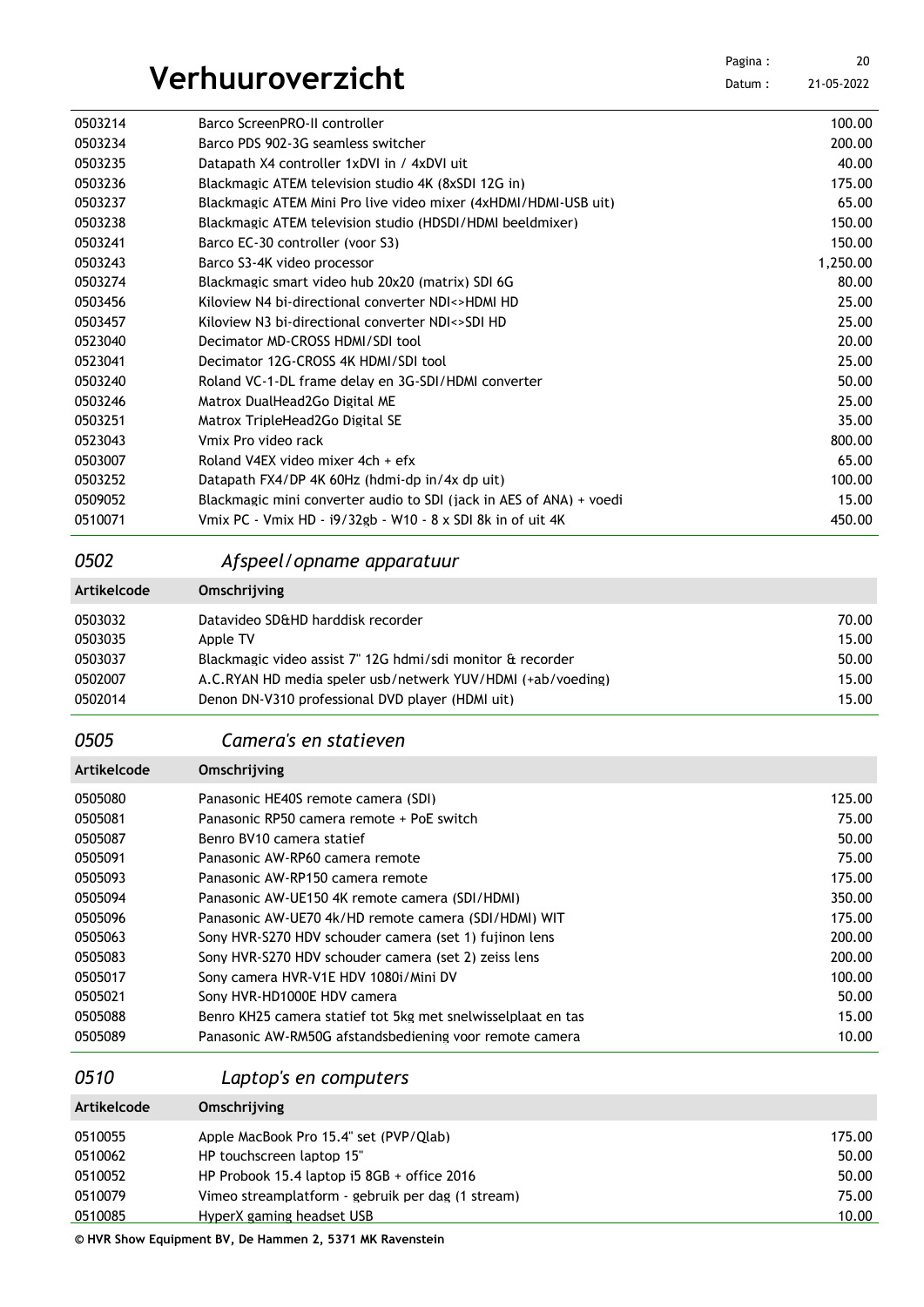# Verhuuroverzicht

| | | |
|---|---|---|
| 0503214 | Barco ScreenPRO-II controller | 100.00 |
| 0503234 | Barco PDS 902-3G seamless switcher | 200.00 |
| 0503235 | Datapath X4 controller 1xDVI in / 4xDVI uit | 40.00 |
| 0503236 | Blackmagic ATEM television studio 4K (8xSDI 12G in) | 175.00 |
| 0503237 | Blackmagic ATEM Mini Pro live video mixer (4xHDMI/HDMI-USB uit) | 65.00 |
| 0503238 | Blackmagic ATEM television studio (HDSDI/HDMI beeldmixer) | 150.00 |
| 0503241 | Barco EC-30 controller (voor S3) | 150.00 |
| 0503243 | Barco S3-4K video processor | 1,250.00 |
| 0503274 | Blackmagic smart video hub 20x20 (matrix) SDI 6G | 80.00 |
| 0503456 | Kiloview N4 bi-directional converter NDI<>HDMI HD | 25.00 |
| 0503457 | Kiloview N3 bi-directional converter NDI<>SDI HD | 25.00 |
| 0523040 | Decimator MD-CROSS HDMI/SDI tool | 20.00 |
| 0523041 | Decimator 12G-CROSS 4K HDMI/SDI tool | 25.00 |
| 0503240 | Roland VC-1-DL frame delay en 3G-SDI/HDMI converter | 50.00 |
| 0503246 | Matrox DualHead2Go Digital ME | 25.00 |
| 0503251 | Matrox TripleHead2Go Digital SE | 35.00 |
| 0523043 | Vmix Pro video rack | 800.00 |
| 0503007 | Roland V4EX video mixer 4ch + efx | 65.00 |
| 0503252 | Datapath FX4/DP 4K 60Hz (hdmi-dp in/4x dp uit) | 100.00 |
| 0509052 | Blackmagic mini converter audio to SDI (jack in AES of ANA) + voedi | 15.00 |
| 0510071 | Vmix PC - Vmix HD - i9/32gb - W10 - 8 x SDI 8k in of uit 4K | 450.00 |

## *0502 Afspeel/opname apparatuur*

| Artikelcode | Omschrijving | |
|---|---|---|
| 0503032 | Datavideo SD&HD harddisk recorder | 70.00 |
| 0503035 | Apple TV | 15.00 |
| 0503037 | Blackmagic video assist 7" 12G hdmi/sdi monitor & recorder | 50.00 |
| 0502007 | A.C.RYAN HD media speler usb/netwerk YUV/HDMI (+ab/voeding) | 15.00 |
| 0502014 | Denon DN-V310 professional DVD player (HDMI uit) | 15.00 |

## *0505 Camera's en statieven*

| Artikelcode | Omschrijving | |
|---|---|---|
| 0505080 | Panasonic HE40S remote camera (SDI) | 125.00 |
| 0505081 | Panasonic RP50 camera remote + PoE switch | 75.00 |
| 0505087 | Benro BV10 camera statief | 50.00 |
| 0505091 | Panasonic AW-RP60 camera remote | 75.00 |
| 0505093 | Panasonic AW-RP150 camera remote | 175.00 |
| 0505094 | Panasonic AW-UE150 4K remote camera (SDI/HDMI) | 350.00 |
| 0505096 | Panasonic AW-UE70 4k/HD remote camera (SDI/HDMI) WIT | 175.00 |
| 0505063 | Sony HVR-S270 HDV schouder camera (set 1) fujinon lens | 200.00 |
| 0505083 | Sony HVR-S270 HDV schouder camera (set 2) zeiss lens | 200.00 |
| 0505017 | Sony camera HVR-V1E HDV 1080i/Mini DV | 100.00 |
| 0505021 | Sony HVR-HD1000E HDV camera | 50.00 |
| 0505088 | Benro KH25 camera statief tot 5kg met snelwisselplaat en tas | 15.00 |
| 0505089 | Panasonic AW-RM50G afstandsbediening voor remote camera | 10.00 |

## *0510 Laptop's en computers*

| Artikelcode | Omschrijving | |
|---|---|---|
| 0510055 | Apple MacBook Pro 15.4" set (PVP/Qlab) | 175.00 |
| 0510062 | HP touchscreen laptop 15" | 50.00 |
| 0510052 | HP Probook 15.4 laptop i5 8GB + office 2016 | 50.00 |
| 0510079 | Vimeo streamplatform - gebruik per dag (1 stream) | 75.00 |
| 0510085 | HyperX gaming headset USB | 10.00 |

**© HVR Show Equipment BV, De Hammen 2, 5371 MK Ravenstein**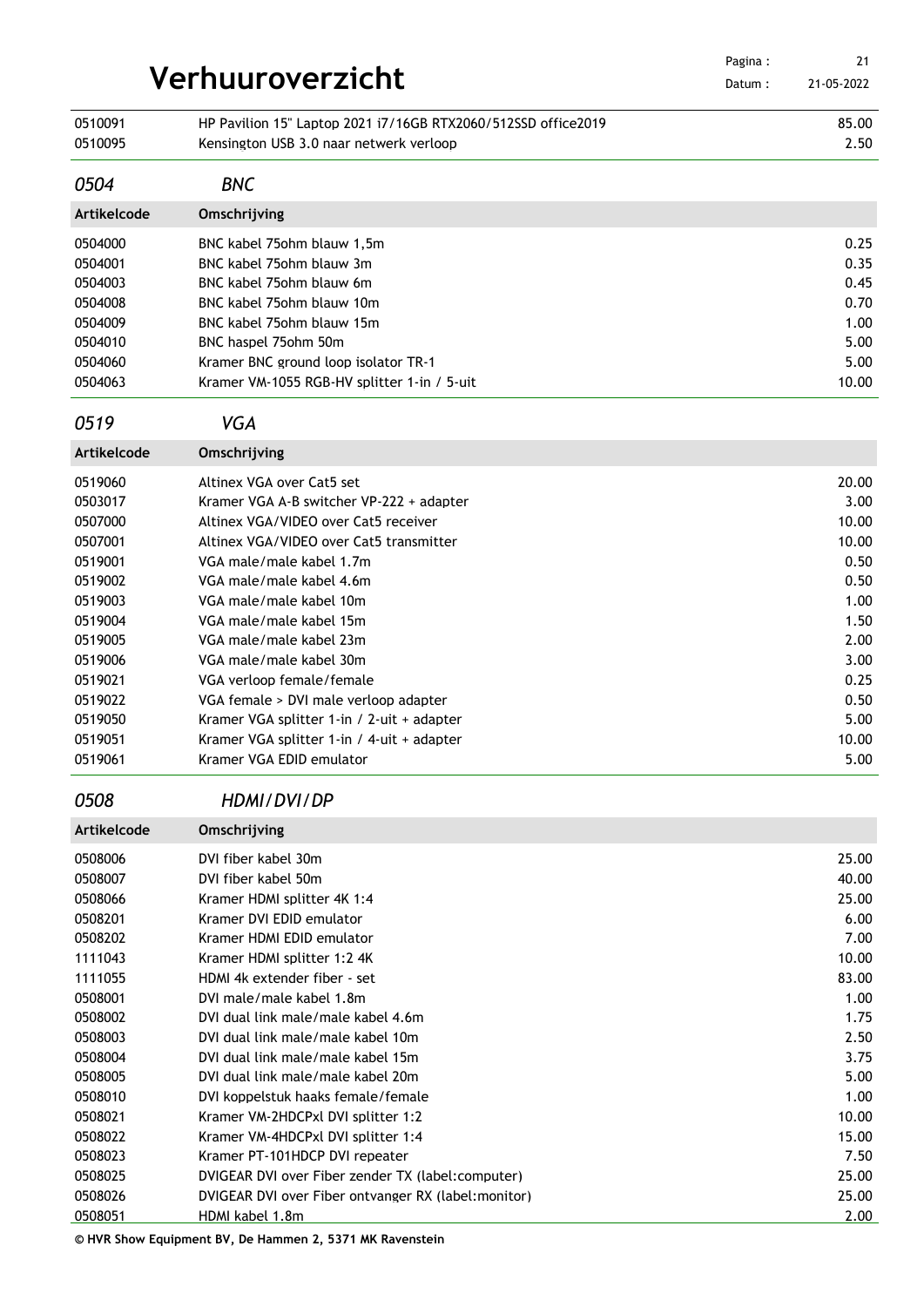| | | |
|---|---|---|
| 0510091 | HP Pavilion 15" Laptop 2021 i7/16GB RTX2060/512SSD office2019 | 85.00 |
| 0510095 | Kensington USB 3.0 naar netwerk verloop | 2.50 |

## *0504 BNC*

| Artikelcode | Omschrijving | |
|---|---|---|
| 0504000 | BNC kabel 75ohm blauw 1,5m | 0.25 |
| 0504001 | BNC kabel 75ohm blauw 3m | 0.35 |
| 0504003 | BNC kabel 75ohm blauw 6m | 0.45 |
| 0504008 | BNC kabel 75ohm blauw 10m | 0.70 |
| 0504009 | BNC kabel 75ohm blauw 15m | 1.00 |
| 0504010 | BNC haspel 75ohm 50m | 5.00 |
| 0504060 | Kramer BNC ground loop isolator TR-1 | 5.00 |
| 0504063 | Kramer VM-1055 RGB-HV splitter 1-in / 5-uit | 10.00 |

## *0519 VGA*

| Artikelcode | Omschrijving | |
|---|---|---|
| 0519060 | Altinex VGA over Cat5 set | 20.00 |
| 0503017 | Kramer VGA A-B switcher VP-222 + adapter | 3.00 |
| 0507000 | Altinex VGA/VIDEO over Cat5 receiver | 10.00 |
| 0507001 | Altinex VGA/VIDEO over Cat5 transmitter | 10.00 |
| 0519001 | VGA male/male kabel 1.7m | 0.50 |
| 0519002 | VGA male/male kabel 4.6m | 0.50 |
| 0519003 | VGA male/male kabel 10m | 1.00 |
| 0519004 | VGA male/male kabel 15m | 1.50 |
| 0519005 | VGA male/male kabel 23m | 2.00 |
| 0519006 | VGA male/male kabel 30m | 3.00 |
| 0519021 | VGA verloop female/female | 0.25 |
| 0519022 | VGA female > DVI male verloop adapter | 0.50 |
| 0519050 | Kramer VGA splitter 1-in / 2-uit + adapter | 5.00 |
| 0519051 | Kramer VGA splitter 1-in / 4-uit + adapter | 10.00 |
| 0519061 | Kramer VGA EDID emulator | 5.00 |

## *0508 HDMI/DVI/DP*

| Artikelcode | Omschrijving | |
|---|---|---|
| 0508006 | DVI fiber kabel 30m | 25.00 |
| 0508007 | DVI fiber kabel 50m | 40.00 |
| 0508066 | Kramer HDMI splitter 4K 1:4 | 25.00 |
| 0508201 | Kramer DVI EDID emulator | 6.00 |
| 0508202 | Kramer HDMI EDID emulator | 7.00 |
| 1111043 | Kramer HDMI splitter 1:2 4K | 10.00 |
| 1111055 | HDMI 4k extender fiber - set | 83.00 |
| 0508001 | DVI male/male kabel 1.8m | 1.00 |
| 0508002 | DVI dual link male/male kabel 4.6m | 1.75 |
| 0508003 | DVI dual link male/male kabel 10m | 2.50 |
| 0508004 | DVI dual link male/male kabel 15m | 3.75 |
| 0508005 | DVI dual link male/male kabel 20m | 5.00 |
| 0508010 | DVI koppelstuk haaks female/female | 1.00 |
| 0508021 | Kramer VM-2HDCPxl DVI splitter 1:2 | 10.00 |
| 0508022 | Kramer VM-4HDCPxl DVI splitter 1:4 | 15.00 |
| 0508023 | Kramer PT-101HDCP DVI repeater | 7.50 |
| 0508025 | DVIGEAR DVI over Fiber zender TX (label:computer) | 25.00 |
| 0508026 | DVIGEAR DVI over Fiber ontvanger RX (label:monitor) | 25.00 |
| 0508051 | HDMI kabel 1.8m | 2.00 |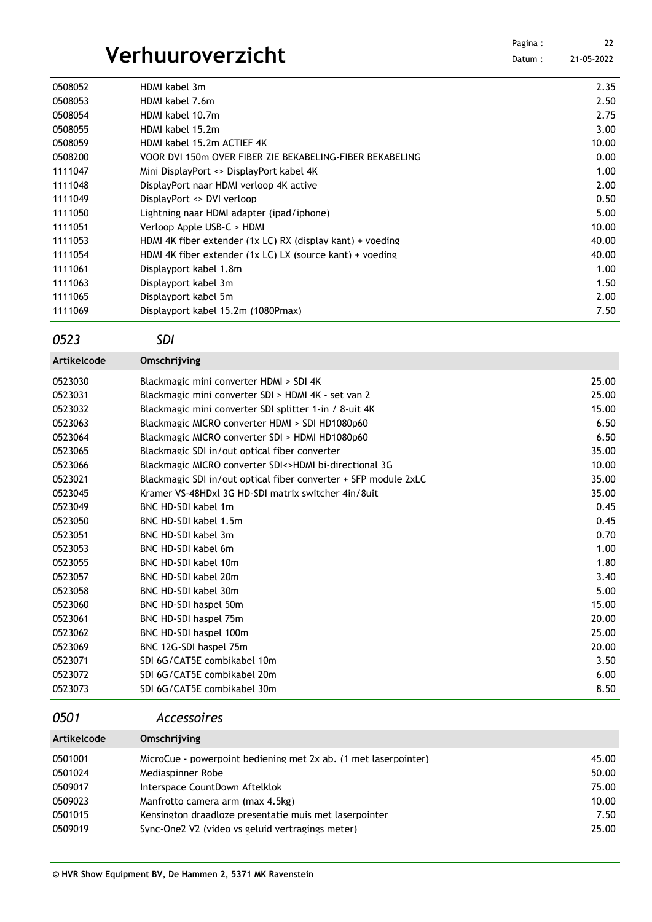# Verhuuroverzicht

| | | |
|---|---|---|
| 0508052 | HDMI kabel 3m | 2.35 |
| 0508053 | HDMI kabel 7.6m | 2.50 |
| 0508054 | HDMI kabel 10.7m | 2.75 |
| 0508055 | HDMI kabel 15.2m | 3.00 |
| 0508059 | HDMI kabel 15.2m ACTIEF 4K | 10.00 |
| 0508200 | VOOR DVI 150m OVER FIBER ZIE BEKABELING-FIBER BEKABELING | 0.00 |
| 1111047 | Mini DisplayPort <> DisplayPort kabel 4K | 1.00 |
| 1111048 | DisplayPort naar HDMI verloop 4K active | 2.00 |
| 1111049 | DisplayPort <> DVI verloop | 0.50 |
| 1111050 | Lightning naar HDMI adapter (ipad/iphone) | 5.00 |
| 1111051 | Verloop Apple USB-C > HDMI | 10.00 |
| 1111053 | HDMI 4K fiber extender (1x LC) RX (display kant) + voeding | 40.00 |
| 1111054 | HDMI 4K fiber extender (1x LC) LX (source kant) + voeding | 40.00 |
| 1111061 | Displayport kabel 1.8m | 1.00 |
| 1111063 | Displayport kabel 3m | 1.50 |
| 1111065 | Displayport kabel 5m | 2.00 |
| 1111069 | Displayport kabel 15.2m (1080Pmax) | 7.50 |

## *0523 SDI*

| Artikelcode | Omschrijving | |
|---|---|---|
| 0523030 | Blackmagic mini converter HDMI > SDI 4K | 25.00 |
| 0523031 | Blackmagic mini converter SDI > HDMI 4K - set van 2 | 25.00 |
| 0523032 | Blackmagic mini converter SDI splitter 1-in / 8-uit 4K | 15.00 |
| 0523063 | Blackmagic MICRO converter HDMI > SDI HD1080p60 | 6.50 |
| 0523064 | Blackmagic MICRO converter SDI > HDMI HD1080p60 | 6.50 |
| 0523065 | Blackmagic SDI in/out optical fiber converter | 35.00 |
| 0523066 | Blackmagic MICRO converter SDI<>HDMI bi-directional 3G | 10.00 |
| 0523021 | Blackmagic SDI in/out optical fiber converter + SFP module 2xLC | 35.00 |
| 0523045 | Kramer VS-48HDxl 3G HD-SDI matrix switcher 4in/8uit | 35.00 |
| 0523049 | BNC HD-SDI kabel 1m | 0.45 |
| 0523050 | BNC HD-SDI kabel 1.5m | 0.45 |
| 0523051 | BNC HD-SDI kabel 3m | 0.70 |
| 0523053 | BNC HD-SDI kabel 6m | 1.00 |
| 0523055 | BNC HD-SDI kabel 10m | 1.80 |
| 0523057 | BNC HD-SDI kabel 20m | 3.40 |
| 0523058 | BNC HD-SDI kabel 30m | 5.00 |
| 0523060 | BNC HD-SDI haspel 50m | 15.00 |
| 0523061 | BNC HD-SDI haspel 75m | 20.00 |
| 0523062 | BNC HD-SDI haspel 100m | 25.00 |
| 0523069 | BNC 12G-SDI haspel 75m | 20.00 |
| 0523071 | SDI 6G/CAT5E combikabel 10m | 3.50 |
| 0523072 | SDI 6G/CAT5E combikabel 20m | 6.00 |
| 0523073 | SDI 6G/CAT5E combikabel 30m | 8.50 |

## *0501 Accessoires*

| Artikelcode | Omschrijving | |
|---|---|---|
| 0501001 | MicroCue - powerpoint bediening met 2x ab. (1 met laserpointer) | 45.00 |
| 0501024 | Mediaspinner Robe | 50.00 |
| 0509017 | Interspace CountDown Aftelklok | 75.00 |
| 0509023 | Manfrotto camera arm (max 4.5kg) | 10.00 |
| 0501015 | Kensington draadloze presentatie muis met laserpointer | 7.50 |
| 0509019 | Sync-One2 V2 (video vs geluid vertragings meter) | 25.00 |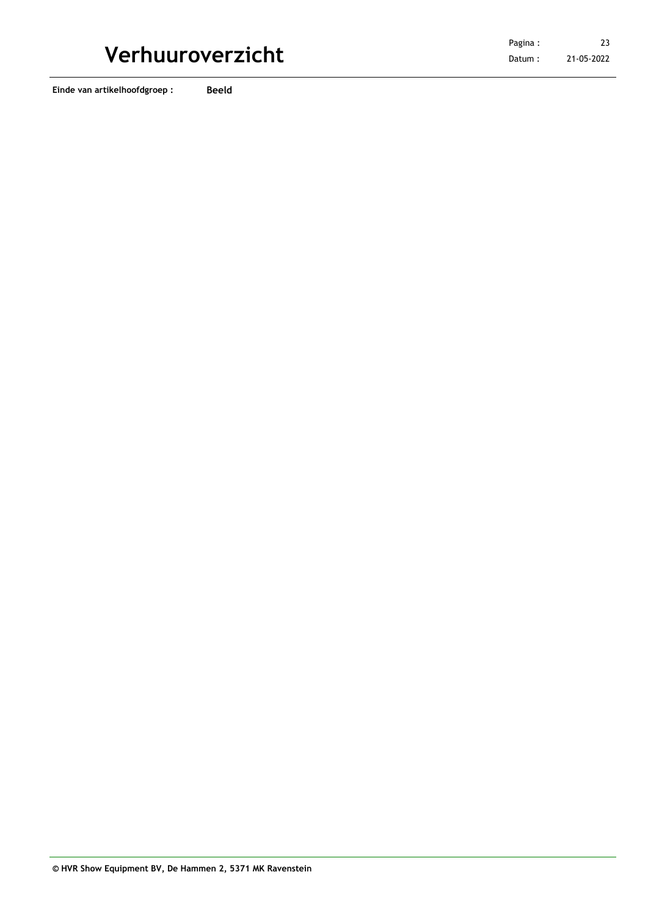**Einde van artikelhoofdgroep :** **Beeld**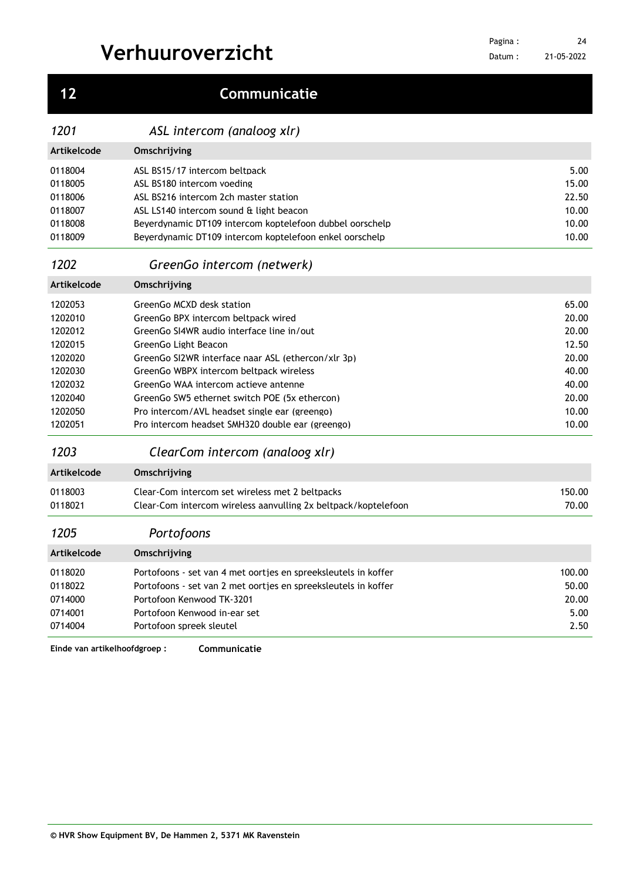# Verhuuroverzicht

## 12 Communicatie

### *1201 ASL intercom (analoog xlr)*

| Artikelcode | Omschrijving | |
|---|---|---|
| 0118004 | ASL BS15/17 intercom beltpack | 5.00 |
| 0118005 | ASL BS180 intercom voeding | 15.00 |
| 0118006 | ASL BS216 intercom 2ch master station | 22.50 |
| 0118007 | ASL LS140 intercom sound & light beacon | 10.00 |
| 0118008 | Beyerdynamic DT109 intercom koptelefoon dubbel oorschelp | 10.00 |
| 0118009 | Beyerdynamic DT109 intercom koptelefoon enkel oorschelp | 10.00 |

### *1202 GreenGo intercom (netwerk)*

| Artikelcode | Omschrijving | |
|---|---|---|
| 1202053 | GreenGo MCXD desk station | 65.00 |
| 1202010 | GreenGo BPX intercom beltpack wired | 20.00 |
| 1202012 | GreenGo SI4WR audio interface line in/out | 20.00 |
| 1202015 | GreenGo Light Beacon | 12.50 |
| 1202020 | GreenGo SI2WR interface naar ASL (ethercon/xlr 3p) | 20.00 |
| 1202030 | GreenGo WBPX intercom beltpack wireless | 40.00 |
| 1202032 | GreenGo WAA intercom actieve antenne | 40.00 |
| 1202040 | GreenGo SW5 ethernet switch POE (5x ethercon) | 20.00 |
| 1202050 | Pro intercom/AVL headset single ear (greengo) | 10.00 |
| 1202051 | Pro intercom headset SMH320 double ear (greengo) | 10.00 |

### *1203 ClearCom intercom (analoog xlr)*

| Artikelcode | Omschrijving | |
|---|---|---|
| 0118003 | Clear-Com intercom set wireless met 2 beltpacks | 150.00 |
| 0118021 | Clear-Com intercom wireless aanvulling 2x beltpack/koptelefoon | 70.00 |

### *1205 Portofoons*

| Artikelcode | Omschrijving | |
|---|---|---|
| 0118020 | Portofoons - set van 4 met oortjes en spreeksleutels in koffer | 100.00 |
| 0118022 | Portofoons - set van 2 met oortjes en spreeksleutels in koffer | 50.00 |
| 0714000 | Portofoon Kenwood TK-3201 | 20.00 |
| 0714001 | Portofoon Kenwood in-ear set | 5.00 |
| 0714004 | Portofoon spreek sleutel | 2.50 |

**Einde van artikelhoofdgroep : Communicatie**

**© HVR Show Equipment BV, De Hammen 2, 5371 MK Ravenstein**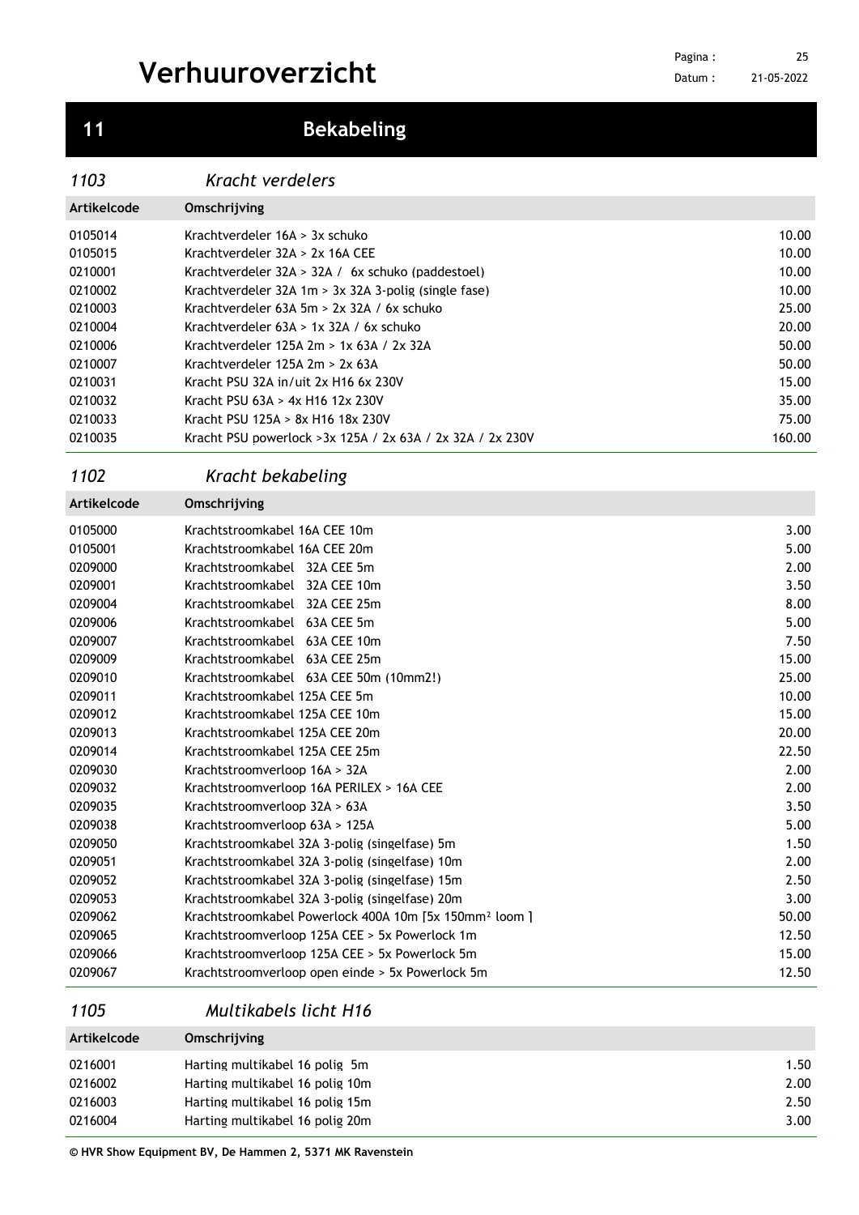# Verhuuroverzicht

## 11 Bekabeling

### *1103 Kracht verdelers*

| Artikelcode | Omschrijving | |
|---|---|---|
| 0105014 | Krachtverdeler 16A > 3x schuko | 10.00 |
| 0105015 | Krachtverdeler 32A > 2x 16A CEE | 10.00 |
| 0210001 | Krachtverdeler 32A > 32A / 6x schuko (paddestoel) | 10.00 |
| 0210002 | Krachtverdeler 32A 1m > 3x 32A 3-polig (single fase) | 10.00 |
| 0210003 | Krachtverdeler 63A 5m > 2x 32A / 6x schuko | 25.00 |
| 0210004 | Krachtverdeler 63A > 1x 32A / 6x schuko | 20.00 |
| 0210006 | Krachtverdeler 125A 2m > 1x 63A / 2x 32A | 50.00 |
| 0210007 | Krachtverdeler 125A 2m > 2x 63A | 50.00 |
| 0210031 | Kracht PSU 32A in/uit 2x H16 6x 230V | 15.00 |
| 0210032 | Kracht PSU 63A > 4x H16 12x 230V | 35.00 |
| 0210033 | Kracht PSU 125A > 8x H16 18x 230V | 75.00 |
| 0210035 | Kracht PSU powerlock >3x 125A / 2x 63A / 2x 32A / 2x 230V | 160.00 |

### *1102 Kracht bekabeling*

| Artikelcode | Omschrijving | |
|---|---|---|
| 0105000 | Krachtstroomkabel 16A CEE 10m | 3.00 |
| 0105001 | Krachtstroomkabel 16A CEE 20m | 5.00 |
| 0209000 | Krachtstroomkabel 32A CEE 5m | 2.00 |
| 0209001 | Krachtstroomkabel 32A CEE 10m | 3.50 |
| 0209004 | Krachtstroomkabel 32A CEE 25m | 8.00 |
| 0209006 | Krachtstroomkabel 63A CEE 5m | 5.00 |
| 0209007 | Krachtstroomkabel 63A CEE 10m | 7.50 |
| 0209009 | Krachtstroomkabel 63A CEE 25m | 15.00 |
| 0209010 | Krachtstroomkabel 63A CEE 50m (10mm2!) | 25.00 |
| 0209011 | Krachtstroomkabel 125A CEE 5m | 10.00 |
| 0209012 | Krachtstroomkabel 125A CEE 10m | 15.00 |
| 0209013 | Krachtstroomkabel 125A CEE 20m | 20.00 |
| 0209014 | Krachtstroomkabel 125A CEE 25m | 22.50 |
| 0209030 | Krachtstroomverloop 16A > 32A | 2.00 |
| 0209032 | Krachtstroomverloop 16A PERILEX > 16A CEE | 2.00 |
| 0209035 | Krachtstroomverloop 32A > 63A | 3.50 |
| 0209038 | Krachtstroomverloop 63A > 125A | 5.00 |
| 0209050 | Krachtstroomkabel 32A 3-polig (singelfase) 5m | 1.50 |
| 0209051 | Krachtstroomkabel 32A 3-polig (singelfase) 10m | 2.00 |
| 0209052 | Krachtstroomkabel 32A 3-polig (singelfase) 15m | 2.50 |
| 0209053 | Krachtstroomkabel 32A 3-polig (singelfase) 20m | 3.00 |
| 0209062 | Krachtstroomkabel Powerlock 400A 10m [5x 150mm$^2$ loom ] | 50.00 |
| 0209065 | Krachtstroomverloop 125A CEE > 5x Powerlock 1m | 12.50 |
| 0209066 | Krachtstroomverloop 125A CEE > 5x Powerlock 5m | 15.00 |
| 0209067 | Krachtstroomverloop open einde > 5x Powerlock 5m | 12.50 |

### *1105 Multikabels licht H16*

| Artikelcode | Omschrijving | |
|---|---|---|
| 0216001 | Harting multikabel 16 polig 5m | 1.50 |
| 0216002 | Harting multikabel 16 polig 10m | 2.00 |
| 0216003 | Harting multikabel 16 polig 15m | 2.50 |
| 0216004 | Harting multikabel 16 polig 20m | 3.00 |

**© HVR Show Equipment BV, De Hammen 2, 5371 MK Ravenstein**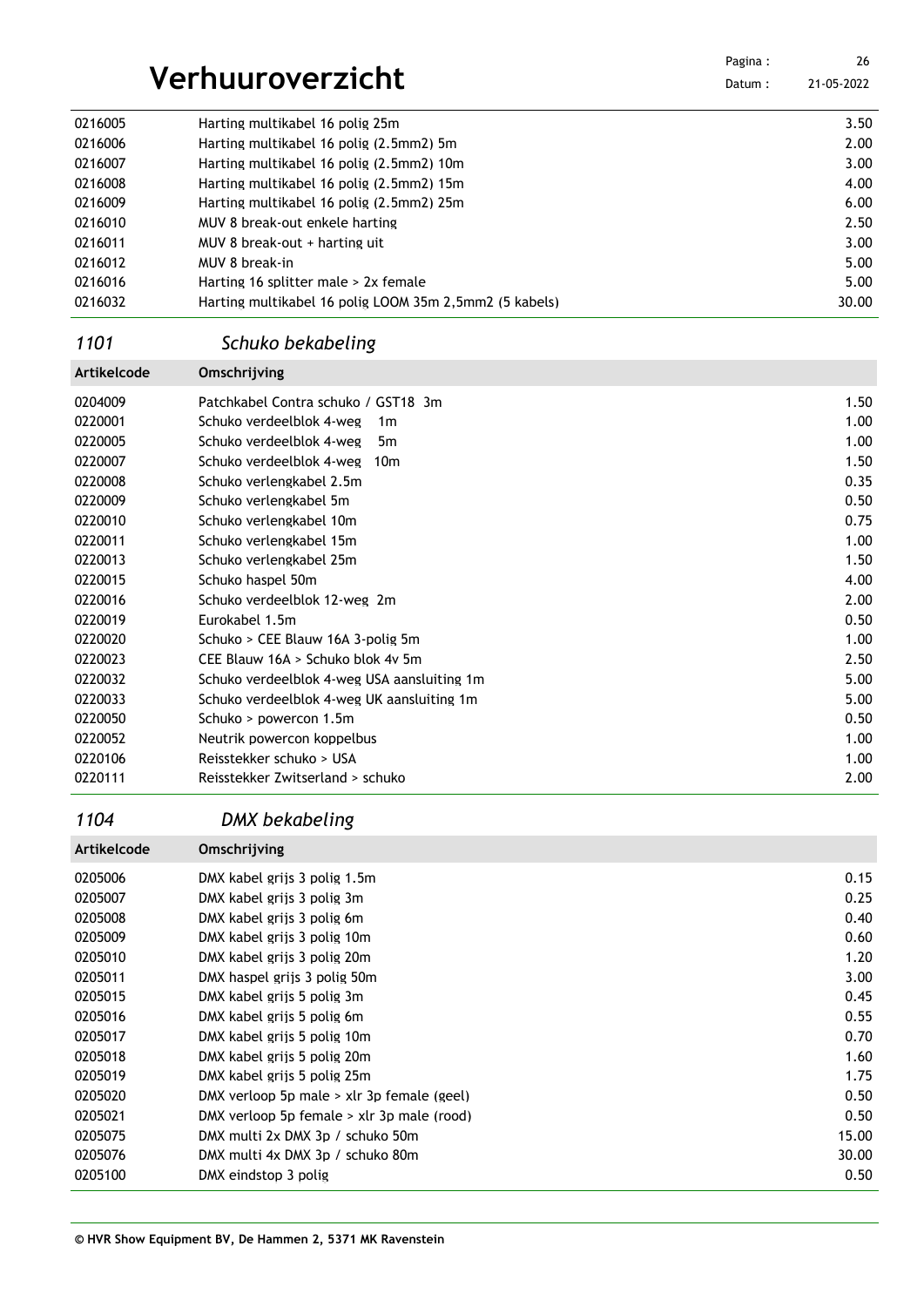| | | |
|---|---|---|
| 0216005 | Harting multikabel 16 polig 25m | 3.50 |
| 0216006 | Harting multikabel 16 polig (2.5mm2) 5m | 2.00 |
| 0216007 | Harting multikabel 16 polig (2.5mm2) 10m | 3.00 |
| 0216008 | Harting multikabel 16 polig (2.5mm2) 15m | 4.00 |
| 0216009 | Harting multikabel 16 polig (2.5mm2) 25m | 6.00 |
| 0216010 | MUV 8 break-out enkele harting | 2.50 |
| 0216011 | MUV 8 break-out + harting uit | 3.00 |
| 0216012 | MUV 8 break-in | 5.00 |
| 0216016 | Harting 16 splitter male > 2x female | 5.00 |
| 0216032 | Harting multikabel 16 polig LOOM 35m 2,5mm2 (5 kabels) | 30.00 |

## *1101 Schuko bekabeling*

| Artikelcode | Omschrijving | |
|---|---|---|
| 0204009 | Patchkabel Contra schuko / GST18 3m | 1.50 |
| 0220001 | Schuko verdeelblok 4-weg 1m | 1.00 |
| 0220005 | Schuko verdeelblok 4-weg 5m | 1.00 |
| 0220007 | Schuko verdeelblok 4-weg 10m | 1.50 |
| 0220008 | Schuko verlengkabel 2.5m | 0.35 |
| 0220009 | Schuko verlengkabel 5m | 0.50 |
| 0220010 | Schuko verlengkabel 10m | 0.75 |
| 0220011 | Schuko verlengkabel 15m | 1.00 |
| 0220013 | Schuko verlengkabel 25m | 1.50 |
| 0220015 | Schuko haspel 50m | 4.00 |
| 0220016 | Schuko verdeelblok 12-weg 2m | 2.00 |
| 0220019 | Eurokabel 1.5m | 0.50 |
| 0220020 | Schuko > CEE Blauw 16A 3-polig 5m | 1.00 |
| 0220023 | CEE Blauw 16A > Schuko blok 4v 5m | 2.50 |
| 0220032 | Schuko verdeelblok 4-weg USA aansluiting 1m | 5.00 |
| 0220033 | Schuko verdeelblok 4-weg UK aansluiting 1m | 5.00 |
| 0220050 | Schuko > powercon 1.5m | 0.50 |
| 0220052 | Neutrik powercon koppelbus | 1.00 |
| 0220106 | Reisstekker schuko > USA | 1.00 |
| 0220111 | Reisstekker Zwitserland > schuko | 2.00 |

## *1104 DMX bekabeling*

| Artikelcode | Omschrijving | |
|---|---|---|
| 0205006 | DMX kabel grijs 3 polig 1.5m | 0.15 |
| 0205007 | DMX kabel grijs 3 polig 3m | 0.25 |
| 0205008 | DMX kabel grijs 3 polig 6m | 0.40 |
| 0205009 | DMX kabel grijs 3 polig 10m | 0.60 |
| 0205010 | DMX kabel grijs 3 polig 20m | 1.20 |
| 0205011 | DMX haspel grijs 3 polig 50m | 3.00 |
| 0205015 | DMX kabel grijs 5 polig 3m | 0.45 |
| 0205016 | DMX kabel grijs 5 polig 6m | 0.55 |
| 0205017 | DMX kabel grijs 5 polig 10m | 0.70 |
| 0205018 | DMX kabel grijs 5 polig 20m | 1.60 |
| 0205019 | DMX kabel grijs 5 polig 25m | 1.75 |
| 0205020 | DMX verloop 5p male > xlr 3p female (geel) | 0.50 |
| 0205021 | DMX verloop 5p female > xlr 3p male (rood) | 0.50 |
| 0205075 | DMX multi 2x DMX 3p / schuko 50m | 15.00 |
| 0205076 | DMX multi 4x DMX 3p / schuko 80m | 30.00 |
| 0205100 | DMX eindstop 3 polig | 0.50 |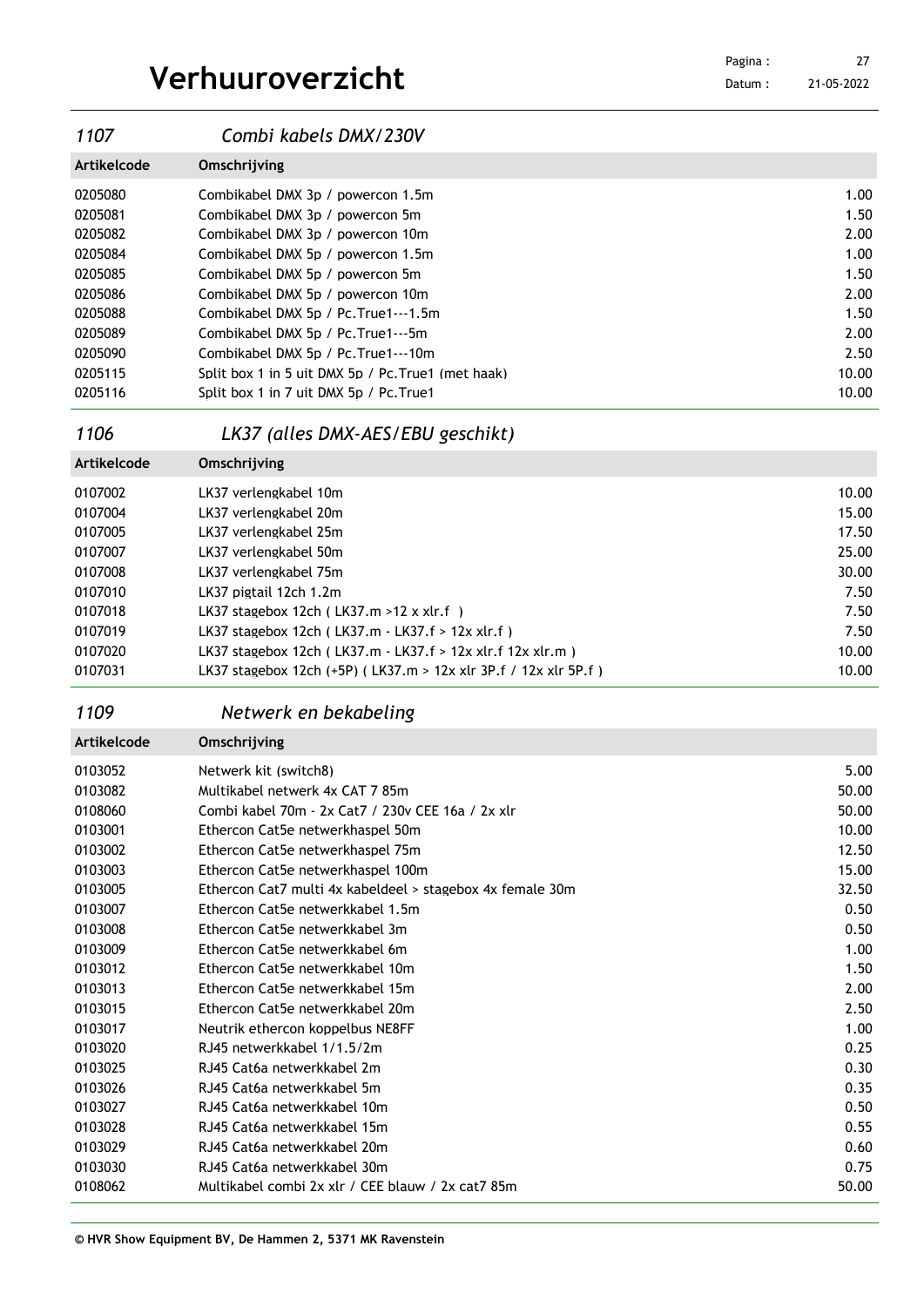# Verhuuroverzicht

## *1107 Combi kabels DMX/230V*

| Artikelcode | Omschrijving | |
|---|---|---|
| 0205080 | Combikabel DMX 3p / powercon 1.5m | 1.00 |
| 0205081 | Combikabel DMX 3p / powercon 5m | 1.50 |
| 0205082 | Combikabel DMX 3p / powercon 10m | 2.00 |
| 0205084 | Combikabel DMX 5p / powercon 1.5m | 1.00 |
| 0205085 | Combikabel DMX 5p / powercon 5m | 1.50 |
| 0205086 | Combikabel DMX 5p / powercon 10m | 2.00 |
| 0205088 | Combikabel DMX 5p / Pc.True1---1.5m | 1.50 |
| 0205089 | Combikabel DMX 5p / Pc.True1---5m | 2.00 |
| 0205090 | Combikabel DMX 5p / Pc.True1---10m | 2.50 |
| 0205115 | Split box 1 in 5 uit DMX 5p / Pc.True1 (met haak) | 10.00 |
| 0205116 | Split box 1 in 7 uit DMX 5p / Pc.True1 | 10.00 |

## *1106 LK37 (alles DMX-AES/EBU geschikt)*

| Artikelcode | Omschrijving | |
|---|---|---|
| 0107002 | LK37 verlengkabel 10m | 10.00 |
| 0107004 | LK37 verlengkabel 20m | 15.00 |
| 0107005 | LK37 verlengkabel 25m | 17.50 |
| 0107007 | LK37 verlengkabel 50m | 25.00 |
| 0107008 | LK37 verlengkabel 75m | 30.00 |
| 0107010 | LK37 pigtail 12ch 1.2m | 7.50 |
| 0107018 | LK37 stagebox 12ch ( LK37.m >12 x xlr.f ) | 7.50 |
| 0107019 | LK37 stagebox 12ch ( LK37.m - LK37.f > 12x xlr.f ) | 7.50 |
| 0107020 | LK37 stagebox 12ch ( LK37.m - LK37.f > 12x xlr.f 12x xlr.m ) | 10.00 |
| 0107031 | LK37 stagebox 12ch (+5P) ( LK37.m > 12x xlr 3P.f / 12x xlr 5P.f ) | 10.00 |

## *1109 Netwerk en bekabeling*

| Artikelcode | Omschrijving | |
|---|---|---|
| 0103052 | Netwerk kit (switch8) | 5.00 |
| 0103082 | Multikabel netwerk 4x CAT 7 85m | 50.00 |
| 0108060 | Combi kabel 70m - 2x Cat7 / 230v CEE 16a / 2x xlr | 50.00 |
| 0103001 | Ethercon Cat5e netwerkhaspel 50m | 10.00 |
| 0103002 | Ethercon Cat5e netwerkhaspel 75m | 12.50 |
| 0103003 | Ethercon Cat5e netwerkhaspel 100m | 15.00 |
| 0103005 | Ethercon Cat7 multi 4x kabeldeel > stagebox 4x female 30m | 32.50 |
| 0103007 | Ethercon Cat5e netwerkkabel 1.5m | 0.50 |
| 0103008 | Ethercon Cat5e netwerkkabel 3m | 0.50 |
| 0103009 | Ethercon Cat5e netwerkkabel 6m | 1.00 |
| 0103012 | Ethercon Cat5e netwerkkabel 10m | 1.50 |
| 0103013 | Ethercon Cat5e netwerkkabel 15m | 2.00 |
| 0103015 | Ethercon Cat5e netwerkkabel 20m | 2.50 |
| 0103017 | Neutrik ethercon koppelbus NE8FF | 1.00 |
| 0103020 | RJ45 netwerkkabel 1/1.5/2m | 0.25 |
| 0103025 | RJ45 Cat6a netwerkkabel 2m | 0.30 |
| 0103026 | RJ45 Cat6a netwerkkabel 5m | 0.35 |
| 0103027 | RJ45 Cat6a netwerkkabel 10m | 0.50 |
| 0103028 | RJ45 Cat6a netwerkkabel 15m | 0.55 |
| 0103029 | RJ45 Cat6a netwerkkabel 20m | 0.60 |
| 0103030 | RJ45 Cat6a netwerkkabel 30m | 0.75 |
| 0108062 | Multikabel combi 2x xlr / CEE blauw / 2x cat7 85m | 50.00 |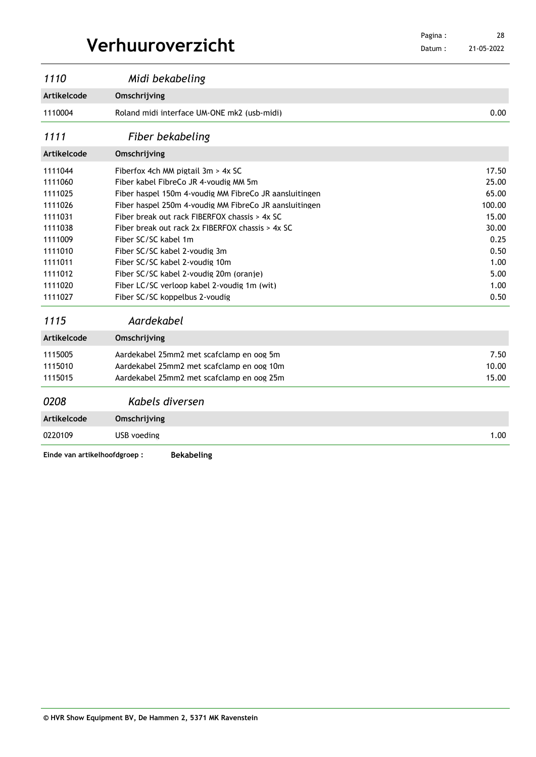# Verhuuroverzicht

## *1110 Midi bekabeling*

| Artikelcode | Omschrijving | |
|---|---|---|
| 1110004 | Roland midi interface UM-ONE mk2 (usb-midi) | 0.00 |

## *1111 Fiber bekabeling*

| Artikelcode | Omschrijving | |
|---|---|---|
| 1111044 | Fiberfox 4ch MM pigtail 3m > 4x SC | 17.50 |
| 1111060 | Fiber kabel FibreCo JR 4-voudig MM 5m | 25.00 |
| 1111025 | Fiber haspel 150m 4-voudig MM FibreCo JR aansluitingen | 65.00 |
| 1111026 | Fiber haspel 250m 4-voudig MM FibreCo JR aansluitingen | 100.00 |
| 1111031 | Fiber break out rack FIBERFOX chassis > 4x SC | 15.00 |
| 1111038 | Fiber break out rack 2x FIBERFOX chassis > 4x SC | 30.00 |
| 1111009 | Fiber SC/SC kabel 1m | 0.25 |
| 1111010 | Fiber SC/SC kabel 2-voudig 3m | 0.50 |
| 1111011 | Fiber SC/SC kabel 2-voudig 10m | 1.00 |
| 1111012 | Fiber SC/SC kabel 2-voudig 20m (oranje) | 5.00 |
| 1111020 | Fiber LC/SC verloop kabel 2-voudig 1m (wit) | 1.00 |
| 1111027 | Fiber SC/SC koppelbus 2-voudig | 0.50 |

## *1115 Aardekabel*

| Artikelcode | Omschrijving | |
|---|---|---|
| 1115005 | Aardekabel 25mm2 met scafclamp en oog 5m | 7.50 |
| 1115010 | Aardekabel 25mm2 met scafclamp en oog 10m | 10.00 |
| 1115015 | Aardekabel 25mm2 met scafclamp en oog 25m | 15.00 |

## *0208 Kabels diversen*

| Artikelcode | Omschrijving | |
|---|---|---|
| 0220109 | USB voeding | 1.00 |

**Einde van artikelhoofdgroep : Bekabeling**

**© HVR Show Equipment BV, De Hammen 2, 5371 MK Ravenstein**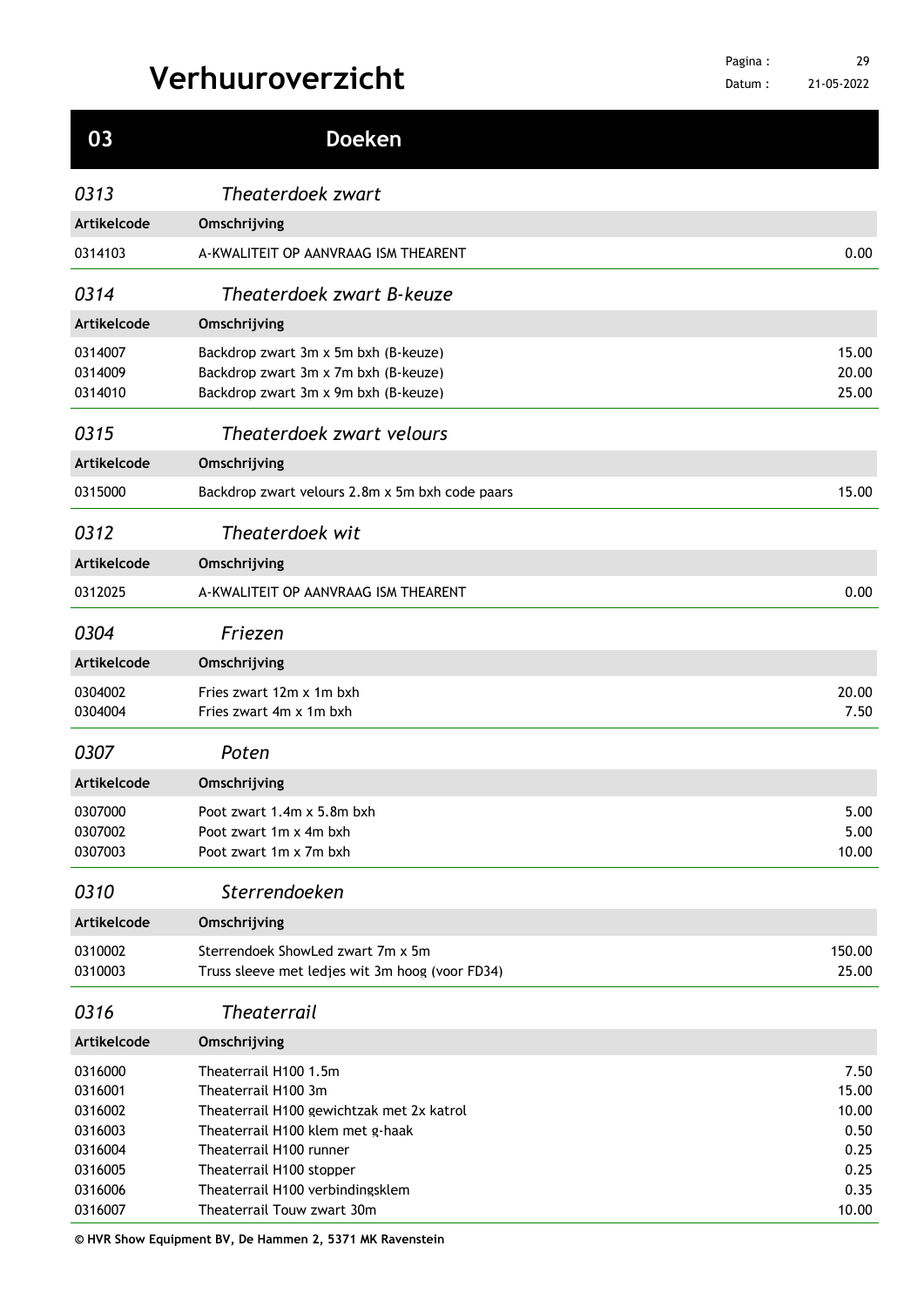# Verhuuroverzicht

## 03 Doeken

### *0313 Theaterdoek zwart*

| Artikelcode | Omschrijving | |
|---|---|---|
| 0314103 | A-KWALITEIT OP AANVRAAG ISM THEARENT | 0.00 |

### *0314 Theaterdoek zwart B-keuze*

| Artikelcode | Omschrijving | |
|---|---|---|
| 0314007 | Backdrop zwart 3m x 5m bxh (B-keuze) | 15.00 |
| 0314009 | Backdrop zwart 3m x 7m bxh (B-keuze) | 20.00 |
| 0314010 | Backdrop zwart 3m x 9m bxh (B-keuze) | 25.00 |

### *0315 Theaterdoek zwart velours*

| Artikelcode | Omschrijving | |
|---|---|---|
| 0315000 | Backdrop zwart velours 2.8m x 5m bxh code paars | 15.00 |

### *0312 Theaterdoek wit*

| Artikelcode | Omschrijving | |
|---|---|---|
| 0312025 | A-KWALITEIT OP AANVRAAG ISM THEARENT | 0.00 |

### *0304 Friezen*

| Artikelcode | Omschrijving | |
|---|---|---|
| 0304002 | Fries zwart 12m x 1m bxh | 20.00 |
| 0304004 | Fries zwart 4m x 1m bxh | 7.50 |

### *0307 Poten*

| Artikelcode | Omschrijving | |
|---|---|---|
| 0307000 | Poot zwart 1.4m x 5.8m bxh | 5.00 |
| 0307002 | Poot zwart 1m x 4m bxh | 5.00 |
| 0307003 | Poot zwart 1m x 7m bxh | 10.00 |

### *0310 Sterrendoeken*

| Artikelcode | Omschrijving | |
|---|---|---|
| 0310002 | Sterrendoek ShowLed zwart 7m x 5m | 150.00 |
| 0310003 | Truss sleeve met ledjes wit 3m hoog (voor FD34) | 25.00 |

### *0316 Theaterrail*

| Artikelcode | Omschrijving | |
|---|---|---|
| 0316000 | Theaterrail H100 1.5m | 7.50 |
| 0316001 | Theaterrail H100 3m | 15.00 |
| 0316002 | Theaterrail H100 gewichtzak met 2x katrol | 10.00 |
| 0316003 | Theaterrail H100 klem met g-haak | 0.50 |
| 0316004 | Theaterrail H100 runner | 0.25 |
| 0316005 | Theaterrail H100 stopper | 0.25 |
| 0316006 | Theaterrail H100 verbindingsklem | 0.35 |
| 0316007 | Theaterrail Touw zwart 30m | 10.00 |

**© HVR Show Equipment BV, De Hammen 2, 5371 MK Ravenstein**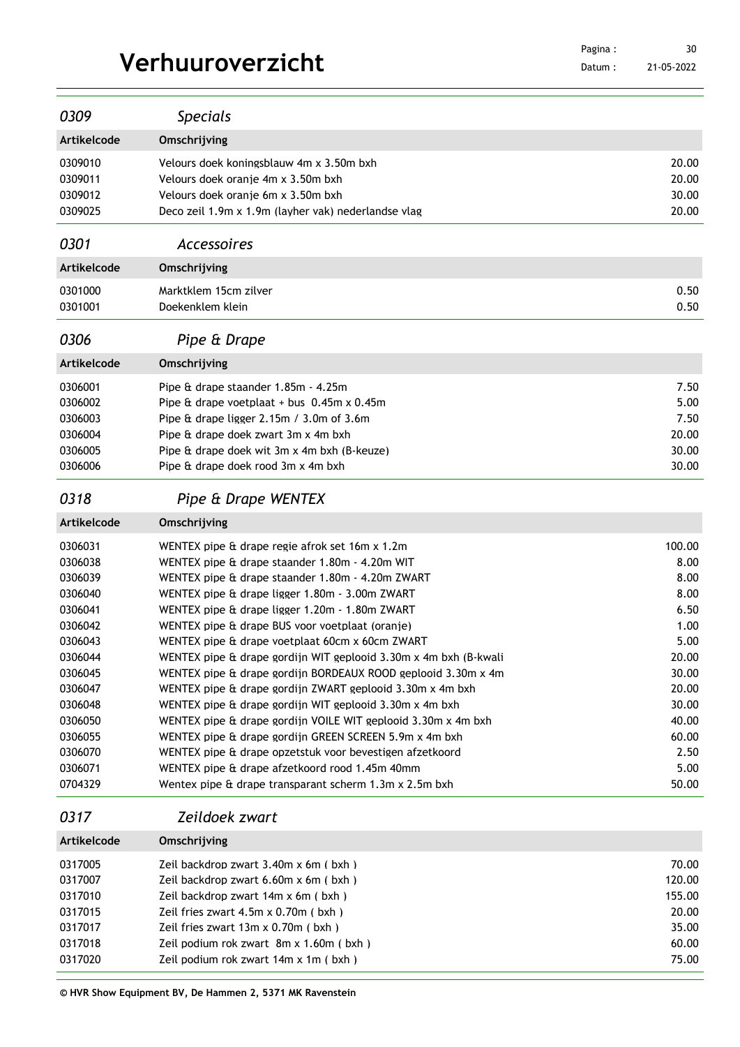# Verhuuroverzicht

## *0309 Specials*

| Artikelcode | Omschrijving | |
|---|---|---|
| 0309010 | Velours doek koningsblauw 4m x 3.50m bxh | 20.00 |
| 0309011 | Velours doek oranje 4m x 3.50m bxh | 20.00 |
| 0309012 | Velours doek oranje 6m x 3.50m bxh | 30.00 |
| 0309025 | Deco zeil 1.9m x 1.9m (layher vak) nederlandse vlag | 20.00 |

## *0301 Accessoires*

| Artikelcode | Omschrijving | |
|---|---|---|
| 0301000 | Marktklem 15cm zilver | 0.50 |
| 0301001 | Doekenklem klein | 0.50 |

## *0306 Pipe & Drape*

| Artikelcode | Omschrijving | |
|---|---|---|
| 0306001 | Pipe & drape staander 1.85m - 4.25m | 7.50 |
| 0306002 | Pipe & drape voetplaat + bus 0.45m x 0.45m | 5.00 |
| 0306003 | Pipe & drape ligger 2.15m / 3.0m of 3.6m | 7.50 |
| 0306004 | Pipe & drape doek zwart 3m x 4m bxh | 20.00 |
| 0306005 | Pipe & drape doek wit 3m x 4m bxh (B-keuze) | 30.00 |
| 0306006 | Pipe & drape doek rood 3m x 4m bxh | 30.00 |

## *0318 Pipe & Drape WENTEX*

| Artikelcode | Omschrijving | |
|---|---|---|
| 0306031 | WENTEX pipe & drape regie afrok set 16m x 1.2m | 100.00 |
| 0306038 | WENTEX pipe & drape staander 1.80m - 4.20m WIT | 8.00 |
| 0306039 | WENTEX pipe & drape staander 1.80m - 4.20m ZWART | 8.00 |
| 0306040 | WENTEX pipe & drape ligger 1.80m - 3.00m ZWART | 8.00 |
| 0306041 | WENTEX pipe & drape ligger 1.20m - 1.80m ZWART | 6.50 |
| 0306042 | WENTEX pipe & drape BUS voor voetplaat (oranje) | 1.00 |
| 0306043 | WENTEX pipe & drape voetplaat 60cm x 60cm ZWART | 5.00 |
| 0306044 | WENTEX pipe & drape gordijn WIT geplooid 3.30m x 4m bxh (B-kwali | 20.00 |
| 0306045 | WENTEX pipe & drape gordijn BORDEAUX ROOD geplooid 3.30m x 4m | 30.00 |
| 0306047 | WENTEX pipe & drape gordijn ZWART geplooid 3.30m x 4m bxh | 20.00 |
| 0306048 | WENTEX pipe & drape gordijn WIT geplooid 3.30m x 4m bxh | 30.00 |
| 0306050 | WENTEX pipe & drape gordijn VOILE WIT geplooid 3.30m x 4m bxh | 40.00 |
| 0306055 | WENTEX pipe & drape gordijn GREEN SCREEN 5.9m x 4m bxh | 60.00 |
| 0306070 | WENTEX pipe & drape opzetstuk voor bevestigen afzetkoord | 2.50 |
| 0306071 | WENTEX pipe & drape afzetkoord rood 1.45m 40mm | 5.00 |
| 0704329 | Wentex pipe & drape transparant scherm 1.3m x 2.5m bxh | 50.00 |

## *0317 Zeildoek zwart*

| Artikelcode | Omschrijving | |
|---|---|---|
| 0317005 | Zeil backdrop zwart 3.40m x 6m ( bxh ) | 70.00 |
| 0317007 | Zeil backdrop zwart 6.60m x 6m ( bxh ) | 120.00 |
| 0317010 | Zeil backdrop zwart 14m x 6m ( bxh ) | 155.00 |
| 0317015 | Zeil fries zwart 4.5m x 0.70m ( bxh ) | 20.00 |
| 0317017 | Zeil fries zwart 13m x 0.70m ( bxh ) | 35.00 |
| 0317018 | Zeil podium rok zwart 8m x 1.60m ( bxh ) | 60.00 |
| 0317020 | Zeil podium rok zwart 14m x 1m ( bxh ) | 75.00 |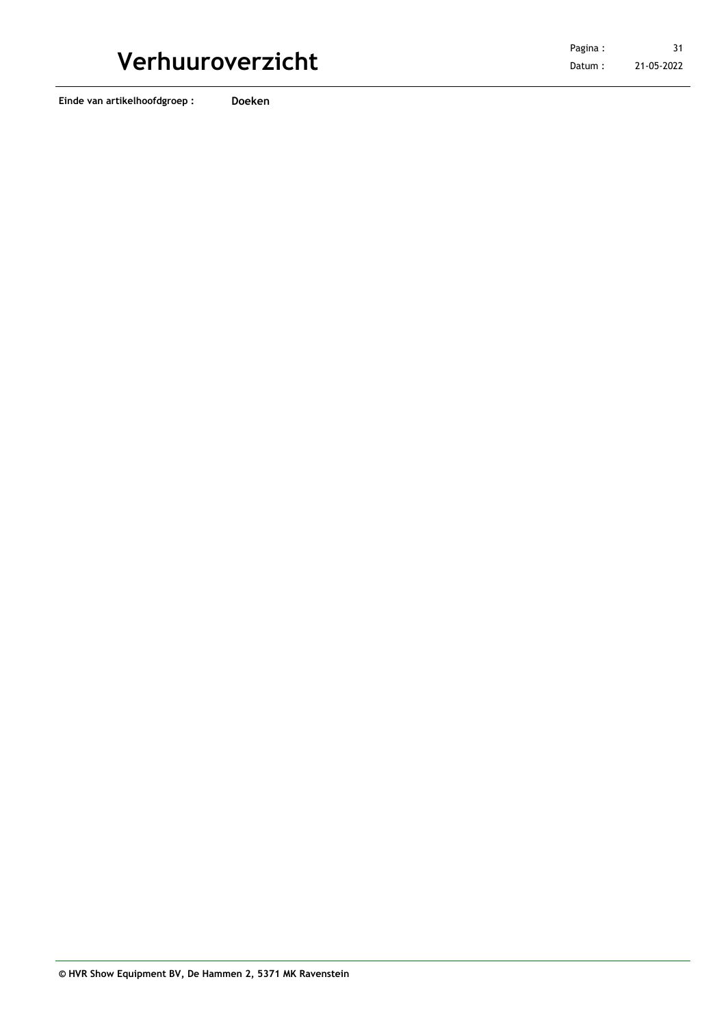**Einde van artikelhoofdgroep :** **Doeken**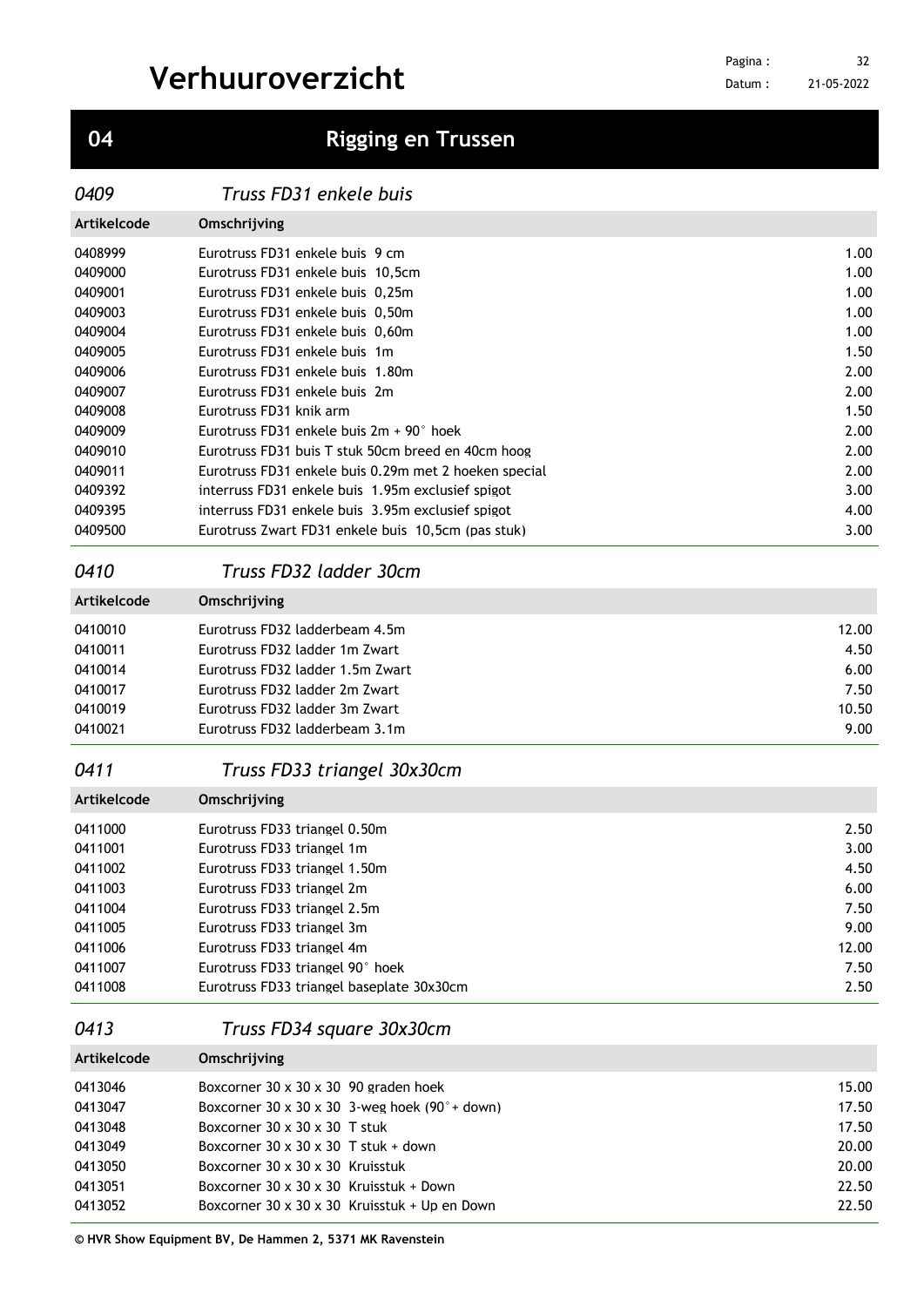# Verhuuroverzicht

## 04 Rigging en Trussen

### *0409 Truss FD31 enkele buis*

| Artikelcode | Omschrijving | |
|---|---|---|
| 0408999 | Eurotruss FD31 enkele buis 9 cm | 1.00 |
| 0409000 | Eurotruss FD31 enkele buis 10,5cm | 1.00 |
| 0409001 | Eurotruss FD31 enkele buis 0,25m | 1.00 |
| 0409003 | Eurotruss FD31 enkele buis 0,50m | 1.00 |
| 0409004 | Eurotruss FD31 enkele buis 0,60m | 1.00 |
| 0409005 | Eurotruss FD31 enkele buis 1m | 1.50 |
| 0409006 | Eurotruss FD31 enkele buis 1.80m | 2.00 |
| 0409007 | Eurotruss FD31 enkele buis 2m | 2.00 |
| 0409008 | Eurotruss FD31 knik arm | 1.50 |
| 0409009 | Eurotruss FD31 enkele buis 2m + 90° hoek | 2.00 |
| 0409010 | Eurotruss FD31 buis T stuk 50cm breed en 40cm hoog | 2.00 |
| 0409011 | Eurotruss FD31 enkele buis 0.29m met 2 hoeken special | 2.00 |
| 0409392 | interruss FD31 enkele buis 1.95m exclusief spigot | 3.00 |
| 0409395 | interruss FD31 enkele buis 3.95m exclusief spigot | 4.00 |
| 0409500 | Eurotruss Zwart FD31 enkele buis 10,5cm (pas stuk) | 3.00 |

### *0410 Truss FD32 ladder 30cm*

| Artikelcode | Omschrijving | |
|---|---|---|
| 0410010 | Eurotruss FD32 ladderbeam 4.5m | 12.00 |
| 0410011 | Eurotruss FD32 ladder 1m Zwart | 4.50 |
| 0410014 | Eurotruss FD32 ladder 1.5m Zwart | 6.00 |
| 0410017 | Eurotruss FD32 ladder 2m Zwart | 7.50 |
| 0410019 | Eurotruss FD32 ladder 3m Zwart | 10.50 |
| 0410021 | Eurotruss FD32 ladderbeam 3.1m | 9.00 |

### *0411 Truss FD33 triangel 30x30cm*

| Artikelcode | Omschrijving | |
|---|---|---|
| 0411000 | Eurotruss FD33 triangel 0.50m | 2.50 |
| 0411001 | Eurotruss FD33 triangel 1m | 3.00 |
| 0411002 | Eurotruss FD33 triangel 1.50m | 4.50 |
| 0411003 | Eurotruss FD33 triangel 2m | 6.00 |
| 0411004 | Eurotruss FD33 triangel 2.5m | 7.50 |
| 0411005 | Eurotruss FD33 triangel 3m | 9.00 |
| 0411006 | Eurotruss FD33 triangel 4m | 12.00 |
| 0411007 | Eurotruss FD33 triangel 90° hoek | 7.50 |
| 0411008 | Eurotruss FD33 triangel baseplate 30x30cm | 2.50 |

### *0413 Truss FD34 square 30x30cm*

| Artikelcode | Omschrijving | |
|---|---|---|
| 0413046 | Boxcorner 30 x 30 x 30 90 graden hoek | 15.00 |
| 0413047 | Boxcorner 30 x 30 x 30 3-weg hoek (90°+ down) | 17.50 |
| 0413048 | Boxcorner 30 x 30 x 30 T stuk | 17.50 |
| 0413049 | Boxcorner 30 x 30 x 30 T stuk + down | 20.00 |
| 0413050 | Boxcorner 30 x 30 x 30 Kruisstuk | 20.00 |
| 0413051 | Boxcorner 30 x 30 x 30 Kruisstuk + Down | 22.50 |
| 0413052 | Boxcorner 30 x 30 x 30 Kruisstuk + Up en Down | 22.50 |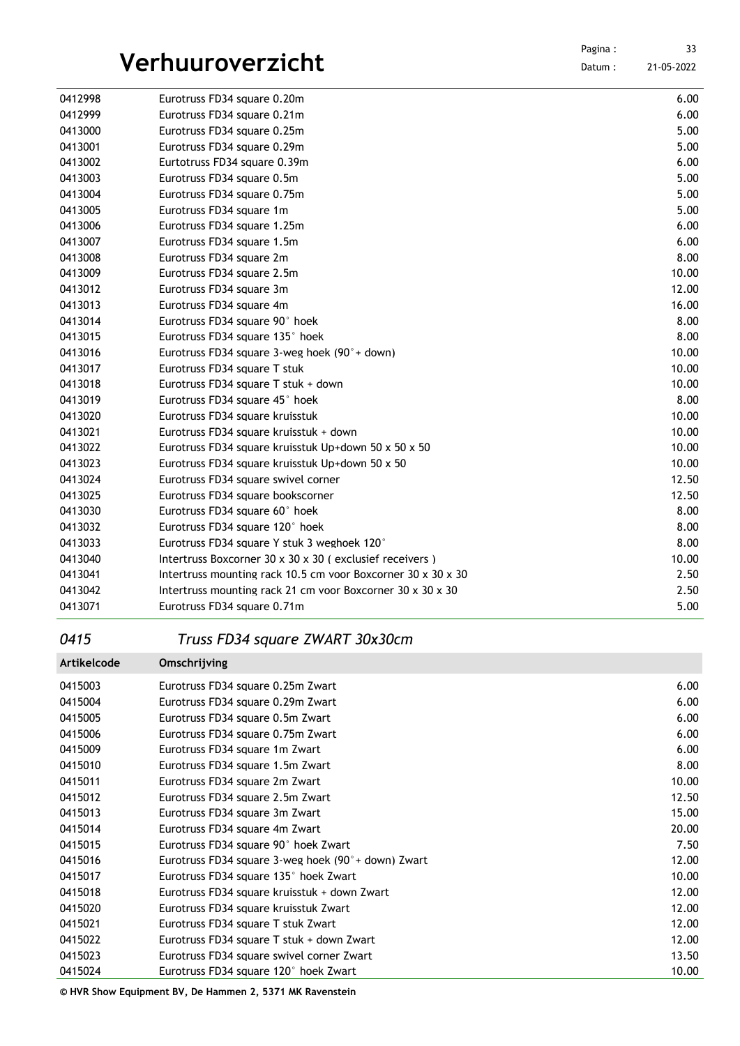| | | |
|---|---|---|
| 0412998 | Eurotruss FD34 square 0.20m | 6.00 |
| 0412999 | Eurotruss FD34 square 0.21m | 6.00 |
| 0413000 | Eurotruss FD34 square 0.25m | 5.00 |
| 0413001 | Eurotruss FD34 square 0.29m | 5.00 |
| 0413002 | Eurtotruss FD34 square 0.39m | 6.00 |
| 0413003 | Eurotruss FD34 square 0.5m | 5.00 |
| 0413004 | Eurotruss FD34 square 0.75m | 5.00 |
| 0413005 | Eurotruss FD34 square 1m | 5.00 |
| 0413006 | Eurotruss FD34 square 1.25m | 6.00 |
| 0413007 | Eurotruss FD34 square 1.5m | 6.00 |
| 0413008 | Eurotruss FD34 square 2m | 8.00 |
| 0413009 | Eurotruss FD34 square 2.5m | 10.00 |
| 0413012 | Eurotruss FD34 square 3m | 12.00 |
| 0413013 | Eurotruss FD34 square 4m | 16.00 |
| 0413014 | Eurotruss FD34 square 90° hoek | 8.00 |
| 0413015 | Eurotruss FD34 square 135° hoek | 8.00 |
| 0413016 | Eurotruss FD34 square 3-weg hoek (90°+ down) | 10.00 |
| 0413017 | Eurotruss FD34 square T stuk | 10.00 |
| 0413018 | Eurotruss FD34 square T stuk + down | 10.00 |
| 0413019 | Eurotruss FD34 square 45° hoek | 8.00 |
| 0413020 | Eurotruss FD34 square kruisstuk | 10.00 |
| 0413021 | Eurotruss FD34 square kruisstuk + down | 10.00 |
| 0413022 | Eurotruss FD34 square kruisstuk Up+down 50 x 50 x 50 | 10.00 |
| 0413023 | Eurotruss FD34 square kruisstuk Up+down 50 x 50 | 10.00 |
| 0413024 | Eurotruss FD34 square swivel corner | 12.50 |
| 0413025 | Eurotruss FD34 square bookscorner | 12.50 |
| 0413030 | Eurotruss FD34 square 60° hoek | 8.00 |
| 0413032 | Eurotruss FD34 square 120° hoek | 8.00 |
| 0413033 | Eurotruss FD34 square Y stuk 3 weghoek 120° | 8.00 |
| 0413040 | Intertruss Boxcorner 30 x 30 x 30 ( exclusief receivers ) | 10.00 |
| 0413041 | Intertruss mounting rack 10.5 cm voor Boxcorner 30 x 30 x 30 | 2.50 |
| 0413042 | Intertruss mounting rack 21 cm voor Boxcorner 30 x 30 x 30 | 2.50 |
| 0413071 | Eurotruss FD34 square 0.71m | 5.00 |

## *0415 Truss FD34 square ZWART 30x30cm*

| Artikelcode | Omschrijving | |
|---|---|---|
| 0415003 | Eurotruss FD34 square 0.25m Zwart | 6.00 |
| 0415004 | Eurotruss FD34 square 0.29m Zwart | 6.00 |
| 0415005 | Eurotruss FD34 square 0.5m Zwart | 6.00 |
| 0415006 | Eurotruss FD34 square 0.75m Zwart | 6.00 |
| 0415009 | Eurotruss FD34 square 1m Zwart | 6.00 |
| 0415010 | Eurotruss FD34 square 1.5m Zwart | 8.00 |
| 0415011 | Eurotruss FD34 square 2m Zwart | 10.00 |
| 0415012 | Eurotruss FD34 square 2.5m Zwart | 12.50 |
| 0415013 | Eurotruss FD34 square 3m Zwart | 15.00 |
| 0415014 | Eurotruss FD34 square 4m Zwart | 20.00 |
| 0415015 | Eurotruss FD34 square 90° hoek Zwart | 7.50 |
| 0415016 | Eurotruss FD34 square 3-weg hoek (90°+ down) Zwart | 12.00 |
| 0415017 | Eurotruss FD34 square 135° hoek Zwart | 10.00 |
| 0415018 | Eurotruss FD34 square kruisstuk + down Zwart | 12.00 |
| 0415020 | Eurotruss FD34 square kruisstuk Zwart | 12.00 |
| 0415021 | Eurotruss FD34 square T stuk Zwart | 12.00 |
| 0415022 | Eurotruss FD34 square T stuk + down Zwart | 12.00 |
| 0415023 | Eurotruss FD34 square swivel corner Zwart | 13.50 |
| 0415024 | Eurotruss FD34 square 120° hoek Zwart | 10.00 |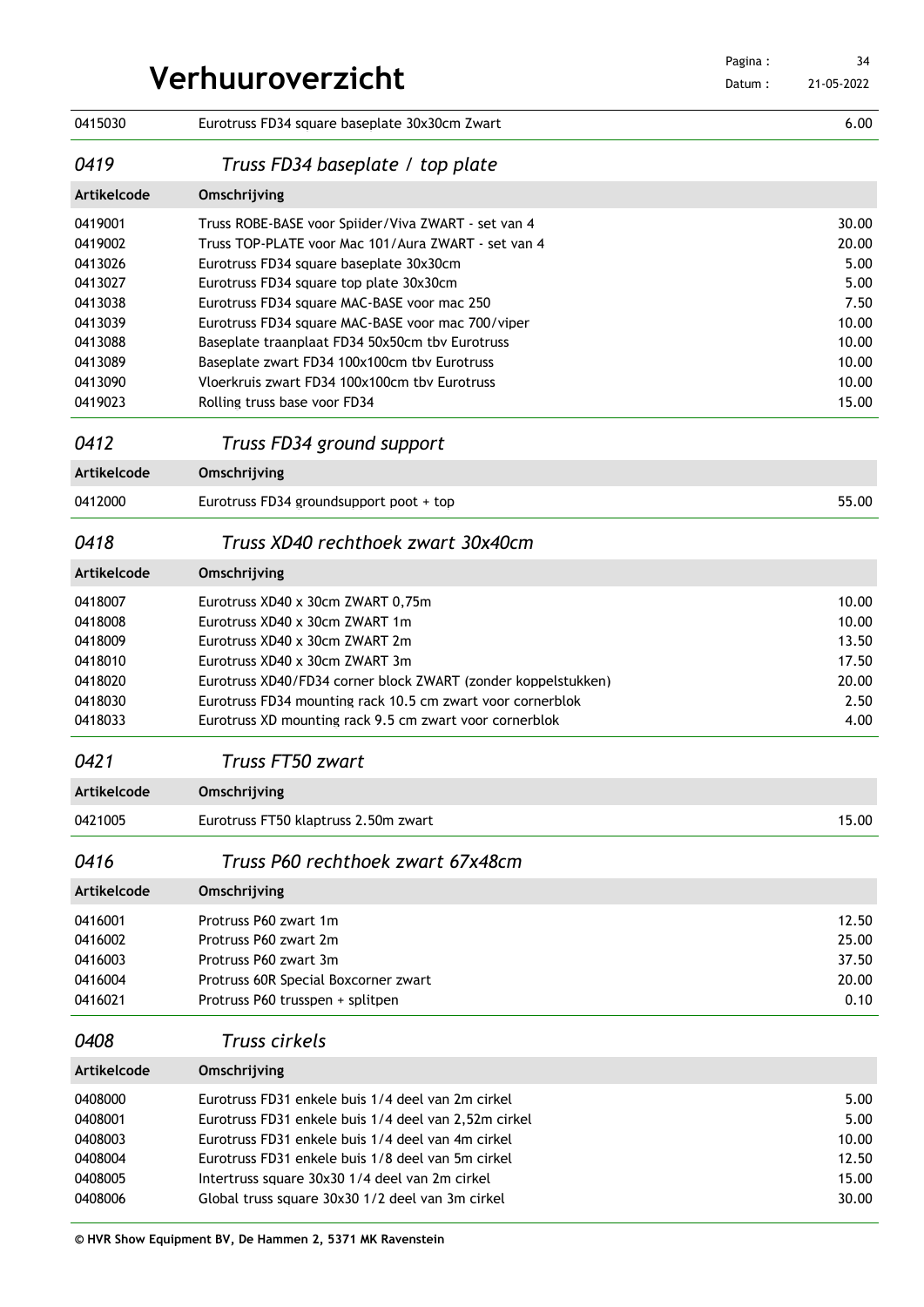| | | |
|---|---|---|
| 0415030 | Eurotruss FD34 square baseplate 30x30cm Zwart | 6.00 |

## *0419 Truss FD34 baseplate / top plate*

| Artikelcode | Omschrijving | |
|---|---|---|
| 0419001 | Truss ROBE-BASE voor Spiider/Viva ZWART - set van 4 | 30.00 |
| 0419002 | Truss TOP-PLATE voor Mac 101/Aura ZWART - set van 4 | 20.00 |
| 0413026 | Eurotruss FD34 square baseplate 30x30cm | 5.00 |
| 0413027 | Eurotruss FD34 square top plate 30x30cm | 5.00 |
| 0413038 | Eurotruss FD34 square MAC-BASE voor mac 250 | 7.50 |
| 0413039 | Eurotruss FD34 square MAC-BASE voor mac 700/viper | 10.00 |
| 0413088 | Baseplate traanplaat FD34 50x50cm tbv Eurotruss | 10.00 |
| 0413089 | Baseplate zwart FD34 100x100cm tbv Eurotruss | 10.00 |
| 0413090 | Vloerkruis zwart FD34 100x100cm tbv Eurotruss | 10.00 |
| 0419023 | Rolling truss base voor FD34 | 15.00 |

## *0412 Truss FD34 ground support*

| Artikelcode | Omschrijving | |
|---|---|---|
| 0412000 | Eurotruss FD34 groundsupport poot + top | 55.00 |

## *0418 Truss XD40 rechthoek zwart 30x40cm*

| Artikelcode | Omschrijving | |
|---|---|---|
| 0418007 | Eurotruss XD40 x 30cm ZWART 0,75m | 10.00 |
| 0418008 | Eurotruss XD40 x 30cm ZWART 1m | 10.00 |
| 0418009 | Eurotruss XD40 x 30cm ZWART 2m | 13.50 |
| 0418010 | Eurotruss XD40 x 30cm ZWART 3m | 17.50 |
| 0418020 | Eurotruss XD40/FD34 corner block ZWART (zonder koppelstukken) | 20.00 |
| 0418030 | Eurotruss FD34 mounting rack 10.5 cm zwart voor cornerblok | 2.50 |
| 0418033 | Eurotruss XD mounting rack 9.5 cm zwart voor cornerblok | 4.00 |

## *0421 Truss FT50 zwart*

| Artikelcode | Omschrijving | |
|---|---|---|
| 0421005 | Eurotruss FT50 klaptruss 2.50m zwart | 15.00 |

## *0416 Truss P60 rechthoek zwart 67x48cm*

| Artikelcode | Omschrijving | |
|---|---|---|
| 0416001 | Protruss P60 zwart 1m | 12.50 |
| 0416002 | Protruss P60 zwart 2m | 25.00 |
| 0416003 | Protruss P60 zwart 3m | 37.50 |
| 0416004 | Protruss 60R Special Boxcorner zwart | 20.00 |
| 0416021 | Protruss P60 trusspen + splitpen | 0.10 |

## *0408 Truss cirkels*

| Artikelcode | Omschrijving | |
|---|---|---|
| 0408000 | Eurotruss FD31 enkele buis 1/4 deel van 2m cirkel | 5.00 |
| 0408001 | Eurotruss FD31 enkele buis 1/4 deel van 2,52m cirkel | 5.00 |
| 0408003 | Eurotruss FD31 enkele buis 1/4 deel van 4m cirkel | 10.00 |
| 0408004 | Eurotruss FD31 enkele buis 1/8 deel van 5m cirkel | 12.50 |
| 0408005 | Intertruss square 30x30 1/4 deel van 2m cirkel | 15.00 |
| 0408006 | Global truss square 30x30 1/2 deel van 3m cirkel | 30.00 |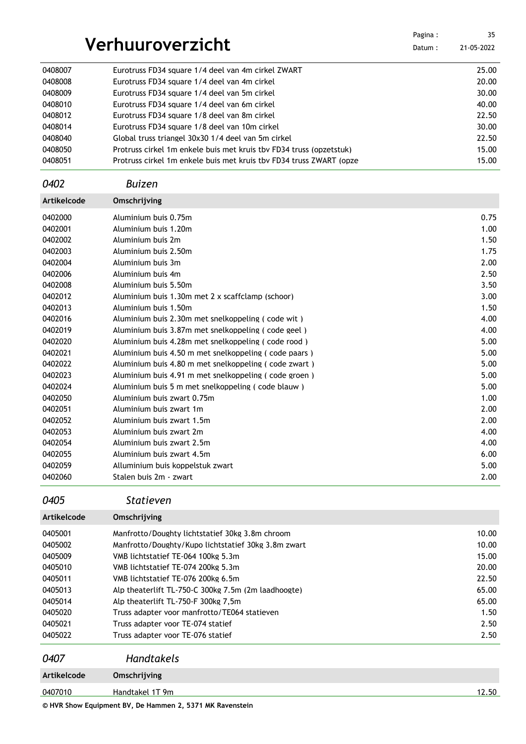| | | |
|---|---|---|
| 0408007 | Eurotruss FD34 square 1/4 deel van 4m cirkel ZWART | 25.00 |
| 0408008 | Eurotruss FD34 square 1/4 deel van 4m cirkel | 20.00 |
| 0408009 | Eurotruss FD34 square 1/4 deel van 5m cirkel | 30.00 |
| 0408010 | Eurotruss FD34 square 1/4 deel van 6m cirkel | 40.00 |
| 0408012 | Eurotruss FD34 square 1/8 deel van 8m cirkel | 22.50 |
| 0408014 | Eurotruss FD34 square 1/8 deel van 10m cirkel | 30.00 |
| 0408040 | Global truss triangel 30x30 1/4 deel van 5m cirkel | 22.50 |
| 0408050 | Protruss cirkel 1m enkele buis met kruis tbv FD34 truss (opzetstuk) | 15.00 |
| 0408051 | Protruss cirkel 1m enkele buis met kruis tbv FD34 truss ZWART (opze | 15.00 |

## *0402 Buizen*

| Artikelcode | Omschrijving | |
|---|---|---|
| 0402000 | Aluminium buis 0.75m | 0.75 |
| 0402001 | Aluminium buis 1.20m | 1.00 |
| 0402002 | Aluminium buis 2m | 1.50 |
| 0402003 | Aluminium buis 2.50m | 1.75 |
| 0402004 | Aluminium buis 3m | 2.00 |
| 0402006 | Aluminium buis 4m | 2.50 |
| 0402008 | Aluminium buis 5.50m | 3.50 |
| 0402012 | Aluminium buis 1.30m met 2 x scaffclamp (schoor) | 3.00 |
| 0402013 | Aluminium buis 1.50m | 1.50 |
| 0402016 | Aluminium buis 2.30m met snelkoppeling ( code wit ) | 4.00 |
| 0402019 | Aluminium buis 3.87m met snelkoppeling ( code geel ) | 4.00 |
| 0402020 | Aluminium buis 4.28m met snelkoppeling ( code rood ) | 5.00 |
| 0402021 | Aluminium buis 4.50 m met snelkoppeling ( code paars ) | 5.00 |
| 0402022 | Aluminium buis 4.80 m met snelkoppeling ( code zwart ) | 5.00 |
| 0402023 | Aluminium buis 4.91 m met snelkoppeling ( code groen ) | 5.00 |
| 0402024 | Aluminium buis 5 m met snelkoppeling ( code blauw ) | 5.00 |
| 0402050 | Aluminium buis zwart 0.75m | 1.00 |
| 0402051 | Aluminium buis zwart 1m | 2.00 |
| 0402052 | Aluminium buis zwart 1.5m | 2.00 |
| 0402053 | Aluminium buis zwart 2m | 4.00 |
| 0402054 | Aluminium buis zwart 2.5m | 4.00 |
| 0402055 | Aluminium buis zwart 4.5m | 6.00 |
| 0402059 | Alluminium buis koppelstuk zwart | 5.00 |
| 0402060 | Stalen buis 2m - zwart | 2.00 |

## *0405 Statieven*

| Artikelcode | Omschrijving | |
|---|---|---|
| 0405001 | Manfrotto/Doughty lichtstatief 30kg 3.8m chroom | 10.00 |
| 0405002 | Manfrotto/Doughty/Kupo lichtstatief 30kg 3.8m zwart | 10.00 |
| 0405009 | VMB lichtstatief TE-064 100kg 5.3m | 15.00 |
| 0405010 | VMB lichtstatief TE-074 200kg 5.3m | 20.00 |
| 0405011 | VMB lichtstatief TE-076 200kg 6.5m | 22.50 |
| 0405013 | Alp theaterlift TL-750-C 300kg 7.5m (2m laadhoogte) | 65.00 |
| 0405014 | Alp theaterlift TL-750-F 300kg 7,5m | 65.00 |
| 0405020 | Truss adapter voor manfrotto/TE064 statieven | 1.50 |
| 0405021 | Truss adapter voor TE-074 statief | 2.50 |
| 0405022 | Truss adapter voor TE-076 statief | 2.50 |

## *0407 Handtakels*

| Artikelcode | Omschrijving | |
|---|---|---|
| 0407010 | Handtakel 1T 9m | 12.50 |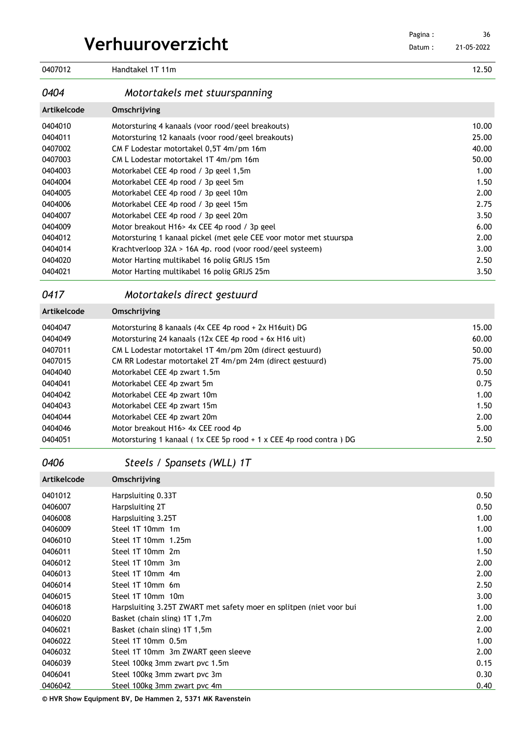# Verhuuroverzicht

| | | |
|---|---|---|
| 0407012 | Handtakel 1T 11m | 12.50 |

## *0404 Motortakels met stuurspanning*

| Artikelcode | Omschrijving | |
|---|---|---|
| 0404010 | Motorsturing 4 kanaals (voor rood/geel breakouts) | 10.00 |
| 0404011 | Motorsturing 12 kanaals (voor rood/geel breakouts) | 25.00 |
| 0407002 | CM F Lodestar motortakel 0,5T 4m/pm 16m | 40.00 |
| 0407003 | CM L Lodestar motortakel 1T 4m/pm 16m | 50.00 |
| 0404003 | Motorkabel CEE 4p rood / 3p geel 1,5m | 1.00 |
| 0404004 | Motorkabel CEE 4p rood / 3p geel 5m | 1.50 |
| 0404005 | Motorkabel CEE 4p rood / 3p geel 10m | 2.00 |
| 0404006 | Motorkabel CEE 4p rood / 3p geel 15m | 2.75 |
| 0404007 | Motorkabel CEE 4p rood / 3p geel 20m | 3.50 |
| 0404009 | Motor breakout H16> 4x CEE 4p rood / 3p geel | 6.00 |
| 0404012 | Motorsturing 1 kanaal pickel (met gele CEE voor motor met stuurspa | 2.00 |
| 0404014 | Krachtverloop 32A > 16A 4p. (voor rood/geel systeem) | 3.00 |
| 0404020 | Motor Harting multikabel 16 polig GRIJS 15m | 2.50 |
| 0404021 | Motor Harting multikabel 16 polig GRIJS 25m | 3.50 |

## *0417 Motortakels direct gestuurd*

| Artikelcode | Omschrijving | |
|---|---|---|
| 0404047 | Motorsturing 8 kanaals (4x CEE 4p rood + 2x H16uit) DG | 15.00 |
| 0404049 | Motorsturing 24 kanaals (12x CEE 4p rood + 6x H16 uit) | 60.00 |
| 0407011 | CM L Lodestar motortakel 1T 4m/pm 20m (direct gestuurd) | 50.00 |
| 0407015 | CM RR Lodestar motortakel 2T 4m/pm 24m (direct gestuurd) | 75.00 |
| 0404040 | Motorkabel CEE 4p zwart 1.5m | 0.50 |
| 0404041 | Motorkabel CEE 4p zwart 5m | 0.75 |
| 0404042 | Motorkabel CEE 4p zwart 10m | 1.00 |
| 0404043 | Motorkabel CEE 4p zwart 15m | 1.50 |
| 0404044 | Motorkabel CEE 4p zwart 20m | 2.00 |
| 0404046 | Motor breakout H16> 4x CEE rood 4p | 5.00 |
| 0404051 | Motorsturing 1 kanaal ( 1x CEE 5p rood + 1 x CEE 4p rood contra ) DG | 2.50 |

## *0406 Steels / Spansets (WLL) 1T*

| Artikelcode | Omschrijving | |
|---|---|---|
| 0401012 | Harpsluiting 0.33T | 0.50 |
| 0406007 | Harpsluiting 2T | 0.50 |
| 0406008 | Harpsluiting 3.25T | 1.00 |
| 0406009 | Steel 1T 10mm 1m | 1.00 |
| 0406010 | Steel 1T 10mm 1.25m | 1.00 |
| 0406011 | Steel 1T 10mm 2m | 1.50 |
| 0406012 | Steel 1T 10mm 3m | 2.00 |
| 0406013 | Steel 1T 10mm 4m | 2.00 |
| 0406014 | Steel 1T 10mm 6m | 2.50 |
| 0406015 | Steel 1T 10mm 10m | 3.00 |
| 0406018 | Harpsluiting 3.25T ZWART met safety moer en splitpen (niet voor bui | 1.00 |
| 0406020 | Basket (chain sling) 1T 1,7m | 2.00 |
| 0406021 | Basket (chain sling) 1T 1,5m | 2.00 |
| 0406022 | Steel 1T 10mm 0.5m | 1.00 |
| 0406032 | Steel 1T 10mm 3m ZWART geen sleeve | 2.00 |
| 0406039 | Steel 100kg 3mm zwart pvc 1.5m | 0.15 |
| 0406041 | Steel 100kg 3mm zwart pvc 3m | 0.30 |
| 0406042 | Steel 100kg 3mm zwart pvc 4m | 0.40 |

**© HVR Show Equipment BV, De Hammen 2, 5371 MK Ravenstein**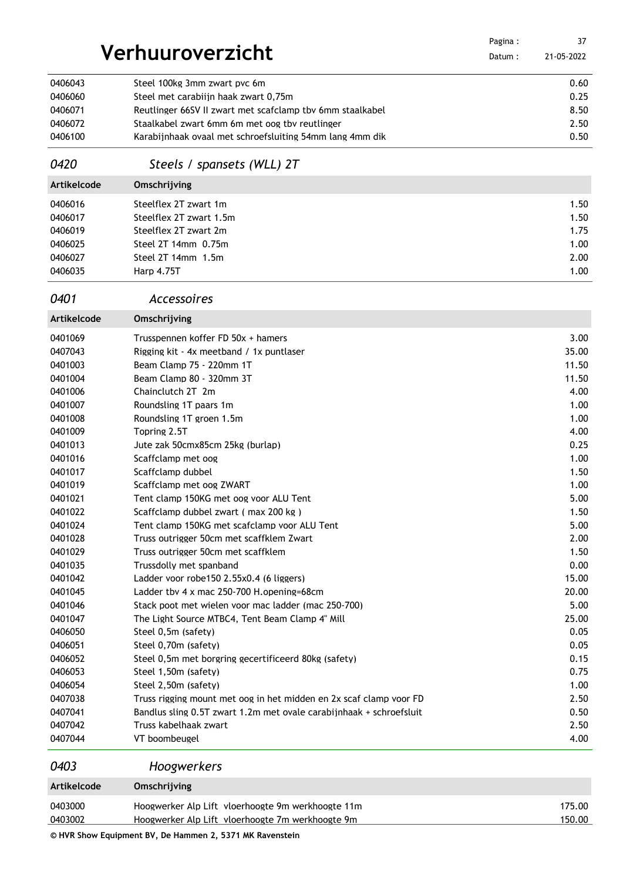# Verhuuroverzicht

| | | |
|---|---|---|
| 0406043 | Steel 100kg 3mm zwart pvc 6m | 0.60 |
| 0406060 | Steel met carabiijn haak zwart 0,75m | 0.25 |
| 0406071 | Reutlinger 66SV II zwart met scafclamp tbv 6mm staalkabel | 8.50 |
| 0406072 | Staalkabel zwart 6mm 6m met oog tbv reutlinger | 2.50 |
| 0406100 | Karabijnhaak ovaal met schroefsluiting 54mm lang 4mm dik | 0.50 |

## *0420 Steels / spansets (WLL) 2T*

| Artikelcode | Omschrijving | |
|---|---|---|
| 0406016 | Steelflex 2T zwart 1m | 1.50 |
| 0406017 | Steelflex 2T zwart 1.5m | 1.50 |
| 0406019 | Steelflex 2T zwart 2m | 1.75 |
| 0406025 | Steel 2T 14mm 0.75m | 1.00 |
| 0406027 | Steel 2T 14mm 1.5m | 2.00 |
| 0406035 | Harp 4.75T | 1.00 |

## *0401 Accessoires*

| Artikelcode | Omschrijving | |
|---|---|---|
| 0401069 | Trusspennen koffer FD 50x + hamers | 3.00 |
| 0407043 | Rigging kit - 4x meetband / 1x puntlaser | 35.00 |
| 0401003 | Beam Clamp 75 - 220mm 1T | 11.50 |
| 0401004 | Beam Clamp 80 - 320mm 3T | 11.50 |
| 0401006 | Chainclutch 2T 2m | 4.00 |
| 0401007 | Roundsling 1T paars 1m | 1.00 |
| 0401008 | Roundsling 1T groen 1.5m | 1.00 |
| 0401009 | Topring 2.5T | 4.00 |
| 0401013 | Jute zak 50cmx85cm 25kg (burlap) | 0.25 |
| 0401016 | Scaffclamp met oog | 1.00 |
| 0401017 | Scaffclamp dubbel | 1.50 |
| 0401019 | Scaffclamp met oog ZWART | 1.00 |
| 0401021 | Tent clamp 150KG met oog voor ALU Tent | 5.00 |
| 0401022 | Scaffclamp dubbel zwart ( max 200 kg ) | 1.50 |
| 0401024 | Tent clamp 150KG met scafclamp voor ALU Tent | 5.00 |
| 0401028 | Truss outrigger 50cm met scaffklem Zwart | 2.00 |
| 0401029 | Truss outrigger 50cm met scaffklem | 1.50 |
| 0401035 | Trussdolly met spanband | 0.00 |
| 0401042 | Ladder voor robe150 2.55x0.4 (6 liggers) | 15.00 |
| 0401045 | Ladder tbv 4 x mac 250-700 H.opening=68cm | 20.00 |
| 0401046 | Stack poot met wielen voor mac ladder (mac 250-700) | 5.00 |
| 0401047 | The Light Source MTBC4, Tent Beam Clamp 4" Mill | 25.00 |
| 0406050 | Steel 0,5m (safety) | 0.05 |
| 0406051 | Steel 0,70m (safety) | 0.05 |
| 0406052 | Steel 0,5m met borgring gecertificeerd 80kg (safety) | 0.15 |
| 0406053 | Steel 1,50m (safety) | 0.75 |
| 0406054 | Steel 2,50m (safety) | 1.00 |
| 0407038 | Truss rigging mount met oog in het midden en 2x scaf clamp voor FD | 2.50 |
| 0407041 | Bandlus sling 0.5T zwart 1.2m met ovale carabijnhaak + schroefsluit | 0.50 |
| 0407042 | Truss kabelhaak zwart | 2.50 |
| 0407044 | VT boombeugel | 4.00 |

## *0403 Hoogwerkers*

| Artikelcode | Omschrijving | |
|---|---|---|
| 0403000 | Hoogwerker Alp Lift vloerhoogte 9m werkhoogte 11m | 175.00 |
| 0403002 | Hoogwerker Alp Lift vloerhoogte 7m werkhoogte 9m | 150.00 |

© HVR Show Equipment BV, De Hammen 2, 5371 MK Ravenstein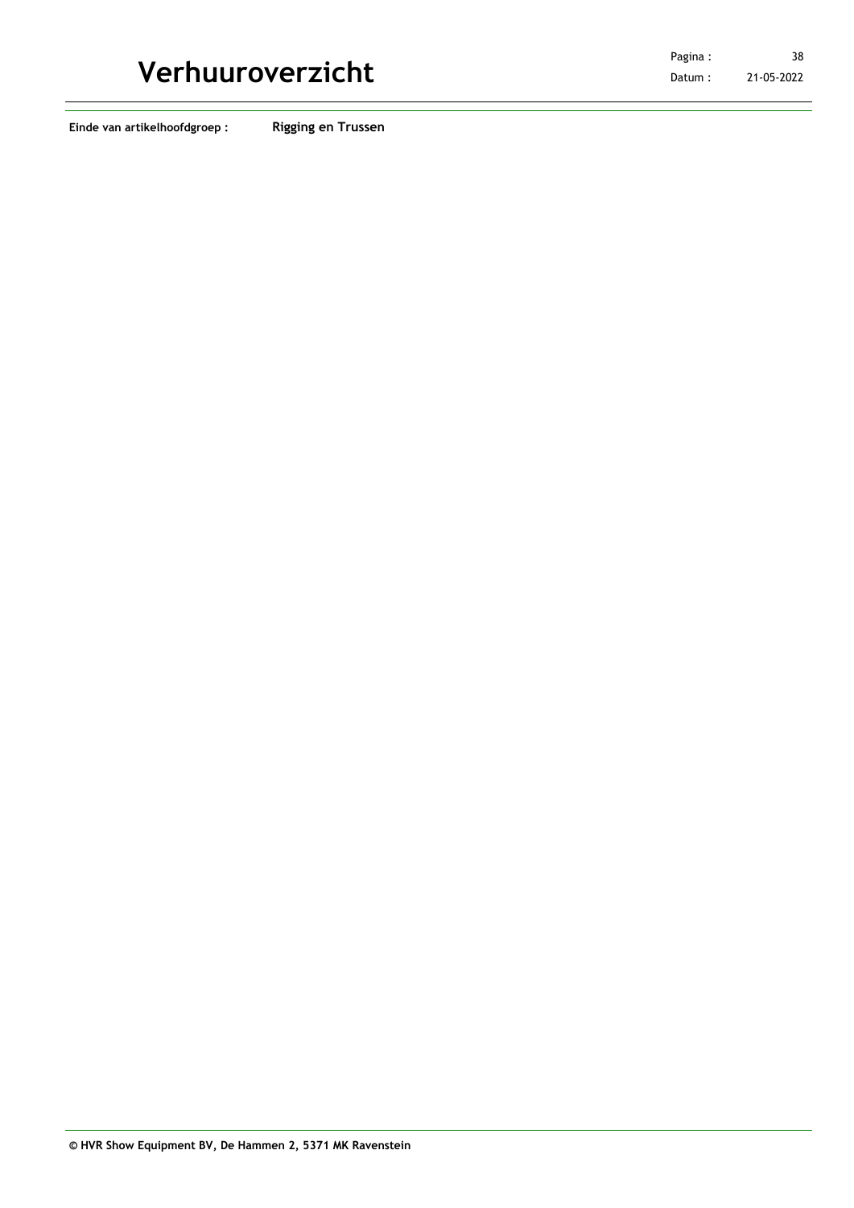**Einde van artikelhoofdgroep :** **Rigging en Trussen**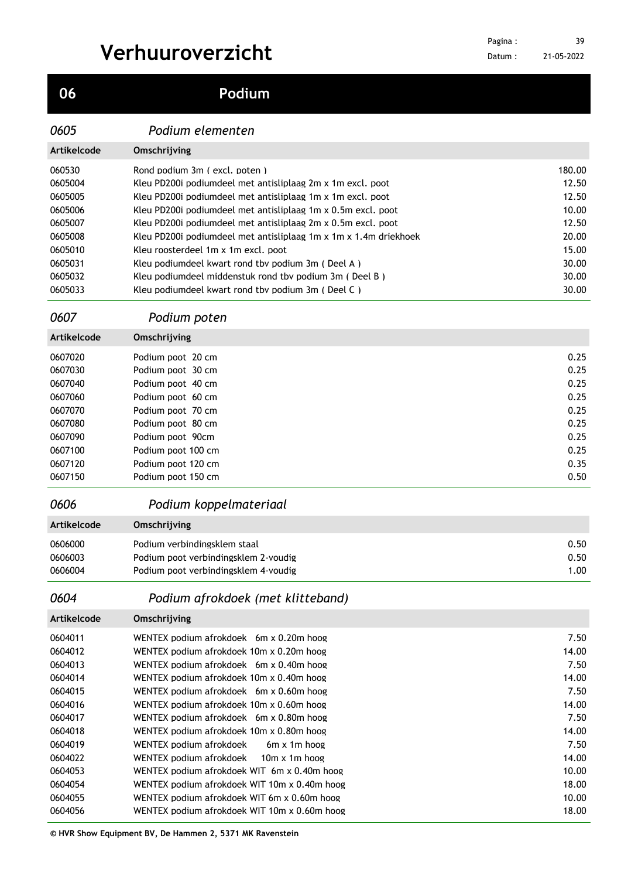# Verhuuroverzicht

## 06 Podium

### 0605 Podium elementen

| Artikelcode | Omschrijving | |
|---|---|---|
| 060530 | Rond podium 3m ( excl. poten ) | 180.00 |
| 0605004 | Kleu PD200i podiumdeel met antisliplaag 2m x 1m excl. poot | 12.50 |
| 0605005 | Kleu PD200i podiumdeel met antisliplaag 1m x 1m excl. poot | 12.50 |
| 0605006 | Kleu PD200i podiumdeel met antisliplaag 1m x 0.5m excl. poot | 10.00 |
| 0605007 | Kleu PD200i podiumdeel met antisliplaag 2m x 0.5m excl. poot | 12.50 |
| 0605008 | Kleu PD200i podiumdeel met antisliplaag 1m x 1m x 1.4m driekhoek | 20.00 |
| 0605010 | Kleu roosterdeel 1m x 1m excl. poot | 15.00 |
| 0605031 | Kleu podiumdeel kwart rond tbv podium 3m ( Deel A ) | 30.00 |
| 0605032 | Kleu podiumdeel middenstuk rond tbv podium 3m ( Deel B ) | 30.00 |
| 0605033 | Kleu podiumdeel kwart rond tbv podium 3m ( Deel C ) | 30.00 |

### 0607 Podium poten

| Artikelcode | Omschrijving | |
|---|---|---|
| 0607020 | Podium poot 20 cm | 0.25 |
| 0607030 | Podium poot 30 cm | 0.25 |
| 0607040 | Podium poot 40 cm | 0.25 |
| 0607060 | Podium poot 60 cm | 0.25 |
| 0607070 | Podium poot 70 cm | 0.25 |
| 0607080 | Podium poot 80 cm | 0.25 |
| 0607090 | Podium poot 90cm | 0.25 |
| 0607100 | Podium poot 100 cm | 0.25 |
| 0607120 | Podium poot 120 cm | 0.35 |
| 0607150 | Podium poot 150 cm | 0.50 |

### 0606 Podium koppelmateriaal

| Artikelcode | Omschrijving | |
|---|---|---|
| 0606000 | Podium verbindingsklem staal | 0.50 |
| 0606003 | Podium poot verbindingsklem 2-voudig | 0.50 |
| 0606004 | Podium poot verbindingsklem 4-voudig | 1.00 |

### 0604 Podium afrokdoek (met klitteband)

| Artikelcode | Omschrijving | |
|---|---|---|
| 0604011 | WENTEX podium afrokdoek 6m x 0.20m hoog | 7.50 |
| 0604012 | WENTEX podium afrokdoek 10m x 0.20m hoog | 14.00 |
| 0604013 | WENTEX podium afrokdoek 6m x 0.40m hoog | 7.50 |
| 0604014 | WENTEX podium afrokdoek 10m x 0.40m hoog | 14.00 |
| 0604015 | WENTEX podium afrokdoek 6m x 0.60m hoog | 7.50 |
| 0604016 | WENTEX podium afrokdoek 10m x 0.60m hoog | 14.00 |
| 0604017 | WENTEX podium afrokdoek 6m x 0.80m hoog | 7.50 |
| 0604018 | WENTEX podium afrokdoek 10m x 0.80m hoog | 14.00 |
| 0604019 | WENTEX podium afrokdoek 6m x 1m hoog | 7.50 |
| 0604022 | WENTEX podium afrokdoek 10m x 1m hoog | 14.00 |
| 0604053 | WENTEX podium afrokdoek WIT 6m x 0.40m hoog | 10.00 |
| 0604054 | WENTEX podium afrokdoek WIT 10m x 0.40m hoog | 18.00 |
| 0604055 | WENTEX podium afrokdoek WIT 6m x 0.60m hoog | 10.00 |
| 0604056 | WENTEX podium afrokdoek WIT 10m x 0.60m hoog | 18.00 |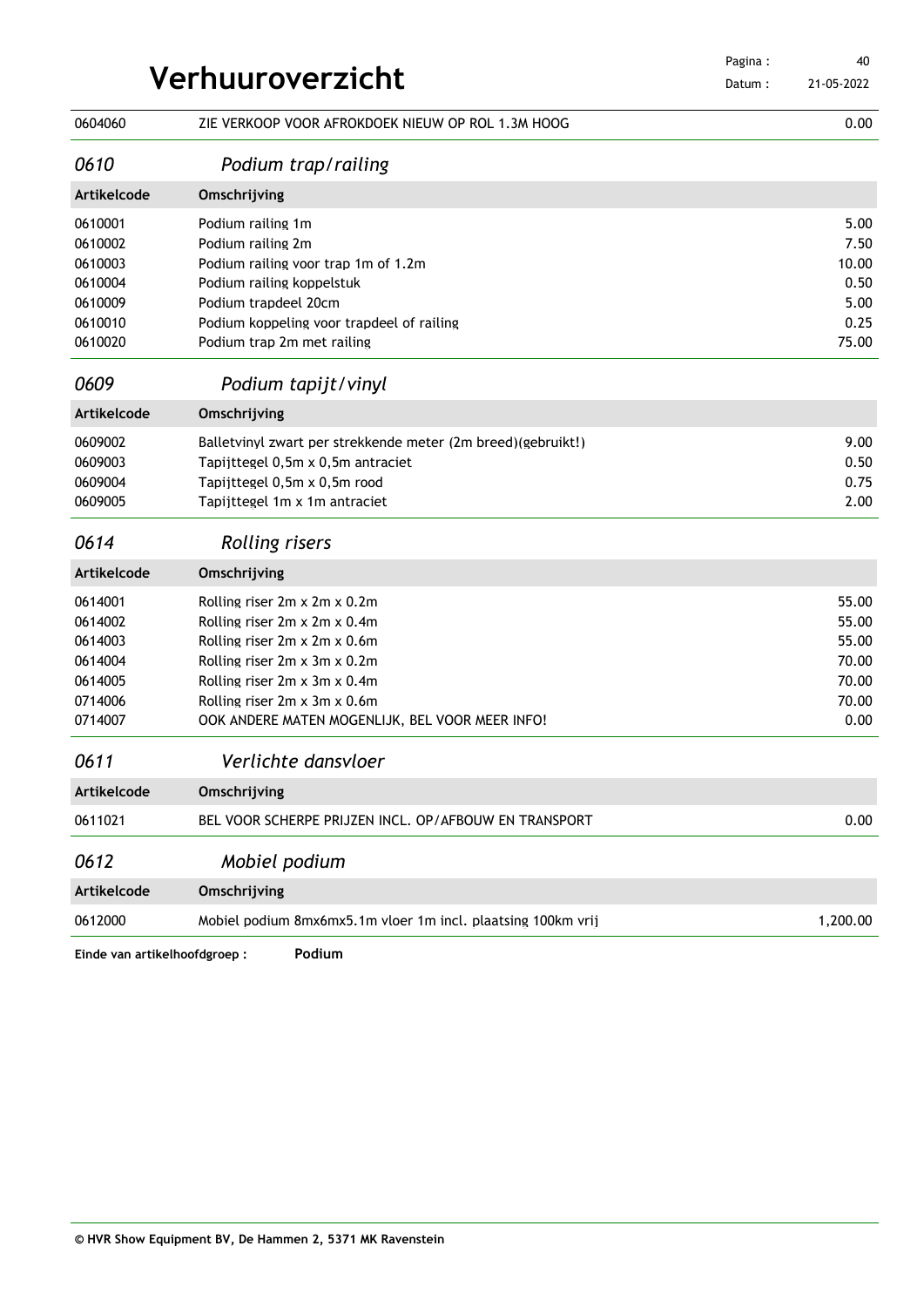| | | |
|---|---|---|
| 0604060 | ZIE VERKOOP VOOR AFROKDOEK NIEUW OP ROL 1.3M HOOG | 0.00 |

## *0610 Podium trap/railing*

| Artikelcode | Omschrijving | |
|---|---|---|
| 0610001 | Podium railing 1m | 5.00 |
| 0610002 | Podium railing 2m | 7.50 |
| 0610003 | Podium railing voor trap 1m of 1.2m | 10.00 |
| 0610004 | Podium railing koppelstuk | 0.50 |
| 0610009 | Podium trapdeel 20cm | 5.00 |
| 0610010 | Podium koppeling voor trapdeel of railing | 0.25 |
| 0610020 | Podium trap 2m met railing | 75.00 |

## *0609 Podium tapijt/vinyl*

| Artikelcode | Omschrijving | |
|---|---|---|
| 0609002 | Balletvinyl zwart per strekkende meter (2m breed)(gebruikt!) | 9.00 |
| 0609003 | Tapijttegel 0,5m x 0,5m antraciet | 0.50 |
| 0609004 | Tapijttegel 0,5m x 0,5m rood | 0.75 |
| 0609005 | Tapijttegel 1m x 1m antraciet | 2.00 |

## *0614 Rolling risers*

| Artikelcode | Omschrijving | |
|---|---|---|
| 0614001 | Rolling riser 2m x 2m x 0.2m | 55.00 |
| 0614002 | Rolling riser 2m x 2m x 0.4m | 55.00 |
| 0614003 | Rolling riser 2m x 2m x 0.6m | 55.00 |
| 0614004 | Rolling riser 2m x 3m x 0.2m | 70.00 |
| 0614005 | Rolling riser 2m x 3m x 0.4m | 70.00 |
| 0714006 | Rolling riser 2m x 3m x 0.6m | 70.00 |
| 0714007 | OOK ANDERE MATEN MOGENLIJK, BEL VOOR MEER INFO! | 0.00 |

## *0611 Verlichte dansvloer*

| Artikelcode | Omschrijving | |
|---|---|---|
| 0611021 | BEL VOOR SCHERPE PRIJZEN INCL. OP/AFBOUW EN TRANSPORT | 0.00 |

## *0612 Mobiel podium*

| Artikelcode | Omschrijving | |
|---|---|---|
| 0612000 | Mobiel podium 8mx6mx5.1m vloer 1m incl. plaatsing 100km vrij | 1,200.00 |

**Einde van artikelhoofdgroep : Podium**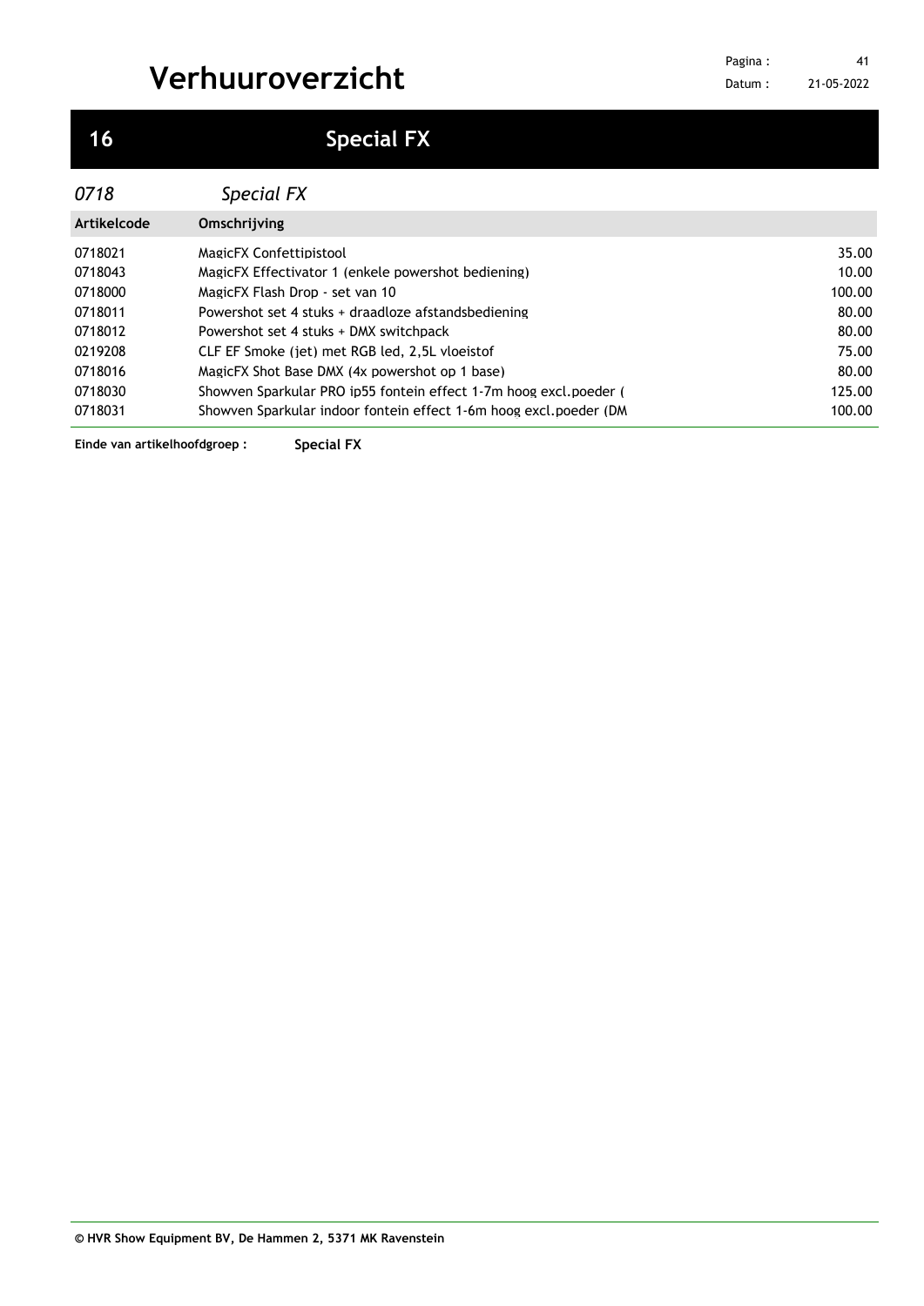# Verhuuroverzicht

## 16 Special FX

### *0718 Special FX*

| Artikelcode | Omschrijving | |
|---|---|---|
| 0718021 | MagicFX Confettipistool | 35.00 |
| 0718043 | MagicFX Effectivator 1 (enkele powershot bediening) | 10.00 |
| 0718000 | MagicFX Flash Drop - set van 10 | 100.00 |
| 0718011 | Powershot set 4 stuks + draadloze afstandsbediening | 80.00 |
| 0718012 | Powershot set 4 stuks + DMX switchpack | 80.00 |
| 0219208 | CLF EF Smoke (jet) met RGB led, 2,5L vloeistof | 75.00 |
| 0718016 | MagicFX Shot Base DMX (4x powershot op 1 base) | 80.00 |
| 0718030 | Showven Sparkular PRO ip55 fontein effect 1-7m hoog excl.poeder ( | 125.00 |
| 0718031 | Showven Sparkular indoor fontein effect 1-6m hoog excl.poeder (DM | 100.00 |

**Einde van artikelhoofdgroep : Special FX**

**© HVR Show Equipment BV, De Hammen 2, 5371 MK Ravenstein**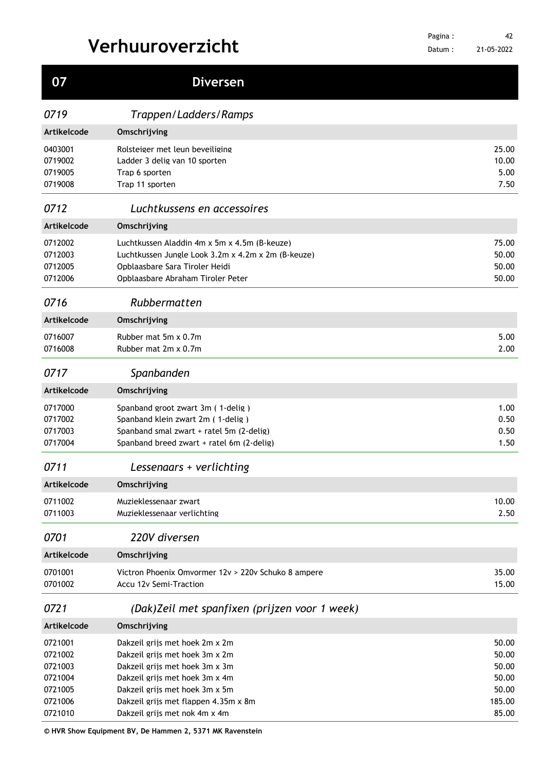# Verhuuroverzicht

## 07 Diversen

### *0719 Trappen/Ladders/Ramps*

| Artikelcode | Omschrijving | |
|---|---|---|
| 0403001 | Rolsteiger met leun beveiliging | 25.00 |
| 0719002 | Ladder 3 delig van 10 sporten | 10.00 |
| 0719005 | Trap 6 sporten | 5.00 |
| 0719008 | Trap 11 sporten | 7.50 |

### *0712 Luchtkussens en accessoires*

| Artikelcode | Omschrijving | |
|---|---|---|
| 0712002 | Luchtkussen Aladdin 4m x 5m x 4.5m (B-keuze) | 75.00 |
| 0712003 | Luchtkussen Jungle Look 3.2m x 4.2m x 2m (B-keuze) | 50.00 |
| 0712005 | Opblaasbare Sara Tiroler Heidi | 50.00 |
| 0712006 | Opblaasbare Abraham Tiroler Peter | 50.00 |

### *0716 Rubbermatten*

| Artikelcode | Omschrijving | |
|---|---|---|
| 0716007 | Rubber mat 5m x 0.7m | 5.00 |
| 0716008 | Rubber mat 2m x 0.7m | 2.00 |

### *0717 Spanbanden*

| Artikelcode | Omschrijving | |
|---|---|---|
| 0717000 | Spanband groot zwart 3m ( 1-delig ) | 1.00 |
| 0717002 | Spanband klein zwart 2m ( 1-delig ) | 0.50 |
| 0717003 | Spanband smal zwart + ratel 5m (2-delig) | 0.50 |
| 0717004 | Spanband breed zwart + ratel 6m (2-delig) | 1.50 |

### *0711 Lessenaars + verlichting*

| Artikelcode | Omschrijving | |
|---|---|---|
| 0711002 | Muzieklessenaar zwart | 10.00 |
| 0711003 | Muzieklessenaar verlichting | 2.50 |

### *0701 220V diversen*

| Artikelcode | Omschrijving | |
|---|---|---|
| 0701001 | Victron Phoenix Omvormer 12v > 220v Schuko 8 ampere | 35.00 |
| 0701002 | Accu 12v Semi-Traction | 15.00 |

### *0721 (Dak)Zeil met spanfixen (prijzen voor 1 week)*

| Artikelcode | Omschrijving | |
|---|---|---|
| 0721001 | Dakzeil grijs met hoek 2m x 2m | 50.00 |
| 0721002 | Dakzeil grijs met hoek 3m x 2m | 50.00 |
| 0721003 | Dakzeil grijs met hoek 3m x 3m | 50.00 |
| 0721004 | Dakzeil grijs met hoek 3m x 4m | 50.00 |
| 0721005 | Dakzeil grijs met hoek 3m x 5m | 50.00 |
| 0721006 | Dakzeil grijs met flappen 4.35m x 8m | 185.00 |
| 0721010 | Dakzeil grijs met nok 4m x 4m | 85.00 |

**© HVR Show Equipment BV, De Hammen 2, 5371 MK Ravenstein**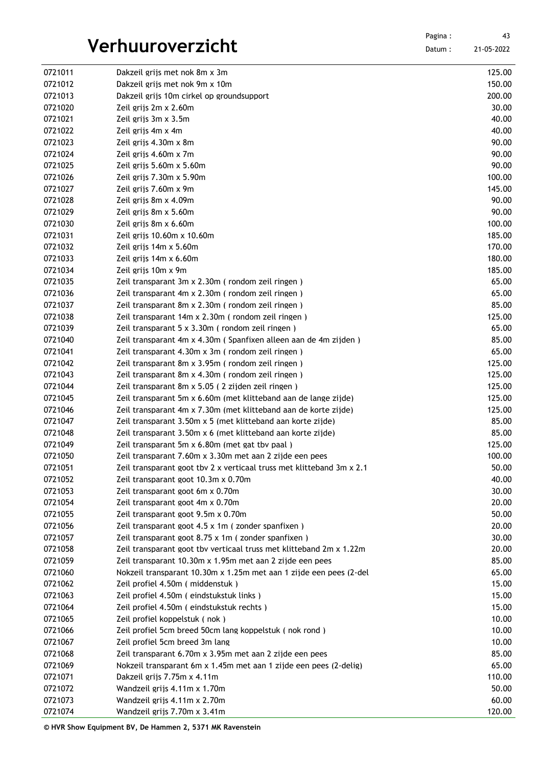# Verhuuroverzicht

| | | |
|---|---|---|
| 0721011 | Dakzeil grijs met nok 8m x 3m | 125.00 |
| 0721012 | Dakzeil grijs met nok 9m x 10m | 150.00 |
| 0721013 | Dakzeil grijs 10m cirkel op groundsupport | 200.00 |
| 0721020 | Zeil grijs 2m x 2.60m | 30.00 |
| 0721021 | Zeil grijs 3m x 3.5m | 40.00 |
| 0721022 | Zeil grijs 4m x 4m | 40.00 |
| 0721023 | Zeil grijs 4.30m x 8m | 90.00 |
| 0721024 | Zeil grijs 4.60m x 7m | 90.00 |
| 0721025 | Zeil grijs 5.60m x 5.60m | 90.00 |
| 0721026 | Zeil grijs 7.30m x 5.90m | 100.00 |
| 0721027 | Zeil grijs 7.60m x 9m | 145.00 |
| 0721028 | Zeil grijs 8m x 4.09m | 90.00 |
| 0721029 | Zeil grijs 8m x 5.60m | 90.00 |
| 0721030 | Zeil grijs 8m x 6.60m | 100.00 |
| 0721031 | Zeil grijs 10.60m x 10.60m | 185.00 |
| 0721032 | Zeil grijs 14m x 5.60m | 170.00 |
| 0721033 | Zeil grijs 14m x 6.60m | 180.00 |
| 0721034 | Zeil grijs 10m x 9m | 185.00 |
| 0721035 | Zeil transparant 3m x 2.30m ( rondom zeil ringen ) | 65.00 |
| 0721036 | Zeil transparant 4m x 2.30m ( rondom zeil ringen ) | 65.00 |
| 0721037 | Zeil transparant 8m x 2.30m ( rondom zeil ringen ) | 85.00 |
| 0721038 | Zeil transparant 14m x 2.30m ( rondom zeil ringen ) | 125.00 |
| 0721039 | Zeil transparant 5 x 3.30m ( rondom zeil ringen ) | 65.00 |
| 0721040 | Zeil transparant 4m x 4.30m ( Spanfixen alleen aan de 4m zijden ) | 85.00 |
| 0721041 | Zeil transparant 4.30m x 3m ( rondom zeil ringen ) | 65.00 |
| 0721042 | Zeil transparant 8m x 3.95m ( rondom zeil ringen ) | 125.00 |
| 0721043 | Zeil transparant 8m x 4.30m ( rondom zeil ringen ) | 125.00 |
| 0721044 | Zeil transparant 8m x 5.05 ( 2 zijden zeil ringen ) | 125.00 |
| 0721045 | Zeil transparant 5m x 6.60m (met klitteband aan de lange zijde) | 125.00 |
| 0721046 | Zeil transparant 4m x 7.30m (met klitteband aan de korte zijde) | 125.00 |
| 0721047 | Zeil transparant 3.50m x 5 (met klitteband aan korte zijde) | 85.00 |
| 0721048 | Zeil transparant 3.50m x 6 (met klitteband aan korte zijde) | 85.00 |
| 0721049 | Zeil transparant 5m x 6.80m (met gat tbv paal ) | 125.00 |
| 0721050 | Zeil transparant 7.60m x 3.30m met aan 2 zijde een pees | 100.00 |
| 0721051 | Zeil transparant goot tbv 2 x verticaal truss met klitteband 3m x 2.1 | 50.00 |
| 0721052 | Zeil transparant goot 10.3m x 0.70m | 40.00 |
| 0721053 | Zeil transparant goot 6m x 0.70m | 30.00 |
| 0721054 | Zeil transparant goot 4m x 0.70m | 20.00 |
| 0721055 | Zeil transparant goot 9.5m x 0.70m | 50.00 |
| 0721056 | Zeil transparant goot 4.5 x 1m ( zonder spanfixen ) | 20.00 |
| 0721057 | Zeil transparant goot 8.75 x 1m ( zonder spanfixen ) | 30.00 |
| 0721058 | Zeil transparant goot tbv verticaal truss met klitteband 2m x 1.22m | 20.00 |
| 0721059 | Zeil transparant 10.30m x 1.95m met aan 2 zijde een pees | 85.00 |
| 0721060 | Nokzeil transparant 10.30m x 1.25m met aan 1 zijde een pees (2-del | 65.00 |
| 0721062 | Zeil profiel 4.50m ( middenstuk ) | 15.00 |
| 0721063 | Zeil profiel 4.50m ( eindstukstuk links ) | 15.00 |
| 0721064 | Zeil profiel 4.50m ( eindstukstuk rechts ) | 15.00 |
| 0721065 | Zeil profiel koppelstuk ( nok ) | 10.00 |
| 0721066 | Zeil profiel 5cm breed 50cm lang koppelstuk ( nok rond ) | 10.00 |
| 0721067 | Zeil profiel 5cm breed 3m lang | 10.00 |
| 0721068 | Zeil transparant 6.70m x 3.95m met aan 2 zijde een pees | 85.00 |
| 0721069 | Nokzeil transparant 6m x 1.45m met aan 1 zijde een pees (2-delig) | 65.00 |
| 0721071 | Dakzeil grijs 7.75m x 4.11m | 110.00 |
| 0721072 | Wandzeil grijs 4.11m x 1.70m | 50.00 |
| 0721073 | Wandzeil grijs 4.11m x 2.70m | 60.00 |
| 0721074 | Wandzeil grijs 7.70m x 3.41m | 120.00 |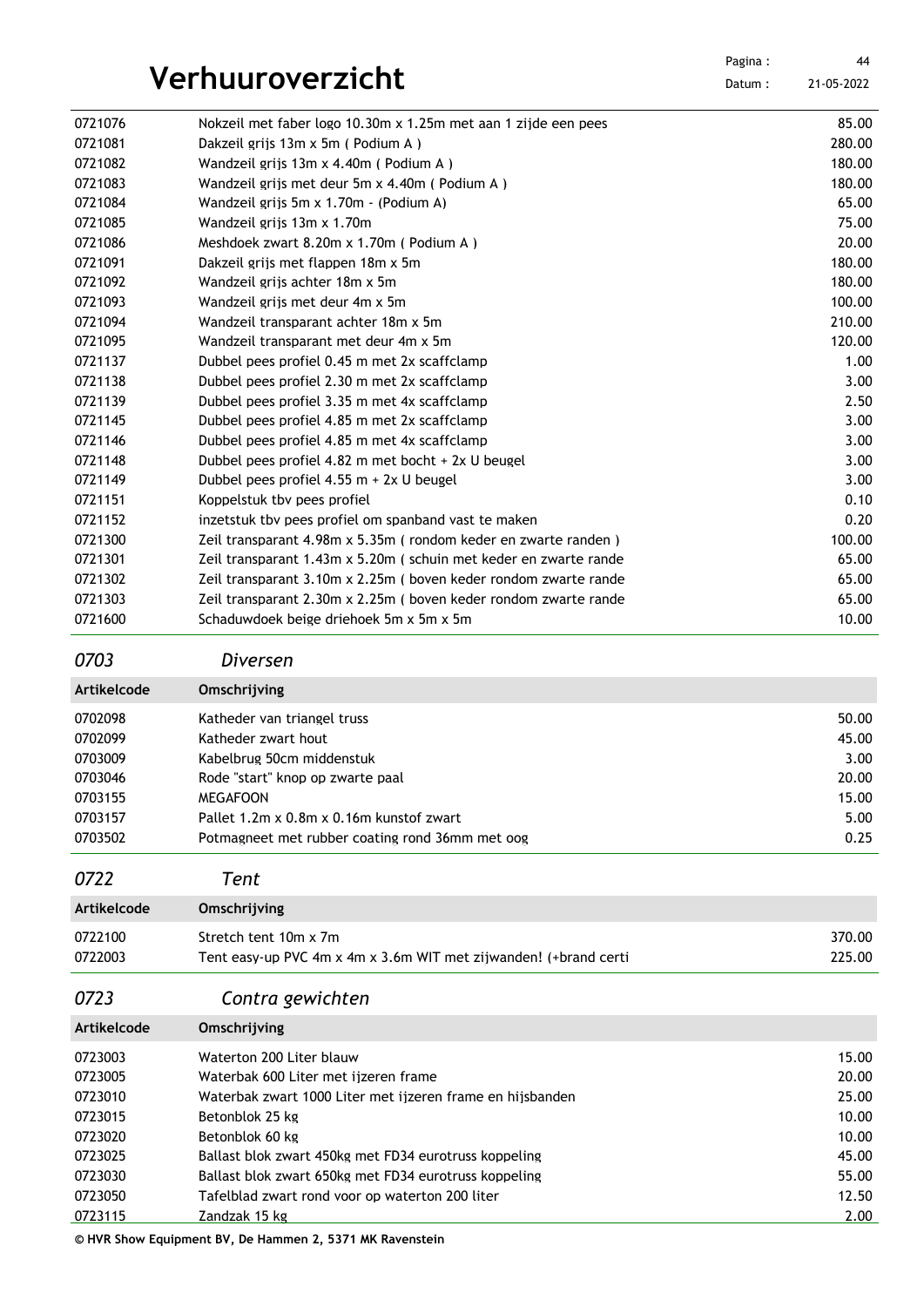| | | |
|---|---|---|
| 0721076 | Nokzeil met faber logo 10.30m x 1.25m met aan 1 zijde een pees | 85.00 |
| 0721081 | Dakzeil grijs 13m x 5m ( Podium A ) | 280.00 |
| 0721082 | Wandzeil grijs 13m x 4.40m ( Podium A ) | 180.00 |
| 0721083 | Wandzeil grijs met deur 5m x 4.40m ( Podium A ) | 180.00 |
| 0721084 | Wandzeil grijs 5m x 1.70m - (Podium A) | 65.00 |
| 0721085 | Wandzeil grijs 13m x 1.70m | 75.00 |
| 0721086 | Meshdoek zwart 8.20m x 1.70m ( Podium A ) | 20.00 |
| 0721091 | Dakzeil grijs met flappen 18m x 5m | 180.00 |
| 0721092 | Wandzeil grijs achter 18m x 5m | 180.00 |
| 0721093 | Wandzeil grijs met deur 4m x 5m | 100.00 |
| 0721094 | Wandzeil transparant achter 18m x 5m | 210.00 |
| 0721095 | Wandzeil transparant met deur 4m x 5m | 120.00 |
| 0721137 | Dubbel pees profiel 0.45 m met 2x scaffclamp | 1.00 |
| 0721138 | Dubbel pees profiel 2.30 m met 2x scaffclamp | 3.00 |
| 0721139 | Dubbel pees profiel 3.35 m met 4x scaffclamp | 2.50 |
| 0721145 | Dubbel pees profiel 4.85 m met 2x scaffclamp | 3.00 |
| 0721146 | Dubbel pees profiel 4.85 m met 4x scaffclamp | 3.00 |
| 0721148 | Dubbel pees profiel 4.82 m met bocht + 2x U beugel | 3.00 |
| 0721149 | Dubbel pees profiel 4.55 m + 2x U beugel | 3.00 |
| 0721151 | Koppelstuk tbv pees profiel | 0.10 |
| 0721152 | inzetstuk tbv pees profiel om spanband vast te maken | 0.20 |
| 0721300 | Zeil transparant 4.98m x 5.35m ( rondom keder en zwarte randen ) | 100.00 |
| 0721301 | Zeil transparant 1.43m x 5.20m ( schuin met keder en zwarte rande | 65.00 |
| 0721302 | Zeil transparant 3.10m x 2.25m ( boven keder rondom zwarte rande | 65.00 |
| 0721303 | Zeil transparant 2.30m x 2.25m ( boven keder rondom zwarte rande | 65.00 |
| 0721600 | Schaduwdoek beige driehoek 5m x 5m x 5m | 10.00 |

## *0703 Diversen*

| Artikelcode | Omschrijving | |
|---|---|---|
| 0702098 | Katheder van triangel truss | 50.00 |
| 0702099 | Katheder zwart hout | 45.00 |
| 0703009 | Kabelbrug 50cm middenstuk | 3.00 |
| 0703046 | Rode "start" knop op zwarte paal | 20.00 |
| 0703155 | MEGAFOON | 15.00 |
| 0703157 | Pallet 1.2m x 0.8m x 0.16m kunstof zwart | 5.00 |
| 0703502 | Potmagneet met rubber coating rond 36mm met oog | 0.25 |

## *0722 Tent*

| Artikelcode | Omschrijving | |
|---|---|---|
| 0722100 | Stretch tent 10m x 7m | 370.00 |
| 0722003 | Tent easy-up PVC 4m x 4m x 3.6m WIT met zijwanden! (+brand certi | 225.00 |

## *0723 Contra gewichten*

| Artikelcode | Omschrijving | |
|---|---|---|
| 0723003 | Waterton 200 Liter blauw | 15.00 |
| 0723005 | Waterbak 600 Liter met ijzeren frame | 20.00 |
| 0723010 | Waterbak zwart 1000 Liter met ijzeren frame en hijsbanden | 25.00 |
| 0723015 | Betonblok 25 kg | 10.00 |
| 0723020 | Betonblok 60 kg | 10.00 |
| 0723025 | Ballast blok zwart 450kg met FD34 eurotruss koppeling | 45.00 |
| 0723030 | Ballast blok zwart 650kg met FD34 eurotruss koppeling | 55.00 |
| 0723050 | Tafelblad zwart rond voor op waterton 200 liter | 12.50 |
| 0723115 | Zandzak 15 kg | 2.00 |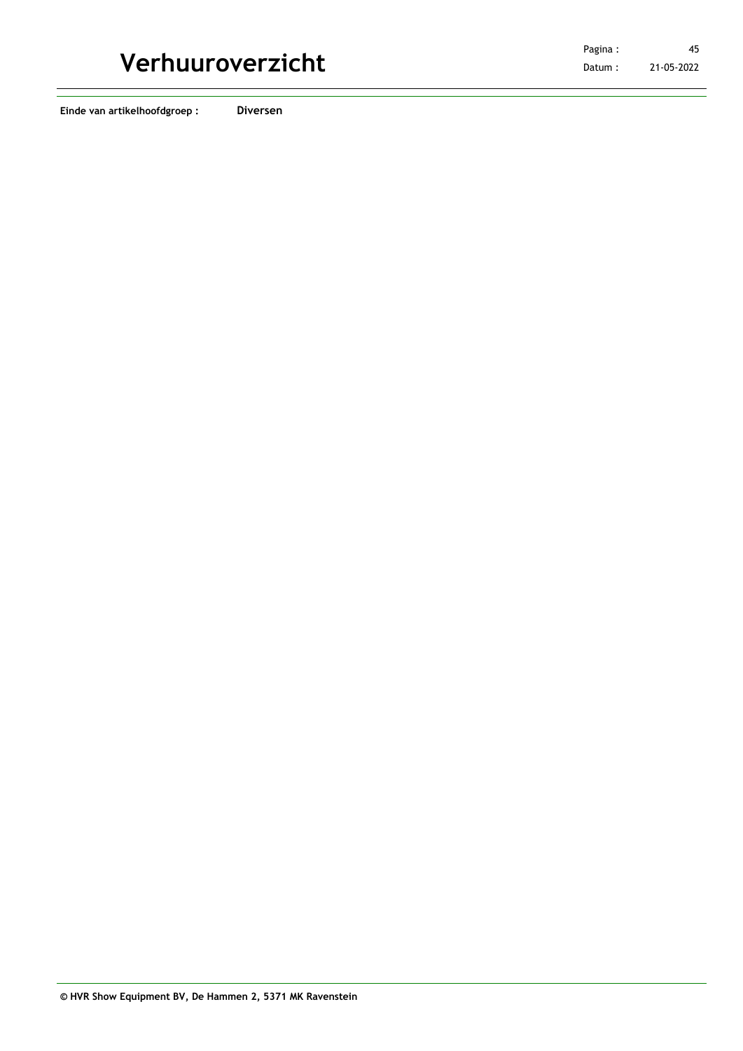**Einde van artikelhoofdgroep :** **Diversen**